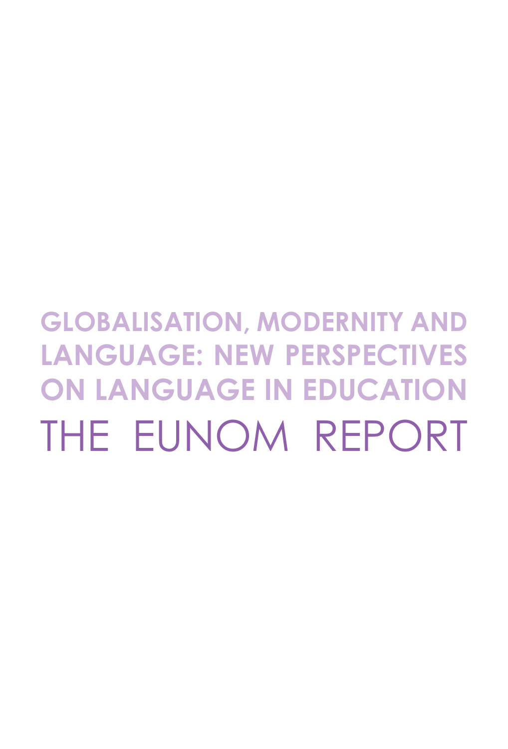# GLOBALISATION, MODERNITY AND LANGUAGE: NEW PERSPECTIVES ON LANGUAGE IN EDUCATION

# THE EUNOM REPORT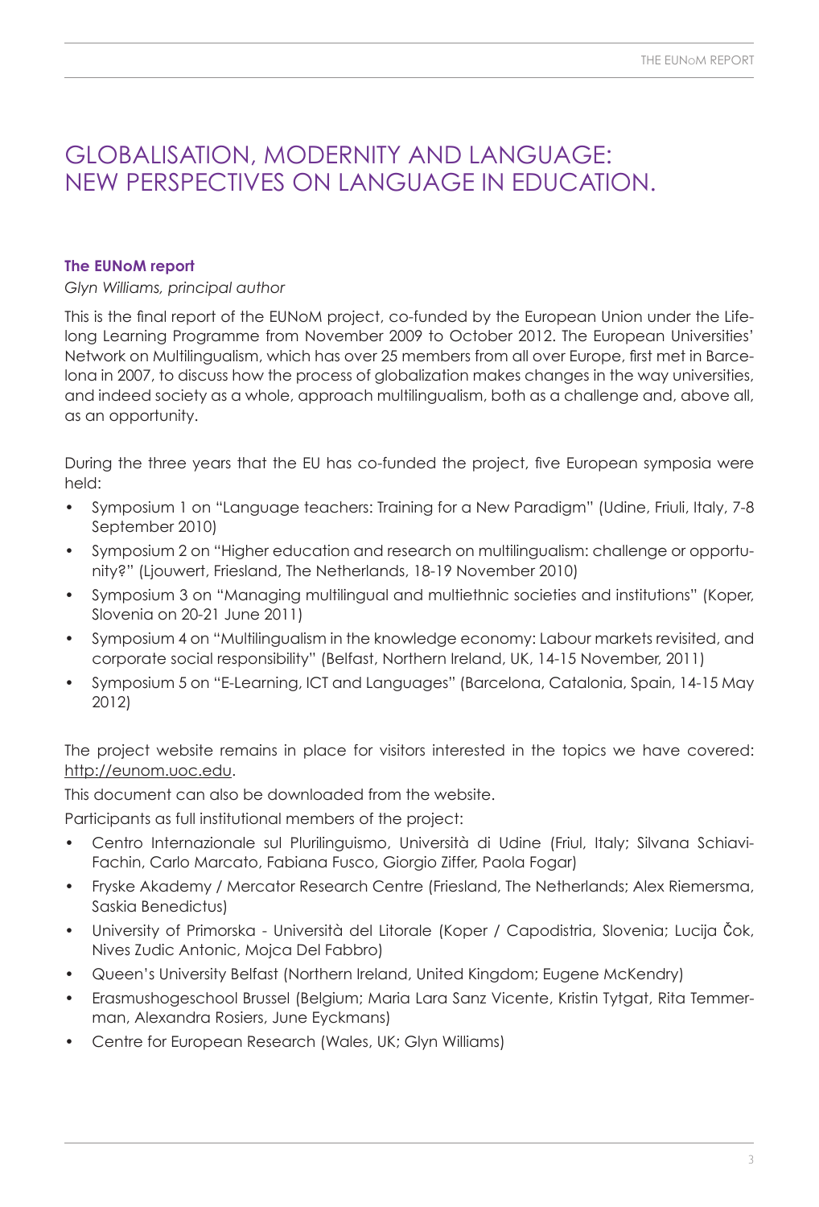# GLOBALISATION, MODERNITY AND LANGUAGE: NEW PERSPECTIVES ON LANGUAGE IN EDUCATION.

**The EUNoM report**

*Glyn Williams, principal author*

This is the final report of the EUNoM project, co-funded by the European Union under the Lifelong Learning Programme from November 2009 to October 2012. The European Universities' Network on Multilingualism, which has over 25 members from all over Europe, first met in Barcelona in 2007, to discuss how the process of globalization makes changes in the way universities, and indeed society as a whole, approach multilingualism, both as a challenge and, above all, as an opportunity.

During the three years that the EU has co-funded the project, five European symposia were held:

- Symposium 1 on "Language teachers: Training for a New Paradigm" (Udine, Friuli, Italy, 7-8 September 2010)
- Symposium 2 on "Higher education and research on multilingualism: challenge or opportunity?" (Ljouwert, Friesland, The Netherlands, 18-19 November 2010)
- Symposium 3 on "Managing multilingual and multiethnic societies and institutions" (Koper, Slovenia on 20-21 June 2011)
- Symposium 4 on "Multilingualism in the knowledge economy: Labour markets revisited, and corporate social responsibility" (Belfast, Northern Ireland, UK, 14-15 November, 2011)
- Symposium 5 on "E-Learning, ICT and Languages" (Barcelona, Catalonia, Spain, 14-15 May 2012)

The project website remains in place for visitors interested in the topics we have covered: http://eunom.uoc.edu.

This document can also be downloaded from the website.

Participants as full institutional members of the project:

- Centro Internazionale sul Plurilinguismo, Università di Udine (Friul, Italy; Silvana Schiavi-Fachin, Carlo Marcato, Fabiana Fusco, Giorgio Ziffer, Paola Fogar)
- Fryske Akademy / Mercator Research Centre (Friesland, The Netherlands; Alex Riemersma, Saskia Benedictus)
- University of Primorska - Università del Litorale (Koper / Capodistria, Slovenia; Lucija Čok, Nives Zudic Antonic, Mojca Del Fabbro)
- Queen's University Belfast (Northern Ireland, United Kingdom; Eugene McKendry)
- Erasmushogeschool Brussel (Belgium; Maria Lara Sanz Vicente, Kristin Tytgat, Rita Temmerman, Alexandra Rosiers, June Eyckmans)
- Centre for European Research (Wales, UK; Glyn Williams)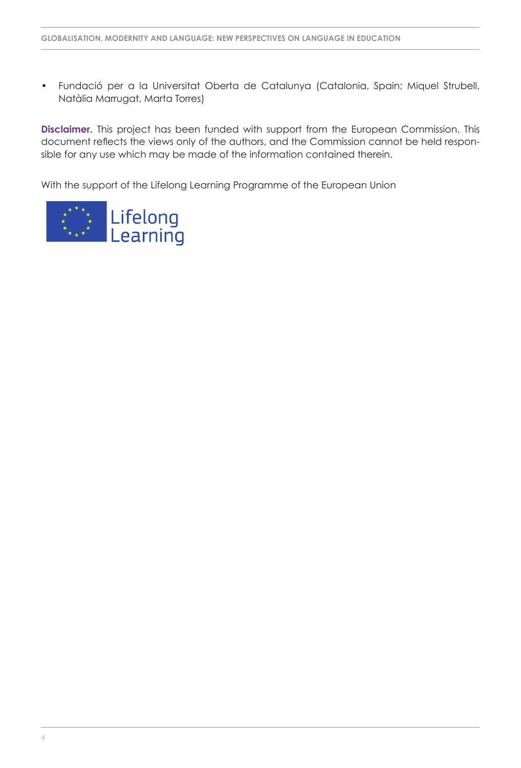- Fundació per a la Universitat Oberta de Catalunya (Catalonia, Spain; Miquel Strubell, Natàlia Marrugat, Marta Torres)

**Disclaimer.** This project has been funded with support from the European Commission. This document reflects the views only of the authors, and the Commission cannot be held responsible for any use which may be made of the information contained therein.

With the support of the Lifelong Learning Programme of the European Union

Lifelong Learning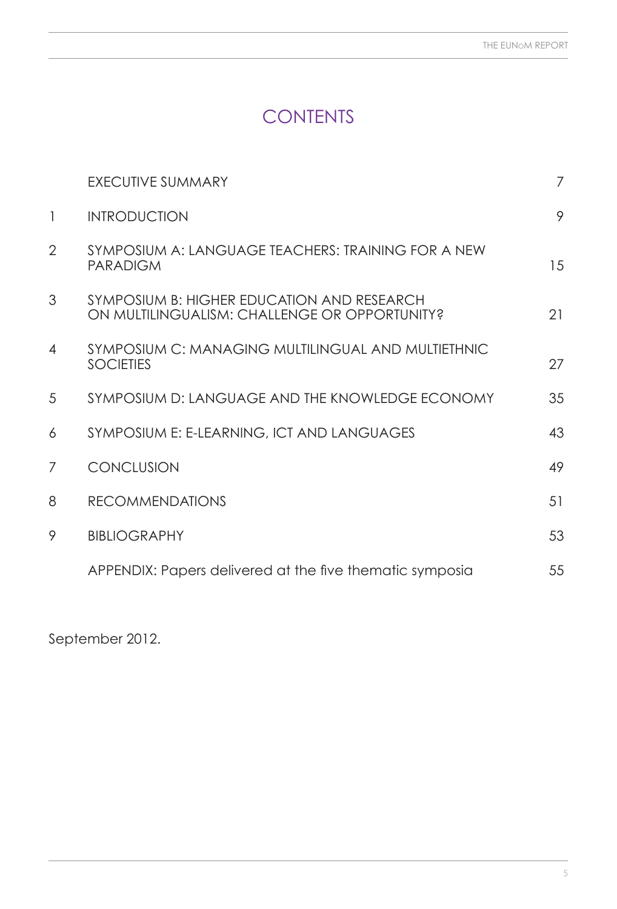# CONTENTS

| | | |
|---|---|---|
| | EXECUTIVE SUMMARY | 7 |
| 1 | INTRODUCTION | 9 |
| 2 | SYMPOSIUM A: LANGUAGE TEACHERS: TRAINING FOR A NEW PARADIGM | 15 |
| 3 | SYMPOSIUM B: HIGHER EDUCATION AND RESEARCH ON MULTILINGUALISM: CHALLENGE OR OPPORTUNITY? | 21 |
| 4 | SYMPOSIUM C: MANAGING MULTILINGUAL AND MULTIETHNIC SOCIETIES | 27 |
| 5 | SYMPOSIUM D: LANGUAGE AND THE KNOWLEDGE ECONOMY | 35 |
| 6 | SYMPOSIUM E: E-LEARNING, ICT AND LANGUAGES | 43 |
| 7 | CONCLUSION | 49 |
| 8 | RECOMMENDATIONS | 51 |
| 9 | BIBLIOGRAPHY | 53 |
| | APPENDIX: Papers delivered at the five thematic symposia | 55 |

September 2012.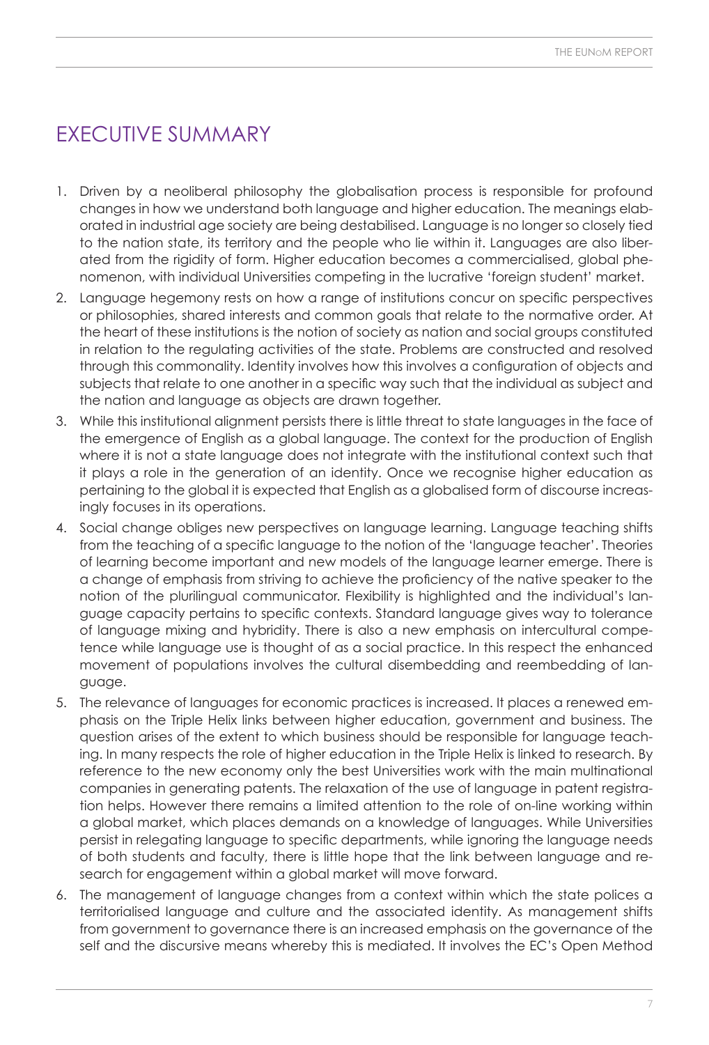# EXECUTIVE SUMMARY

1. Driven by a neoliberal philosophy the globalisation process is responsible for profound changes in how we understand both language and higher education. The meanings elaborated in industrial age society are being destabilised. Language is no longer so closely tied to the nation state, its territory and the people who lie within it. Languages are also liberated from the rigidity of form. Higher education becomes a commercialised, global phenomenon, with individual Universities competing in the lucrative 'foreign student' market.
2. Language hegemony rests on how a range of institutions concur on specific perspectives or philosophies, shared interests and common goals that relate to the normative order. At the heart of these institutions is the notion of society as nation and social groups constituted in relation to the regulating activities of the state. Problems are constructed and resolved through this commonality. Identity involves how this involves a configuration of objects and subjects that relate to one another in a specific way such that the individual as subject and the nation and language as objects are drawn together.
3. While this institutional alignment persists there is little threat to state languages in the face of the emergence of English as a global language. The context for the production of English where it is not a state language does not integrate with the institutional context such that it plays a role in the generation of an identity. Once we recognise higher education as pertaining to the global it is expected that English as a globalised form of discourse increasingly focuses in its operations.
4. Social change obliges new perspectives on language learning. Language teaching shifts from the teaching of a specific language to the notion of the 'language teacher'. Theories of learning become important and new models of the language learner emerge. There is a change of emphasis from striving to achieve the proficiency of the native speaker to the notion of the plurilingual communicator. Flexibility is highlighted and the individual's language capacity pertains to specific contexts. Standard language gives way to tolerance of language mixing and hybridity. There is also a new emphasis on intercultural competence while language use is thought of as a social practice. In this respect the enhanced movement of populations involves the cultural disembedding and reembedding of language.
5. The relevance of languages for economic practices is increased. It places a renewed emphasis on the Triple Helix links between higher education, government and business. The question arises of the extent to which business should be responsible for language teaching. In many respects the role of higher education in the Triple Helix is linked to research. By reference to the new economy only the best Universities work with the main multinational companies in generating patents. The relaxation of the use of language in patent registration helps. However there remains a limited attention to the role of on-line working within a global market, which places demands on a knowledge of languages. While Universities persist in relegating language to specific departments, while ignoring the language needs of both students and faculty, there is little hope that the link between language and research for engagement within a global market will move forward.
6. The management of language changes from a context within which the state polices a territorialised language and culture and the associated identity. As management shifts from government to governance there is an increased emphasis on the governance of the self and the discursive means whereby this is mediated. It involves the EC's Open Method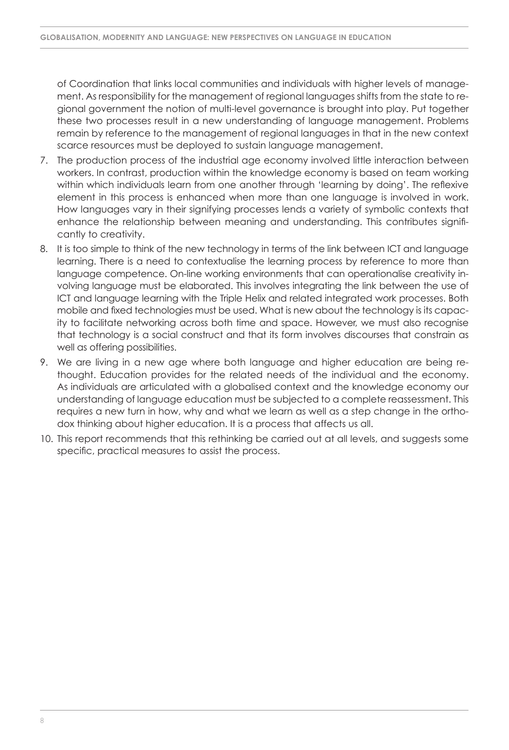of Coordination that links local communities and individuals with higher levels of management. As responsibility for the management of regional languages shifts from the state to regional government the notion of multi-level governance is brought into play. Put together these two processes result in a new understanding of language management. Problems remain by reference to the management of regional languages in that in the new context scarce resources must be deployed to sustain language management.

7. The production process of the industrial age economy involved little interaction between workers. In contrast, production within the knowledge economy is based on team working within which individuals learn from one another through 'learning by doing'. The reflexive element in this process is enhanced when more than one language is involved in work. How languages vary in their signifying processes lends a variety of symbolic contexts that enhance the relationship between meaning and understanding. This contributes significantly to creativity.
8. It is too simple to think of the new technology in terms of the link between ICT and language learning. There is a need to contextualise the learning process by reference to more than language competence. On-line working environments that can operationalise creativity involving language must be elaborated. This involves integrating the link between the use of ICT and language learning with the Triple Helix and related integrated work processes. Both mobile and fixed technologies must be used. What is new about the technology is its capacity to facilitate networking across both time and space. However, we must also recognise that technology is a social construct and that its form involves discourses that constrain as well as offering possibilities.
9. We are living in a new age where both language and higher education are being rethought. Education provides for the related needs of the individual and the economy. As individuals are articulated with a globalised context and the knowledge economy our understanding of language education must be subjected to a complete reassessment. This requires a new turn in how, why and what we learn as well as a step change in the orthodox thinking about higher education. It is a process that affects us all.
10. This report recommends that this rethinking be carried out at all levels, and suggests some specific, practical measures to assist the process.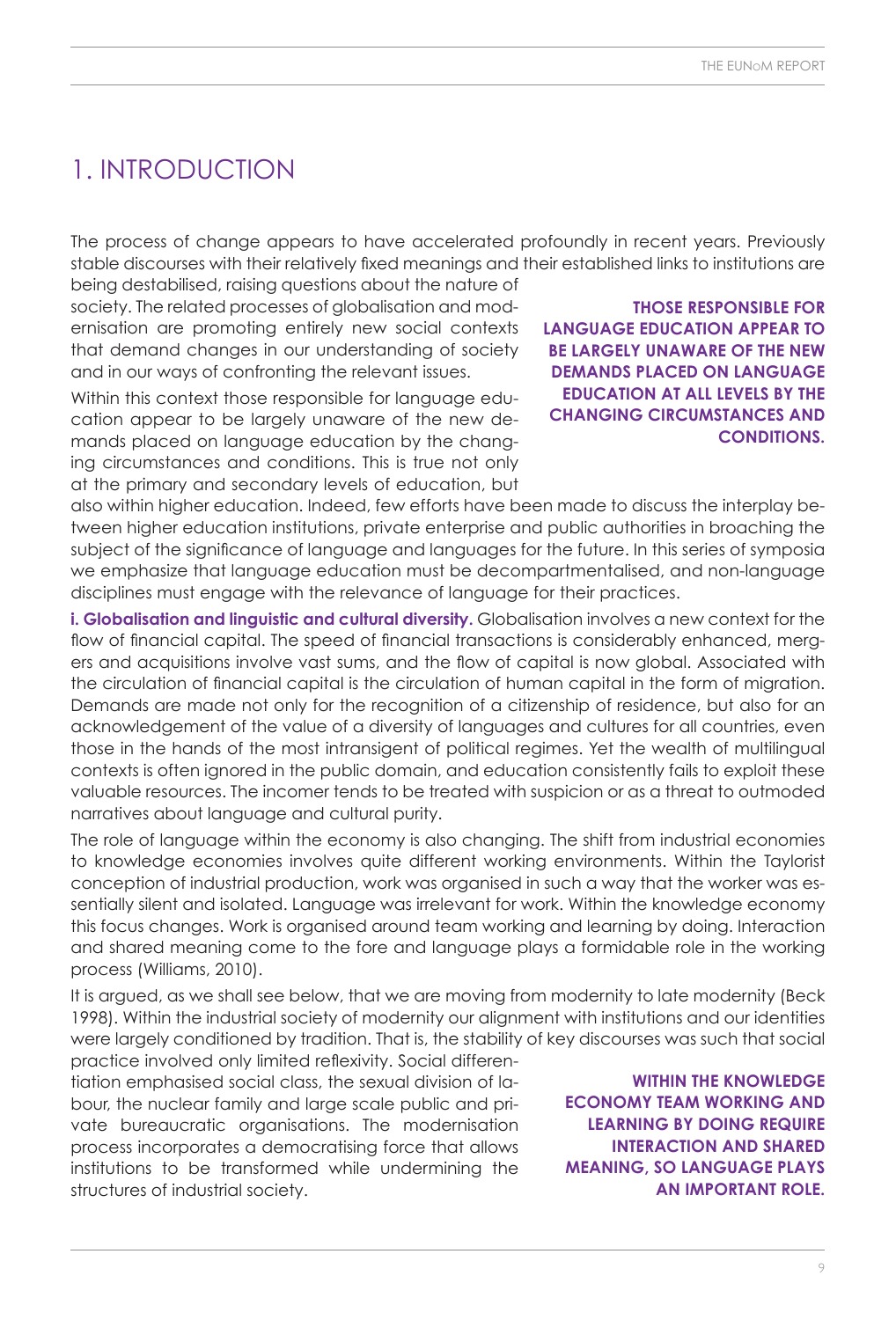# 1. INTRODUCTION

The process of change appears to have accelerated profoundly in recent years. Previously stable discourses with their relatively fixed meanings and their established links to institutions are being destabilised, raising questions about the nature of society. The related processes of globalisation and modernisation are promoting entirely new social contexts that demand changes in our understanding of society and in our ways of confronting the relevant issues.

**THOSE RESPONSIBLE FOR LANGUAGE EDUCATION APPEAR TO BE LARGELY UNAWARE OF THE NEW DEMANDS PLACED ON LANGUAGE EDUCATION AT ALL LEVELS BY THE CHANGING CIRCUMSTANCES AND CONDITIONS.**

Within this context those responsible for language education appear to be largely unaware of the new demands placed on language education by the changing circumstances and conditions. This is true not only at the primary and secondary levels of education, but also within higher education. Indeed, few efforts have been made to discuss the interplay between higher education institutions, private enterprise and public authorities in broaching the subject of the significance of language and languages for the future. In this series of symposia we emphasize that language education must be decompartmentalised, and non-language disciplines must engage with the relevance of language for their practices.

**i. Globalisation and linguistic and cultural diversity.** Globalisation involves a new context for the flow of financial capital. The speed of financial transactions is considerably enhanced, mergers and acquisitions involve vast sums, and the flow of capital is now global. Associated with the circulation of financial capital is the circulation of human capital in the form of migration. Demands are made not only for the recognition of a citizenship of residence, but also for an acknowledgement of the value of a diversity of languages and cultures for all countries, even those in the hands of the most intransigent of political regimes. Yet the wealth of multilingual contexts is often ignored in the public domain, and education consistently fails to exploit these valuable resources. The incomer tends to be treated with suspicion or as a threat to outmoded narratives about language and cultural purity.

The role of language within the economy is also changing. The shift from industrial economies to knowledge economies involves quite different working environments. Within the Taylorist conception of industrial production, work was organised in such a way that the worker was essentially silent and isolated. Language was irrelevant for work. Within the knowledge economy this focus changes. Work is organised around team working and learning by doing. Interaction and shared meaning come to the fore and language plays a formidable role in the working process (Williams, 2010).

It is argued, as we shall see below, that we are moving from modernity to late modernity (Beck 1998). Within the industrial society of modernity our alignment with institutions and our identities were largely conditioned by tradition. That is, the stability of key discourses was such that social practice involved only limited reflexivity. Social differentiation emphasised social class, the sexual division of labour, the nuclear family and large scale public and private bureaucratic organisations. The modernisation process incorporates a democratising force that allows institutions to be transformed while undermining the structures of industrial society.

**WITHIN THE KNOWLEDGE ECONOMY TEAM WORKING AND LEARNING BY DOING REQUIRE INTERACTION AND SHARED MEANING, SO LANGUAGE PLAYS AN IMPORTANT ROLE.**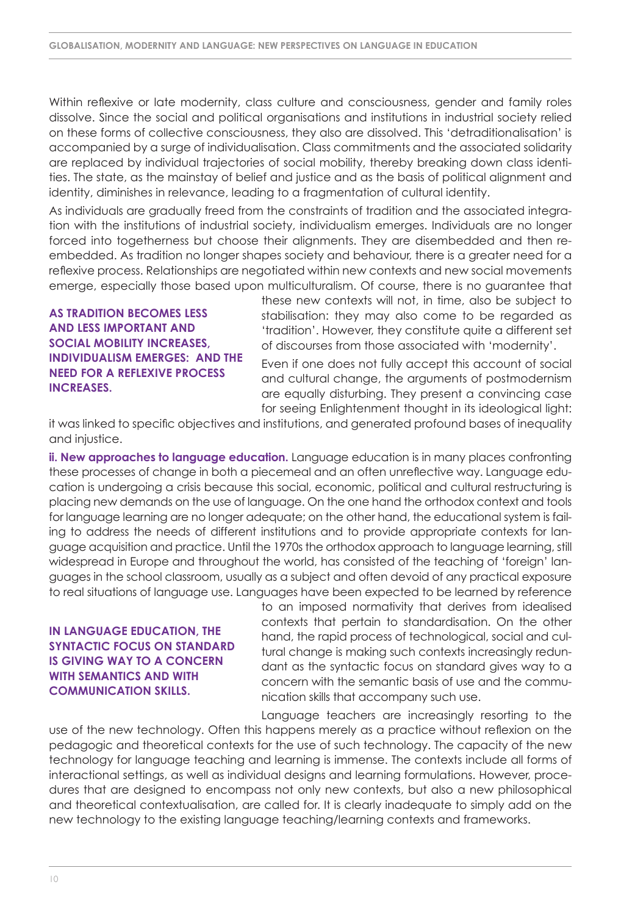Within reflexive or late modernity, class culture and consciousness, gender and family roles dissolve. Since the social and political organisations and institutions in industrial society relied on these forms of collective consciousness, they also are dissolved. This 'detraditionalisation' is accompanied by a surge of individualisation. Class commitments and the associated solidarity are replaced by individual trajectories of social mobility, thereby breaking down class identities. The state, as the mainstay of belief and justice and as the basis of political alignment and identity, diminishes in relevance, leading to a fragmentation of cultural identity.

As individuals are gradually freed from the constraints of tradition and the associated integration with the institutions of industrial society, individualism emerges. Individuals are no longer forced into togetherness but choose their alignments. They are disembedded and then re-embedded. As tradition no longer shapes society and behaviour, there is a greater need for a reflexive process. Relationships are negotiated within new contexts and new social movements emerge, especially those based upon multiculturalism. Of course, there is no guarantee that these new contexts will not, in time, also be subject to stabilisation: they may also come to be regarded as 'tradition'. However, they constitute quite a different set of discourses from those associated with 'modernity'.

**AS TRADITION BECOMES LESS AND LESS IMPORTANT AND SOCIAL MOBILITY INCREASES, INDIVIDUALISM EMERGES: AND THE NEED FOR A REFLEXIVE PROCESS INCREASES.**

Even if one does not fully accept this account of social and cultural change, the arguments of postmodernism are equally disturbing. They present a convincing case for seeing Enlightenment thought in its ideological light: it was linked to specific objectives and institutions, and generated profound bases of inequality and injustice.

**ii. New approaches to language education.** Language education is in many places confronting these processes of change in both a piecemeal and an often unreflective way. Language education is undergoing a crisis because this social, economic, political and cultural restructuring is placing new demands on the use of language. On the one hand the orthodox context and tools for language learning are no longer adequate; on the other hand, the educational system is failing to address the needs of different institutions and to provide appropriate contexts for language acquisition and practice. Until the 1970s the orthodox approach to language learning, still widespread in Europe and throughout the world, has consisted of the teaching of 'foreign' languages in the school classroom, usually as a subject and often devoid of any practical exposure to real situations of language use. Languages have been expected to be learned by reference to an imposed normativity that derives from idealised contexts that pertain to standardisation. On the other hand, the rapid process of technological, social and cultural change is making such contexts increasingly redundant as the syntactic focus on standard gives way to a concern with the semantic basis of use and the communication skills that accompany such use.

**IN LANGUAGE EDUCATION, THE SYNTACTIC FOCUS ON STANDARD IS GIVING WAY TO A CONCERN WITH SEMANTICS AND WITH COMMUNICATION SKILLS.**

Language teachers are increasingly resorting to the use of the new technology. Often this happens merely as a practice without reflexion on the pedagogic and theoretical contexts for the use of such technology. The capacity of the new technology for language teaching and learning is immense. The contexts include all forms of interactional settings, as well as individual designs and learning formulations. However, procedures that are designed to encompass not only new contexts, but also a new philosophical and theoretical contextualisation, are called for. It is clearly inadequate to simply add on the new technology to the existing language teaching/learning contexts and frameworks.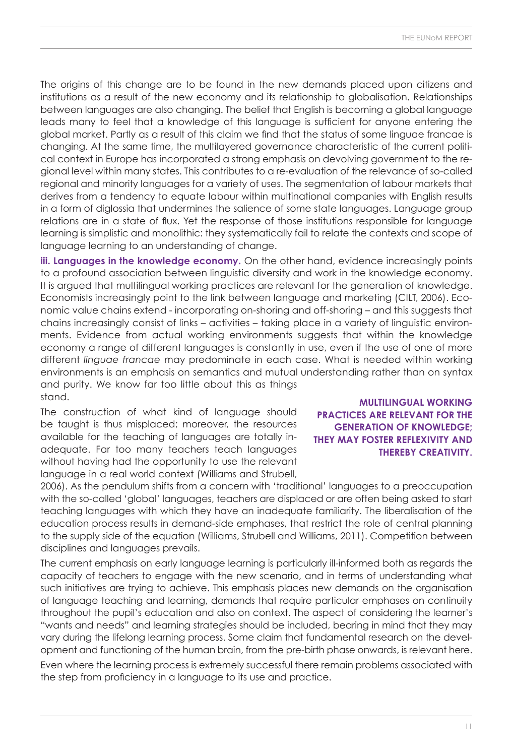The origins of this change are to be found in the new demands placed upon citizens and institutions as a result of the new economy and its relationship to globalisation. Relationships between languages are also changing. The belief that English is becoming a global language leads many to feel that a knowledge of this language is sufficient for anyone entering the global market. Partly as a result of this claim we find that the status of some linguae francae is changing. At the same time, the multilayered governance characteristic of the current political context in Europe has incorporated a strong emphasis on devolving government to the regional level within many states. This contributes to a re-evaluation of the relevance of so-called regional and minority languages for a variety of uses. The segmentation of labour markets that derives from a tendency to equate labour within multinational companies with English results in a form of diglossia that undermines the salience of some state languages. Language group relations are in a state of flux. Yet the response of those institutions responsible for language learning is simplistic and monolithic: they systematically fail to relate the contexts and scope of language learning to an understanding of change.

**iii. Languages in the knowledge economy.** On the other hand, evidence increasingly points to a profound association between linguistic diversity and work in the knowledge economy. It is argued that multilingual working practices are relevant for the generation of knowledge. Economists increasingly point to the link between language and marketing (CILT, 2006). Economic value chains extend - incorporating on-shoring and off-shoring – and this suggests that chains increasingly consist of links – activities – taking place in a variety of linguistic environments. Evidence from actual working environments suggests that within the knowledge economy a range of different languages is constantly in use, even if the use of one of more different *linguae francae* may predominate in each case. What is needed within working environments is an emphasis on semantics and mutual understanding rather than on syntax and purity. We know far too little about this as things stand.

**MULTILINGUAL WORKING PRACTICES ARE RELEVANT FOR THE GENERATION OF KNOWLEDGE; THEY MAY FOSTER REFLEXIVITY AND THEREBY CREATIVITY.**

The construction of what kind of language should be taught is thus misplaced; moreover, the resources available for the teaching of languages are totally inadequate. Far too many teachers teach languages without having had the opportunity to use the relevant language in a real world context (Williams and Strubell, 2006). As the pendulum shifts from a concern with 'traditional' languages to a preoccupation with the so-called 'global' languages, teachers are displaced or are often being asked to start teaching languages with which they have an inadequate familiarity. The liberalisation of the education process results in demand-side emphases, that restrict the role of central planning to the supply side of the equation (Williams, Strubell and Williams, 2011). Competition between disciplines and languages prevails.

The current emphasis on early language learning is particularly ill-informed both as regards the capacity of teachers to engage with the new scenario, and in terms of understanding what such initiatives are trying to achieve. This emphasis places new demands on the organisation of language teaching and learning, demands that require particular emphases on continuity throughout the pupil's education and also on context. The aspect of considering the learner's "wants and needs" and learning strategies should be included, bearing in mind that they may vary during the lifelong learning process. Some claim that fundamental research on the development and functioning of the human brain, from the pre-birth phase onwards, is relevant here.

Even where the learning process is extremely successful there remain problems associated with the step from proficiency in a language to its use and practice.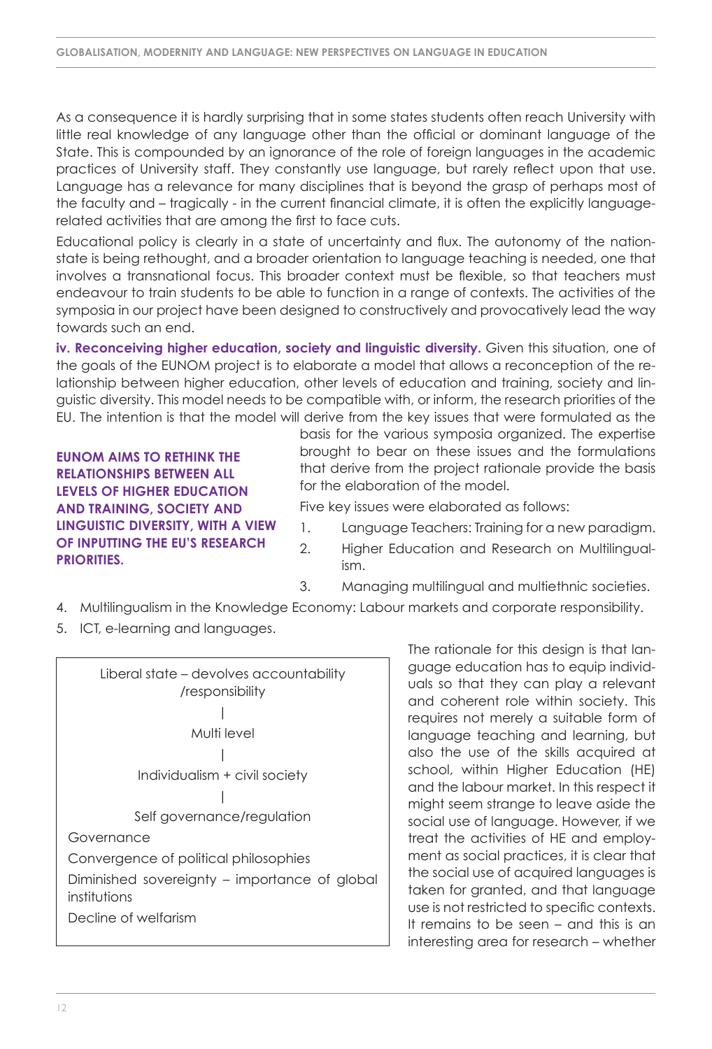As a consequence it is hardly surprising that in some states students often reach University with little real knowledge of any language other than the official or dominant language of the State. This is compounded by an ignorance of the role of foreign languages in the academic practices of University staff. They constantly use language, but rarely reflect upon that use. Language has a relevance for many disciplines that is beyond the grasp of perhaps most of the faculty and – tragically - in the current financial climate, it is often the explicitly language-related activities that are among the first to face cuts.

Educational policy is clearly in a state of uncertainty and flux. The autonomy of the nation-state is being rethought, and a broader orientation to language teaching is needed, one that involves a transnational focus. This broader context must be flexible, so that teachers must endeavour to train students to be able to function in a range of contexts. The activities of the symposia in our project have been designed to constructively and provocatively lead the way towards such an end.

**iv. Reconceiving higher education, society and linguistic diversity.** Given this situation, one of the goals of the EUNOM project is to elaborate a model that allows a reconception of the relationship between higher education, other levels of education and training, society and linguistic diversity. This model needs to be compatible with, or inform, the research priorities of the EU. The intention is that the model will derive from the key issues that were formulated as the basis for the various symposia organized. The expertise brought to bear on these issues and the formulations that derive from the project rationale provide the basis for the elaboration of the model.

**EUNOM AIMS TO RETHINK THE RELATIONSHIPS BETWEEN ALL LEVELS OF HIGHER EDUCATION AND TRAINING, SOCIETY AND LINGUISTIC DIVERSITY, WITH A VIEW OF INPUTTING THE EU'S RESEARCH PRIORITIES.**

Five key issues were elaborated as follows:

1. Language Teachers: Training for a new paradigm.
2. Higher Education and Research on Multilingualism.
3. Managing multilingual and multiethnic societies.
4. Multilingualism in the Knowledge Economy: Labour markets and corporate responsibility.
5. ICT, e-learning and languages.

Liberal state – devolves accountability /responsibility

|

Multi level

|

Individualism + civil society

|

Self governance/regulation

Governance

Convergence of political philosophies

Diminished sovereignty – importance of global institutions

Decline of welfarism

The rationale for this design is that language education has to equip individuals so that they can play a relevant and coherent role within society. This requires not merely a suitable form of language teaching and learning, but also the use of the skills acquired at school, within Higher Education (HE) and the labour market. In this respect it might seem strange to leave aside the social use of language. However, if we treat the activities of HE and employment as social practices, it is clear that the social use of acquired languages is taken for granted, and that language use is not restricted to specific contexts. It remains to be seen – and this is an interesting area for research – whether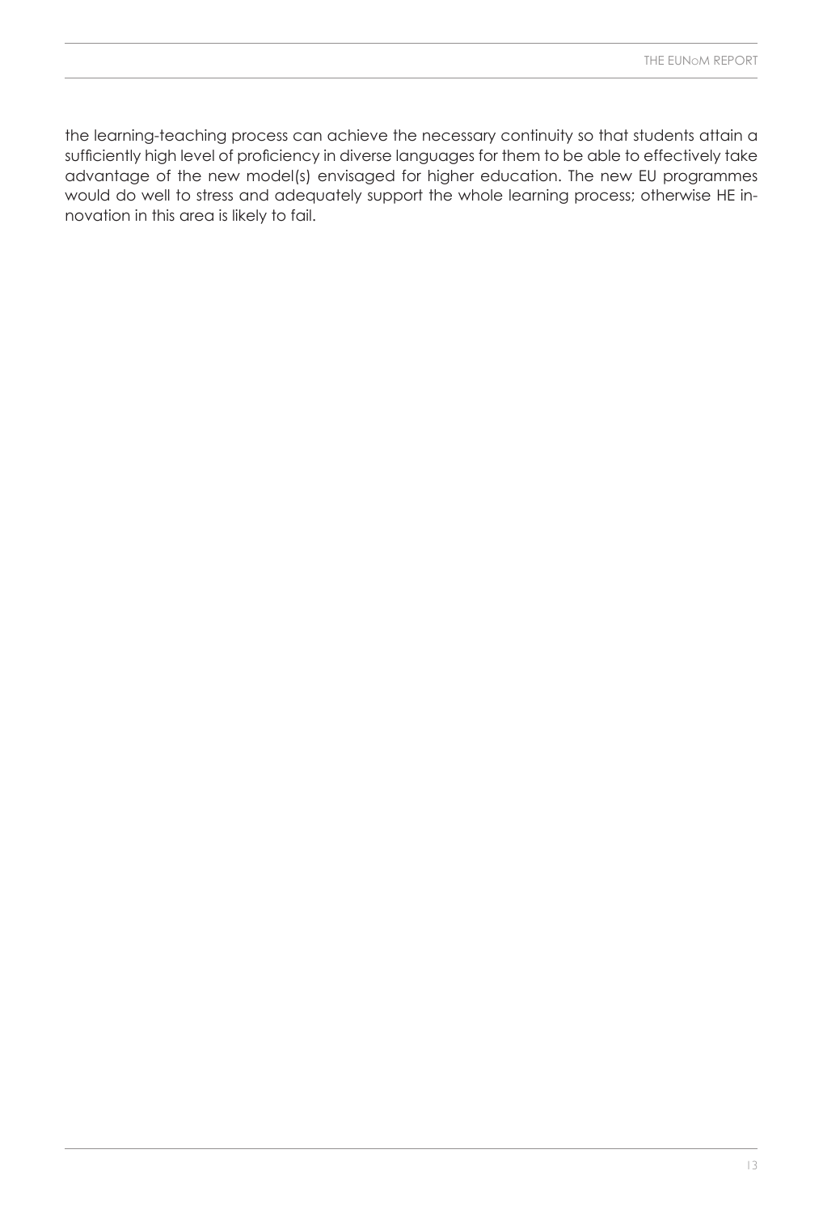the learning-teaching process can achieve the necessary continuity so that students attain a sufficiently high level of proficiency in diverse languages for them to be able to effectively take advantage of the new model(s) envisaged for higher education. The new EU programmes would do well to stress and adequately support the whole learning process; otherwise HE innovation in this area is likely to fail.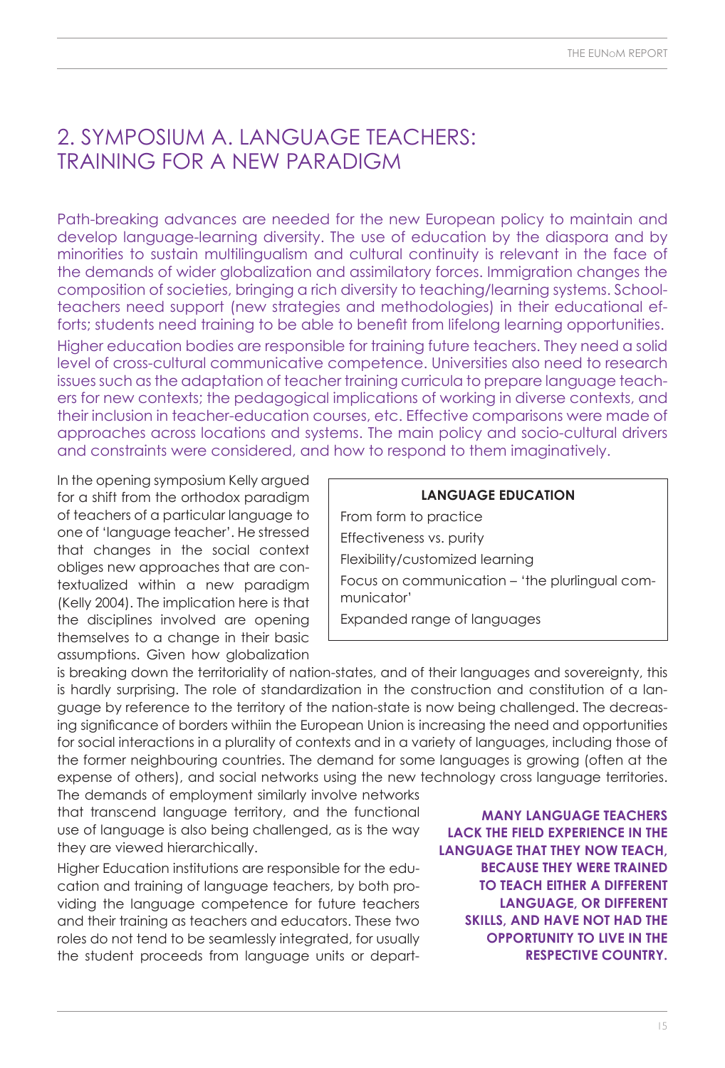## 2. SYMPOSIUM A. LANGUAGE TEACHERS: TRAINING FOR A NEW PARADIGM

Path-breaking advances are needed for the new European policy to maintain and develop language-learning diversity. The use of education by the diaspora and by minorities to sustain multilingualism and cultural continuity is relevant in the face of the demands of wider globalization and assimilatory forces. Immigration changes the composition of societies, bringing a rich diversity to teaching/learning systems. Schoolteachers need support (new strategies and methodologies) in their educational efforts; students need training to be able to benefit from lifelong learning opportunities.

Higher education bodies are responsible for training future teachers. They need a solid level of cross-cultural communicative competence. Universities also need to research issues such as the adaptation of teacher training curricula to prepare language teachers for new contexts; the pedagogical implications of working in diverse contexts, and their inclusion in teacher-education courses, etc. Effective comparisons were made of approaches across locations and systems. The main policy and socio-cultural drivers and constraints were considered, and how to respond to them imaginatively.

> **LANGUAGE EDUCATION**
>
> From form to practice
>
> Effectiveness vs. purity
>
> Flexibility/customized learning
>
> Focus on communication – 'the plurlingual communicator'
>
> Expanded range of languages

In the opening symposium Kelly argued for a shift from the orthodox paradigm of teachers of a particular language to one of 'language teacher'. He stressed that changes in the social context obliges new approaches that are contextualized within a new paradigm (Kelly 2004). The implication here is that the disciplines involved are opening themselves to a change in their basic assumptions. Given how globalization is breaking down the territoriality of nation-states, and of their languages and sovereignty, this is hardly surprising. The role of standardization in the construction and constitution of a language by reference to the territory of the nation-state is now being challenged. The decreasing significance of borders withiin the European Union is increasing the need and opportunities for social interactions in a plurality of contexts and in a variety of languages, including those of the former neighbouring countries. The demand for some languages is growing (often at the expense of others), and social networks using the new technology cross language territories. The demands of employment similarly involve networks that transcend language territory, and the functional use of language is also being challenged, as is the way they are viewed hierarchically.

> **MANY LANGUAGE TEACHERS LACK THE FIELD EXPERIENCE IN THE LANGUAGE THAT THEY NOW TEACH, BECAUSE THEY WERE TRAINED TO TEACH EITHER A DIFFERENT LANGUAGE, OR DIFFERENT SKILLS, AND HAVE NOT HAD THE OPPORTUNITY TO LIVE IN THE RESPECTIVE COUNTRY.**

Higher Education institutions are responsible for the education and training of language teachers, by both providing the language competence for future teachers and their training as teachers and educators. These two roles do not tend to be seamlessly integrated, for usually the student proceeds from language units or depart-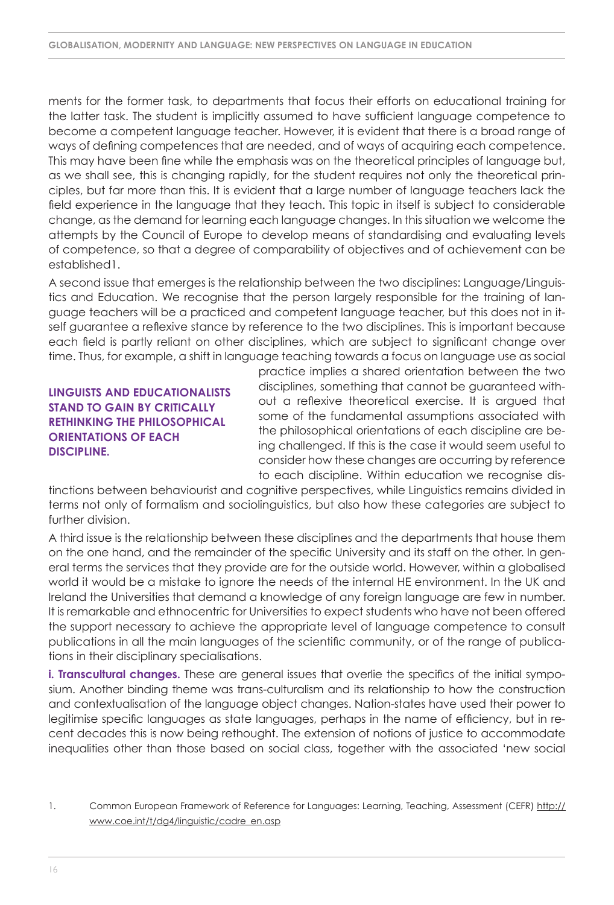ments for the former task, to departments that focus their efforts on educational training for the latter task. The student is implicitly assumed to have sufficient language competence to become a competent language teacher. However, it is evident that there is a broad range of ways of defining competences that are needed, and of ways of acquiring each competence. This may have been fine while the emphasis was on the theoretical principles of language but, as we shall see, this is changing rapidly, for the student requires not only the theoretical principles, but far more than this. It is evident that a large number of language teachers lack the field experience in the language that they teach. This topic in itself is subject to considerable change, as the demand for learning each language changes. In this situation we welcome the attempts by the Council of Europe to develop means of standardising and evaluating levels of competence, so that a degree of comparability of objectives and of achievement can be established[1].

A second issue that emerges is the relationship between the two disciplines: Language/Linguistics and Education. We recognise that the person largely responsible for the training of language teachers will be a practiced and competent language teacher, but this does not in itself guarantee a reflexive stance by reference to the two disciplines. This is important because each field is partly reliant on other disciplines, which are subject to significant change over time. Thus, for example, a shift in language teaching towards a focus on language use as social practice implies a shared orientation between the two disciplines, something that cannot be guaranteed without a reflexive theoretical exercise. It is argued that some of the fundamental assumptions associated with the philosophical orientations of each discipline are being challenged. If this is the case it would seem useful to consider how these changes are occurring by reference to each discipline. Within education we recognise distinctions between behaviourist and cognitive perspectives, while Linguistics remains divided in terms not only of formalism and sociolinguistics, but also how these categories are subject to further division.

**LINGUISTS AND EDUCATIONALISTS STAND TO GAIN BY CRITICALLY RETHINKING THE PHILOSOPHICAL ORIENTATIONS OF EACH DISCIPLINE.**

A third issue is the relationship between these disciplines and the departments that house them on the one hand, and the remainder of the specific University and its staff on the other. In general terms the services that they provide are for the outside world. However, within a globalised world it would be a mistake to ignore the needs of the internal HE environment. In the UK and Ireland the Universities that demand a knowledge of any foreign language are few in number. It is remarkable and ethnocentric for Universities to expect students who have not been offered the support necessary to achieve the appropriate level of language competence to consult publications in all the main languages of the scientific community, or of the range of publications in their disciplinary specialisations.

**i. Transcultural changes.** These are general issues that overlie the specifics of the initial symposium. Another binding theme was trans-culturalism and its relationship to how the construction and contextualisation of the language object changes. Nation-states have used their power to legitimise specific languages as state languages, perhaps in the name of efficiency, but in recent decades this is now being rethought. The extension of notions of justice to accommodate inequalities other than those based on social class, together with the associated 'new social

1. Common European Framework of Reference for Languages: Learning, Teaching, Assessment (CEFR) http://www.coe.int/t/dg4/linguistic/cadre_en.asp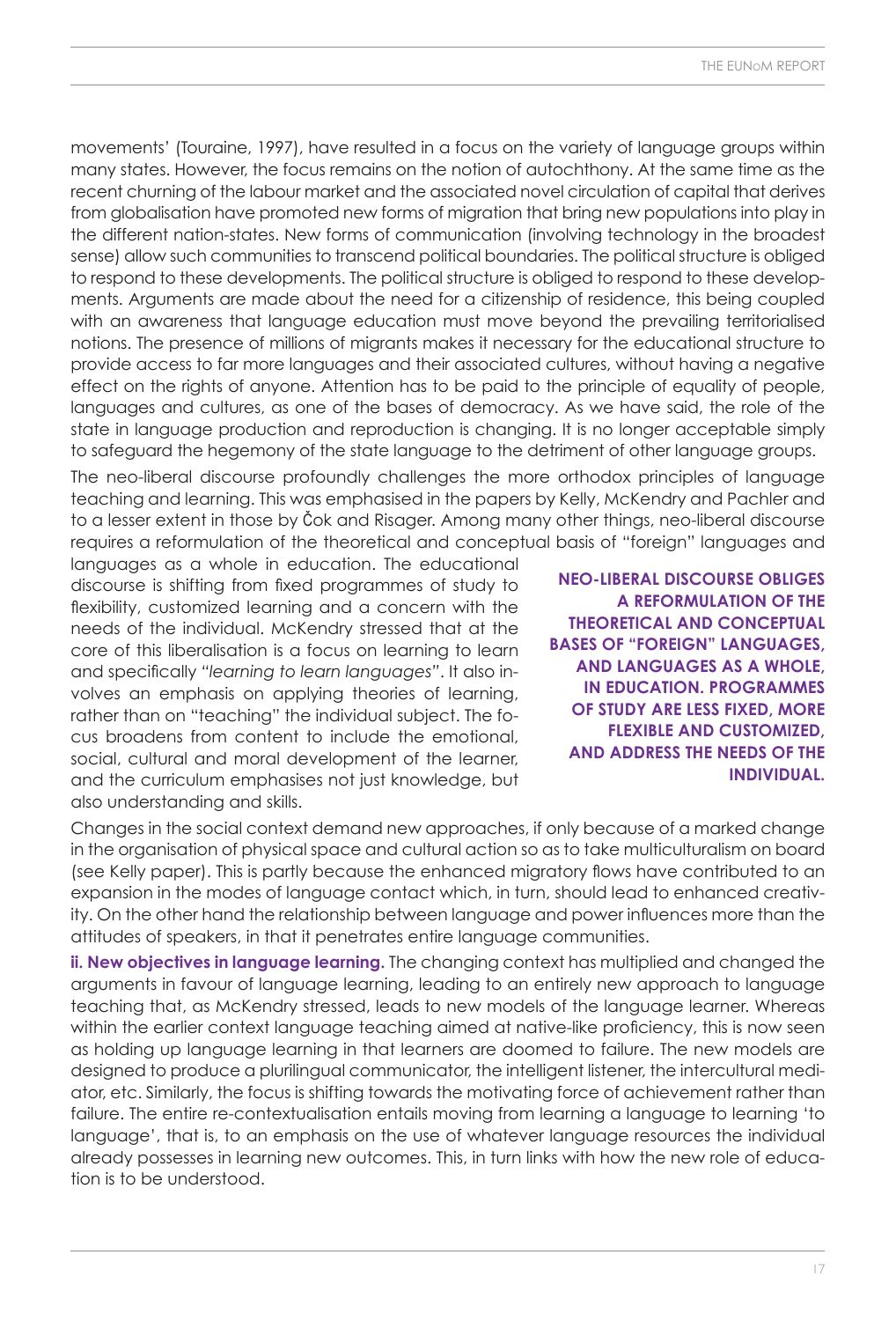movements' (Touraine, 1997), have resulted in a focus on the variety of language groups within many states. However, the focus remains on the notion of autochthony. At the same time as the recent churning of the labour market and the associated novel circulation of capital that derives from globalisation have promoted new forms of migration that bring new populations into play in the different nation-states. New forms of communication (involving technology in the broadest sense) allow such communities to transcend political boundaries. The political structure is obliged to respond to these developments. The political structure is obliged to respond to these developments. Arguments are made about the need for a citizenship of residence, this being coupled with an awareness that language education must move beyond the prevailing territorialised notions. The presence of millions of migrants makes it necessary for the educational structure to provide access to far more languages and their associated cultures, without having a negative effect on the rights of anyone. Attention has to be paid to the principle of equality of people, languages and cultures, as one of the bases of democracy. As we have said, the role of the state in language production and reproduction is changing. It is no longer acceptable simply to safeguard the hegemony of the state language to the detriment of other language groups.

The neo-liberal discourse profoundly challenges the more orthodox principles of language teaching and learning. This was emphasised in the papers by Kelly, McKendry and Pachler and to a lesser extent in those by Čok and Risager. Among many other things, neo-liberal discourse requires a reformulation of the theoretical and conceptual basis of "foreign" languages and languages as a whole in education. The educational discourse is shifting from fixed programmes of study to flexibility, customized learning and a concern with the needs of the individual. McKendry stressed that at the core of this liberalisation is a focus on learning to learn and specifically *"learning to learn languages"*. It also involves an emphasis on applying theories of learning, rather than on "teaching" the individual subject. The focus broadens from content to include the emotional, social, cultural and moral development of the learner, and the curriculum emphasises not just knowledge, but also understanding and skills.

**NEO-LIBERAL DISCOURSE OBLIGES A REFORMULATION OF THE THEORETICAL AND CONCEPTUAL BASES OF "FOREIGN" LANGUAGES, AND LANGUAGES AS A WHOLE, IN EDUCATION. PROGRAMMES OF STUDY ARE LESS FIXED, MORE FLEXIBLE AND CUSTOMIZED, AND ADDRESS THE NEEDS OF THE INDIVIDUAL.**

Changes in the social context demand new approaches, if only because of a marked change in the organisation of physical space and cultural action so as to take multiculturalism on board (see Kelly paper). This is partly because the enhanced migratory flows have contributed to an expansion in the modes of language contact which, in turn, should lead to enhanced creativity. On the other hand the relationship between language and power influences more than the attitudes of speakers, in that it penetrates entire language communities.

**ii. New objectives in language learning.** The changing context has multiplied and changed the arguments in favour of language learning, leading to an entirely new approach to language teaching that, as McKendry stressed, leads to new models of the language learner. Whereas within the earlier context language teaching aimed at native-like proficiency, this is now seen as holding up language learning in that learners are doomed to failure. The new models are designed to produce a plurilingual communicator, the intelligent listener, the intercultural mediator, etc. Similarly, the focus is shifting towards the motivating force of achievement rather than failure. The entire re-contextualisation entails moving from learning a language to learning 'to language', that is, to an emphasis on the use of whatever language resources the individual already possesses in learning new outcomes. This, in turn links with how the new role of education is to be understood.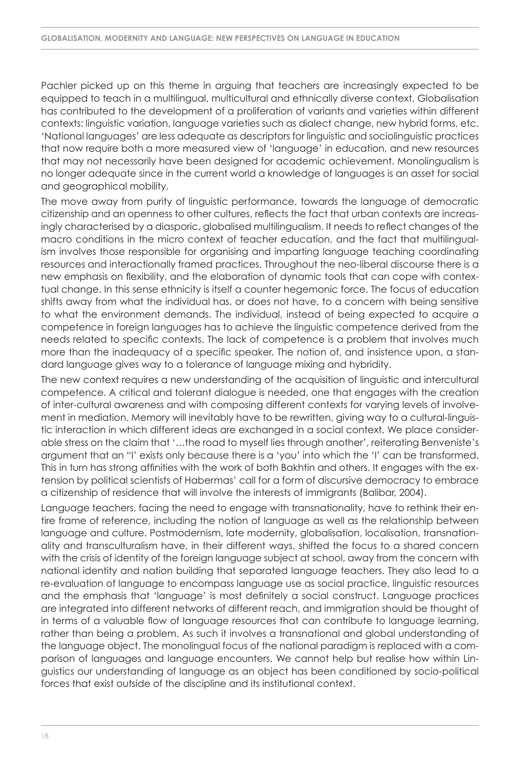Pachler picked up on this theme in arguing that teachers are increasingly expected to be equipped to teach in a multilingual, multicultural and ethnically diverse context. Globalisation has contributed to the development of a proliferation of variants and varieties within different contexts: linguistic variation, language varieties such as dialect change, new hybrid forms, etc. 'National languages' are less adequate as descriptors for linguistic and sociolinguistic practices that now require both a more measured view of 'language' in education, and new resources that may not necessarily have been designed for academic achievement. Monolingualism is no longer adequate since in the current world a knowledge of languages is an asset for social and geographical mobility.

The move away from purity of linguistic performance, towards the language of democratic citizenship and an openness to other cultures, reflects the fact that urban contexts are increasingly characterised by a diasporic, globalised multilingualism. It needs to reflect changes of the macro conditions in the micro context of teacher education, and the fact that multilingualism involves those responsible for organising and imparting language teaching coordinating resources and interactionally framed practices. Throughout the neo-liberal discourse there is a new emphasis on flexibility, and the elaboration of dynamic tools that can cope with contextual change. In this sense ethnicity is itself a counter hegemonic force. The focus of education shifts away from what the individual has, or does not have, to a concern with being sensitive to what the environment demands. The individual, instead of being expected to acquire a competence in foreign languages has to achieve the linguistic competence derived from the needs related to specific contexts. The lack of competence is a problem that involves much more than the inadequacy of a specific speaker. The notion of, and insistence upon, a standard language gives way to a tolerance of language mixing and hybridity.

The new context requires a new understanding of the acquisition of linguistic and intercultural competence. A critical and tolerant dialogue is needed, one that engages with the creation of inter-cultural awareness and with composing different contexts for varying levels of involvement in mediation. Memory will inevitably have to be rewritten, giving way to a cultural-linguistic interaction in which different ideas are exchanged in a social context. We place considerable stress on the claim that '…the road to myself lies through another', reiterating Benveniste's argument that an "I' exists only because there is a 'you' into which the 'I' can be transformed. This in turn has strong affinities with the work of both Bakhtin and others. It engages with the extension by political scientists of Habermas' call for a form of discursive democracy to embrace a citizenship of residence that will involve the interests of immigrants (Balibar, 2004).

Language teachers, facing the need to engage with transnationality, have to rethink their entire frame of reference, including the notion of language as well as the relationship between language and culture. Postmodernism, late modernity, globalisation, localisation, transnationality and transculturalism have, in their different ways, shifted the focus to a shared concern with the crisis of identity of the foreign language subject at school, away from the concern with national identity and nation building that separated language teachers. They also lead to a re-evaluation of language to encompass language use as social practice, linguistic resources and the emphasis that 'language' is most definitely a social construct. Language practices are integrated into different networks of different reach, and immigration should be thought of in terms of a valuable flow of language resources that can contribute to language learning, rather than being a problem. As such it involves a transnational and global understanding of the language object. The monolingual focus of the national paradigm is replaced with a comparison of languages and language encounters. We cannot help but realise how within Linguistics our understanding of language as an object has been conditioned by socio-political forces that exist outside of the discipline and its institutional context.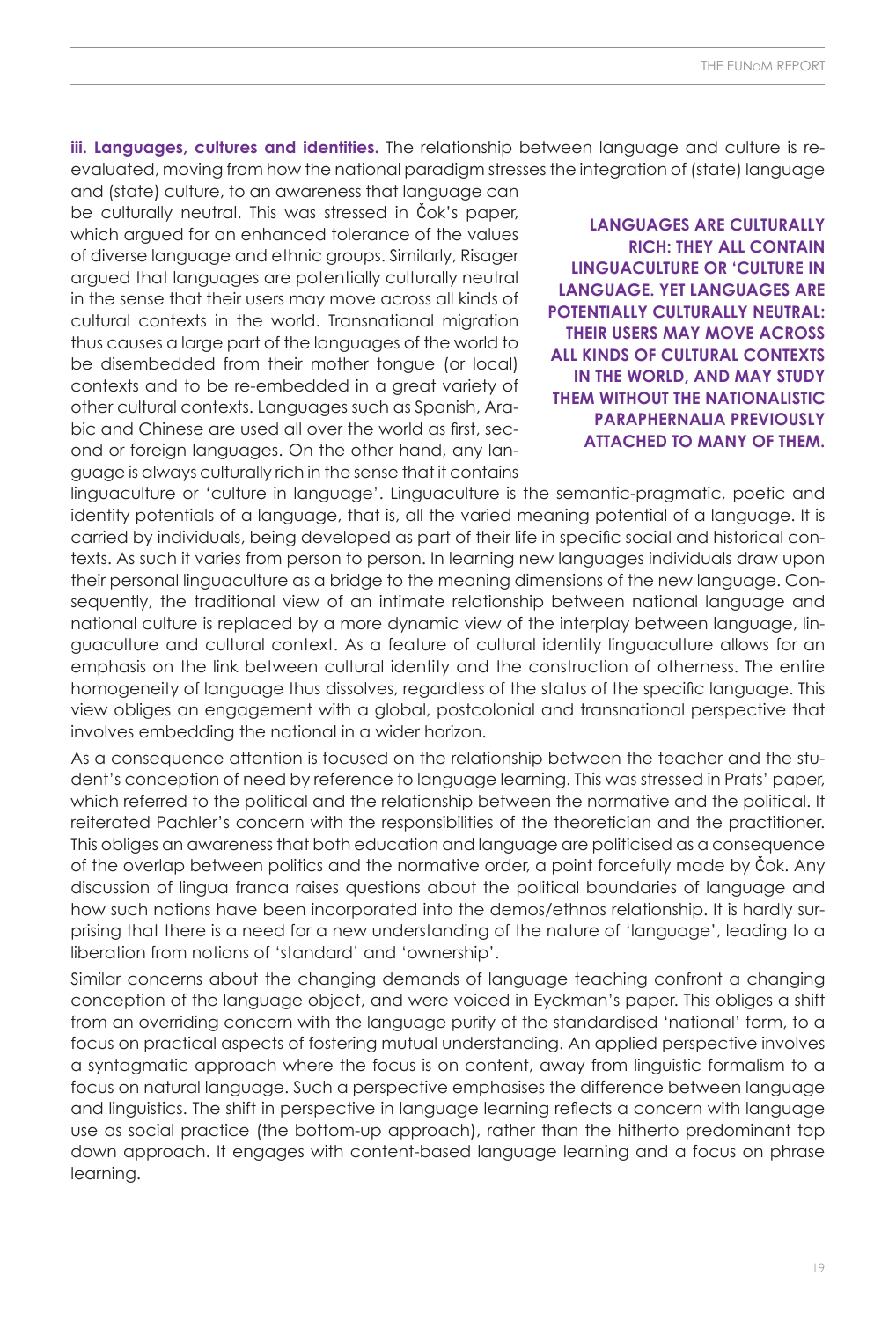**iii. Languages, cultures and identities.** The relationship between language and culture is re-evaluated, moving from how the national paradigm stresses the integration of (state) language and (state) culture, to an awareness that language can be culturally neutral. This was stressed in Čok's paper, which argued for an enhanced tolerance of the values of diverse language and ethnic groups. Similarly, Risager argued that languages are potentially culturally neutral in the sense that their users may move across all kinds of cultural contexts in the world. Transnational migration thus causes a large part of the languages of the world to be disembedded from their mother tongue (or local) contexts and to be re-embedded in a great variety of other cultural contexts. Languages such as Spanish, Arabic and Chinese are used all over the world as first, second or foreign languages. On the other hand, any language is always culturally rich in the sense that it contains linguaculture or 'culture in language'. Linguaculture is the semantic-pragmatic, poetic and identity potentials of a language, that is, all the varied meaning potential of a language. It is carried by individuals, being developed as part of their life in specific social and historical contexts. As such it varies from person to person. In learning new languages individuals draw upon their personal linguaculture as a bridge to the meaning dimensions of the new language. Consequently, the traditional view of an intimate relationship between national language and national culture is replaced by a more dynamic view of the interplay between language, linguaculture and cultural context. As a feature of cultural identity linguaculture allows for an emphasis on the link between cultural identity and the construction of otherness. The entire homogeneity of language thus dissolves, regardless of the status of the specific language. This view obliges an engagement with a global, postcolonial and transnational perspective that involves embedding the national in a wider horizon.

**LANGUAGES ARE CULTURALLY RICH: THEY ALL CONTAIN LINGUACULTURE OR 'CULTURE IN LANGUAGE. YET LANGUAGES ARE POTENTIALLY CULTURALLY NEUTRAL: THEIR USERS MAY MOVE ACROSS ALL KINDS OF CULTURAL CONTEXTS IN THE WORLD, AND MAY STUDY THEM WITHOUT THE NATIONALISTIC PARAPHERNALIA PREVIOUSLY ATTACHED TO MANY OF THEM.**

As a consequence attention is focused on the relationship between the teacher and the student's conception of need by reference to language learning. This was stressed in Prats' paper, which referred to the political and the relationship between the normative and the political. It reiterated Pachler's concern with the responsibilities of the theoretician and the practitioner. This obliges an awareness that both education and language are politicised as a consequence of the overlap between politics and the normative order, a point forcefully made by Čok. Any discussion of lingua franca raises questions about the political boundaries of language and how such notions have been incorporated into the demos/ethnos relationship. It is hardly surprising that there is a need for a new understanding of the nature of 'language', leading to a liberation from notions of 'standard' and 'ownership'.

Similar concerns about the changing demands of language teaching confront a changing conception of the language object, and were voiced in Eyckman's paper. This obliges a shift from an overriding concern with the language purity of the standardised 'national' form, to a focus on practical aspects of fostering mutual understanding. An applied perspective involves a syntagmatic approach where the focus is on content, away from linguistic formalism to a focus on natural language. Such a perspective emphasises the difference between language and linguistics. The shift in perspective in language learning reflects a concern with language use as social practice (the bottom-up approach), rather than the hitherto predominant top down approach. It engages with content-based language learning and a focus on phrase learning.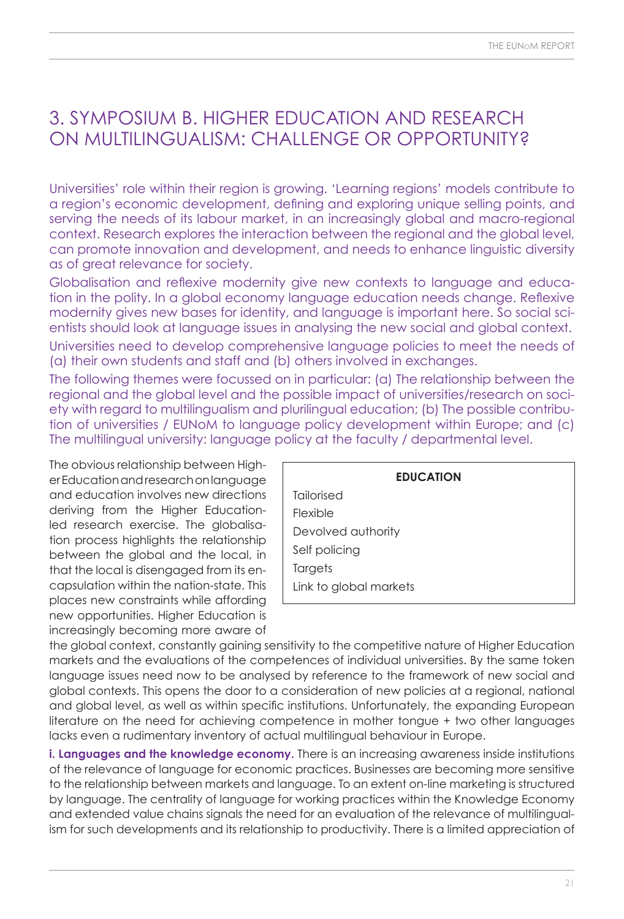# 3. SYMPOSIUM B. HIGHER EDUCATION AND RESEARCH ON MULTILINGUALISM: CHALLENGE OR OPPORTUNITY?

Universities' role within their region is growing. 'Learning regions' models contribute to a region's economic development, defining and exploring unique selling points, and serving the needs of its labour market, in an increasingly global and macro-regional context. Research explores the interaction between the regional and the global level, can promote innovation and development, and needs to enhance linguistic diversity as of great relevance for society.

Globalisation and reflexive modernity give new contexts to language and education in the polity. In a global economy language education needs change. Reflexive modernity gives new bases for identity, and language is important here. So social scientists should look at language issues in analysing the new social and global context.

Universities need to develop comprehensive language policies to meet the needs of (a) their own students and staff and (b) others involved in exchanges.

The following themes were focussed on in particular: (a) The relationship between the regional and the global level and the possible impact of universities/research on society with regard to multilingualism and plurilingual education; (b) The possible contribution of universities / EUNoM to language policy development within Europe; and (c) The multilingual university: language policy at the faculty / departmental level.

| EDUCATION |
| --- |
| Tailorised |
| Flexible |
| Devolved authority |
| Self policing |
| Targets |
| Link to global markets |

The obvious relationship between Higher Education and research on language and education involves new directions deriving from the Higher Education-led research exercise. The globalisation process highlights the relationship between the global and the local, in that the local is disengaged from its encapsulation within the nation-state. This places new constraints while affording new opportunities. Higher Education is increasingly becoming more aware of the global context, constantly gaining sensitivity to the competitive nature of Higher Education markets and the evaluations of the competences of individual universities. By the same token language issues need now to be analysed by reference to the framework of new social and global contexts. This opens the door to a consideration of new policies at a regional, national and global level, as well as within specific institutions. Unfortunately, the expanding European literature on the need for achieving competence in mother tongue + two other languages lacks even a rudimentary inventory of actual multilingual behaviour in Europe.

**i. Languages and the knowledge economy.** There is an increasing awareness inside institutions of the relevance of language for economic practices. Businesses are becoming more sensitive to the relationship between markets and language. To an extent on-line marketing is structured by language. The centrality of language for working practices within the Knowledge Economy and extended value chains signals the need for an evaluation of the relevance of multilingualism for such developments and its relationship to productivity. There is a limited appreciation of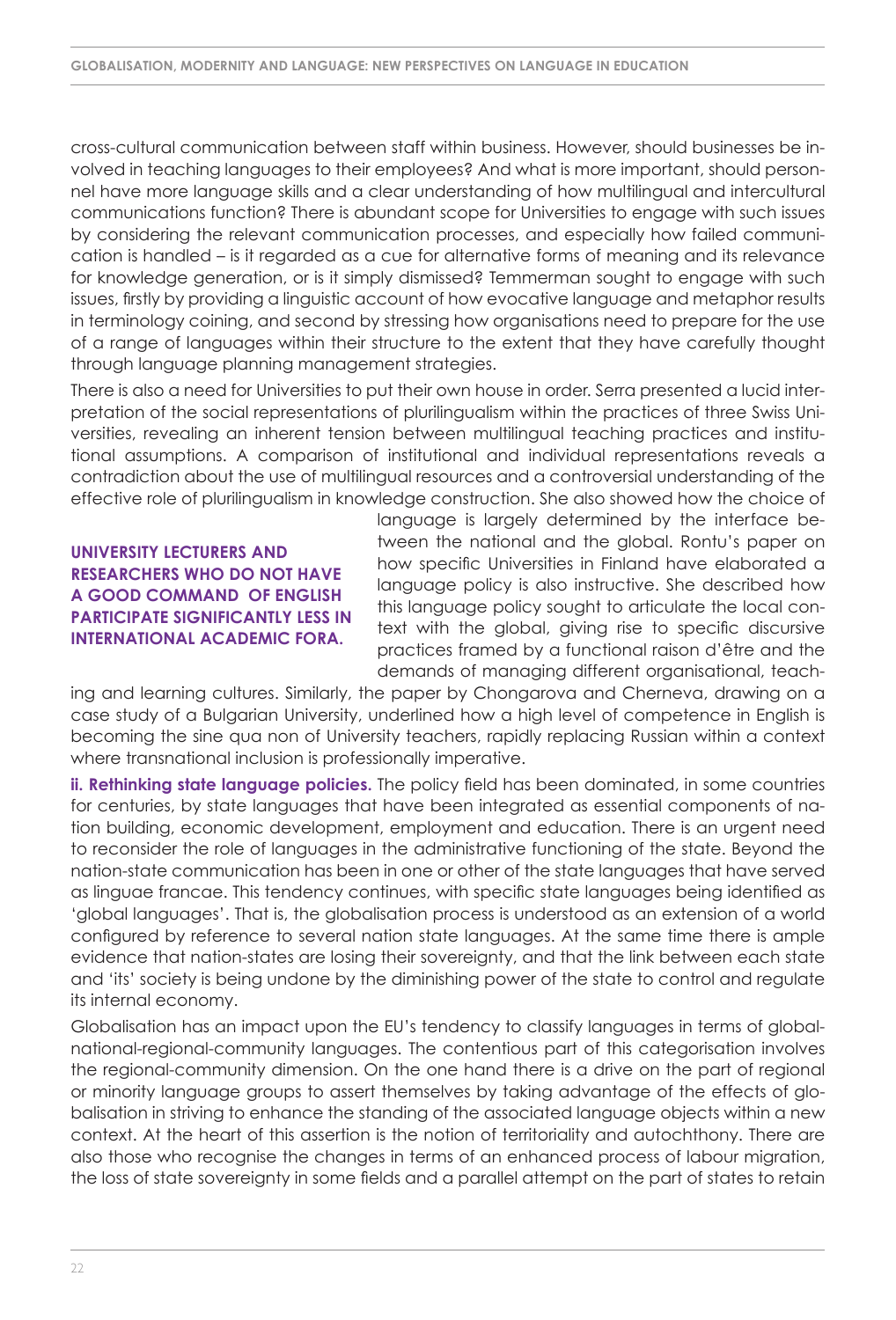cross-cultural communication between staff within business. However, should businesses be involved in teaching languages to their employees? And what is more important, should personnel have more language skills and a clear understanding of how multilingual and intercultural communications function? There is abundant scope for Universities to engage with such issues by considering the relevant communication processes, and especially how failed communication is handled – is it regarded as a cue for alternative forms of meaning and its relevance for knowledge generation, or is it simply dismissed? Temmerman sought to engage with such issues, firstly by providing a linguistic account of how evocative language and metaphor results in terminology coining, and second by stressing how organisations need to prepare for the use of a range of languages within their structure to the extent that they have carefully thought through language planning management strategies.

There is also a need for Universities to put their own house in order. Serra presented a lucid interpretation of the social representations of plurilingualism within the practices of three Swiss Universities, revealing an inherent tension between multilingual teaching practices and institutional assumptions. A comparison of institutional and individual representations reveals a contradiction about the use of multilingual resources and a controversial understanding of the effective role of plurilingualism in knowledge construction. She also showed how the choice of language is largely determined by the interface between the national and the global. Rontu's paper on how specific Universities in Finland have elaborated a language policy is also instructive. She described how this language policy sought to articulate the local context with the global, giving rise to specific discursive practices framed by a functional raison d'être and the demands of managing different organisational, teaching and learning cultures. Similarly, the paper by Chongarova and Cherneva, drawing on a case study of a Bulgarian University, underlined how a high level of competence in English is becoming the sine qua non of University teachers, rapidly replacing Russian within a context where transnational inclusion is professionally imperative.

**UNIVERSITY LECTURERS AND RESEARCHERS WHO DO NOT HAVE A GOOD COMMAND OF ENGLISH PARTICIPATE SIGNIFICANTLY LESS IN INTERNATIONAL ACADEMIC FORA.**

**ii. Rethinking state language policies.** The policy field has been dominated, in some countries for centuries, by state languages that have been integrated as essential components of nation building, economic development, employment and education. There is an urgent need to reconsider the role of languages in the administrative functioning of the state. Beyond the nation-state communication has been in one or other of the state languages that have served as linguae francae. This tendency continues, with specific state languages being identified as 'global languages'. That is, the globalisation process is understood as an extension of a world configured by reference to several nation state languages. At the same time there is ample evidence that nation-states are losing their sovereignty, and that the link between each state and 'its' society is being undone by the diminishing power of the state to control and regulate its internal economy.

Globalisation has an impact upon the EU's tendency to classify languages in terms of global-national-regional-community languages. The contentious part of this categorisation involves the regional-community dimension. On the one hand there is a drive on the part of regional or minority language groups to assert themselves by taking advantage of the effects of globalisation in striving to enhance the standing of the associated language objects within a new context. At the heart of this assertion is the notion of territoriality and autochthony. There are also those who recognise the changes in terms of an enhanced process of labour migration, the loss of state sovereignty in some fields and a parallel attempt on the part of states to retain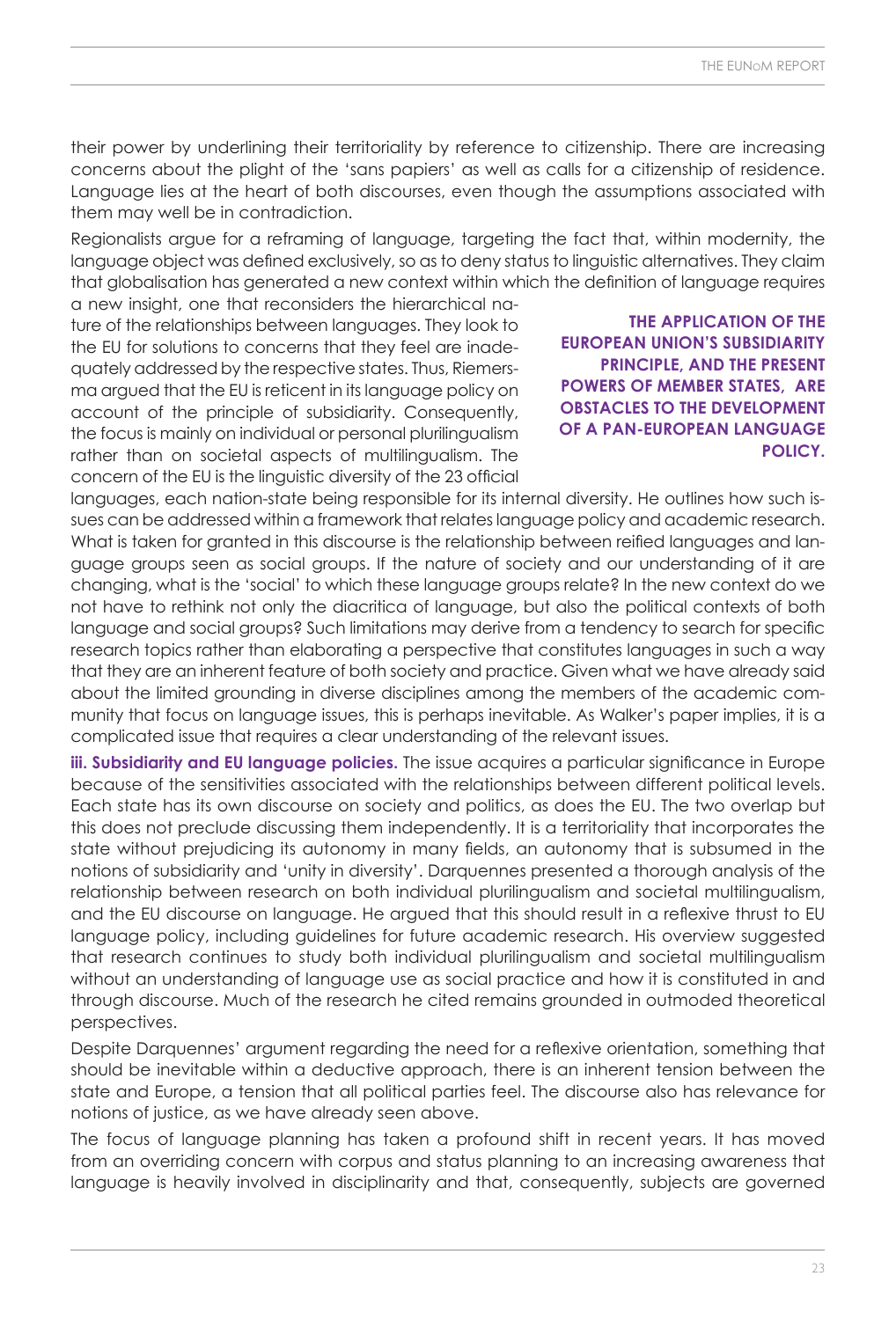their power by underlining their territoriality by reference to citizenship. There are increasing concerns about the plight of the 'sans papiers' as well as calls for a citizenship of residence. Language lies at the heart of both discourses, even though the assumptions associated with them may well be in contradiction.

Regionalists argue for a reframing of language, targeting the fact that, within modernity, the language object was defined exclusively, so as to deny status to linguistic alternatives. They claim that globalisation has generated a new context within which the definition of language requires a new insight, one that reconsiders the hierarchical nature of the relationships between languages. They look to the EU for solutions to concerns that they feel are inadequately addressed by the respective states. Thus, Riemersma argued that the EU is reticent in its language policy on account of the principle of subsidiarity. Consequently, the focus is mainly on individual or personal plurilingualism rather than on societal aspects of multilingualism. The concern of the EU is the linguistic diversity of the 23 official languages, each nation-state being responsible for its internal diversity. He outlines how such issues can be addressed within a framework that relates language policy and academic research. What is taken for granted in this discourse is the relationship between reified languages and language groups seen as social groups. If the nature of society and our understanding of it are changing, what is the 'social' to which these language groups relate? In the new context do we not have to rethink not only the diacritica of language, but also the political contexts of both language and social groups? Such limitations may derive from a tendency to search for specific research topics rather than elaborating a perspective that constitutes languages in such a way that they are an inherent feature of both society and practice. Given what we have already said about the limited grounding in diverse disciplines among the members of the academic community that focus on language issues, this is perhaps inevitable. As Walker's paper implies, it is a complicated issue that requires a clear understanding of the relevant issues.

**THE APPLICATION OF THE EUROPEAN UNION'S SUBSIDIARITY PRINCIPLE, AND THE PRESENT POWERS OF MEMBER STATES, ARE OBSTACLES TO THE DEVELOPMENT OF A PAN-EUROPEAN LANGUAGE POLICY.**

**iii. Subsidiarity and EU language policies.** The issue acquires a particular significance in Europe because of the sensitivities associated with the relationships between different political levels. Each state has its own discourse on society and politics, as does the EU. The two overlap but this does not preclude discussing them independently. It is a territoriality that incorporates the state without prejudicing its autonomy in many fields, an autonomy that is subsumed in the notions of subsidiarity and 'unity in diversity'. Darquennes presented a thorough analysis of the relationship between research on both individual plurilingualism and societal multilingualism, and the EU discourse on language. He argued that this should result in a reflexive thrust to EU language policy, including guidelines for future academic research. His overview suggested that research continues to study both individual plurilingualism and societal multilingualism without an understanding of language use as social practice and how it is constituted in and through discourse. Much of the research he cited remains grounded in outmoded theoretical perspectives.

Despite Darquennes' argument regarding the need for a reflexive orientation, something that should be inevitable within a deductive approach, there is an inherent tension between the state and Europe, a tension that all political parties feel. The discourse also has relevance for notions of justice, as we have already seen above.

The focus of language planning has taken a profound shift in recent years. It has moved from an overriding concern with corpus and status planning to an increasing awareness that language is heavily involved in disciplinarity and that, consequently, subjects are governed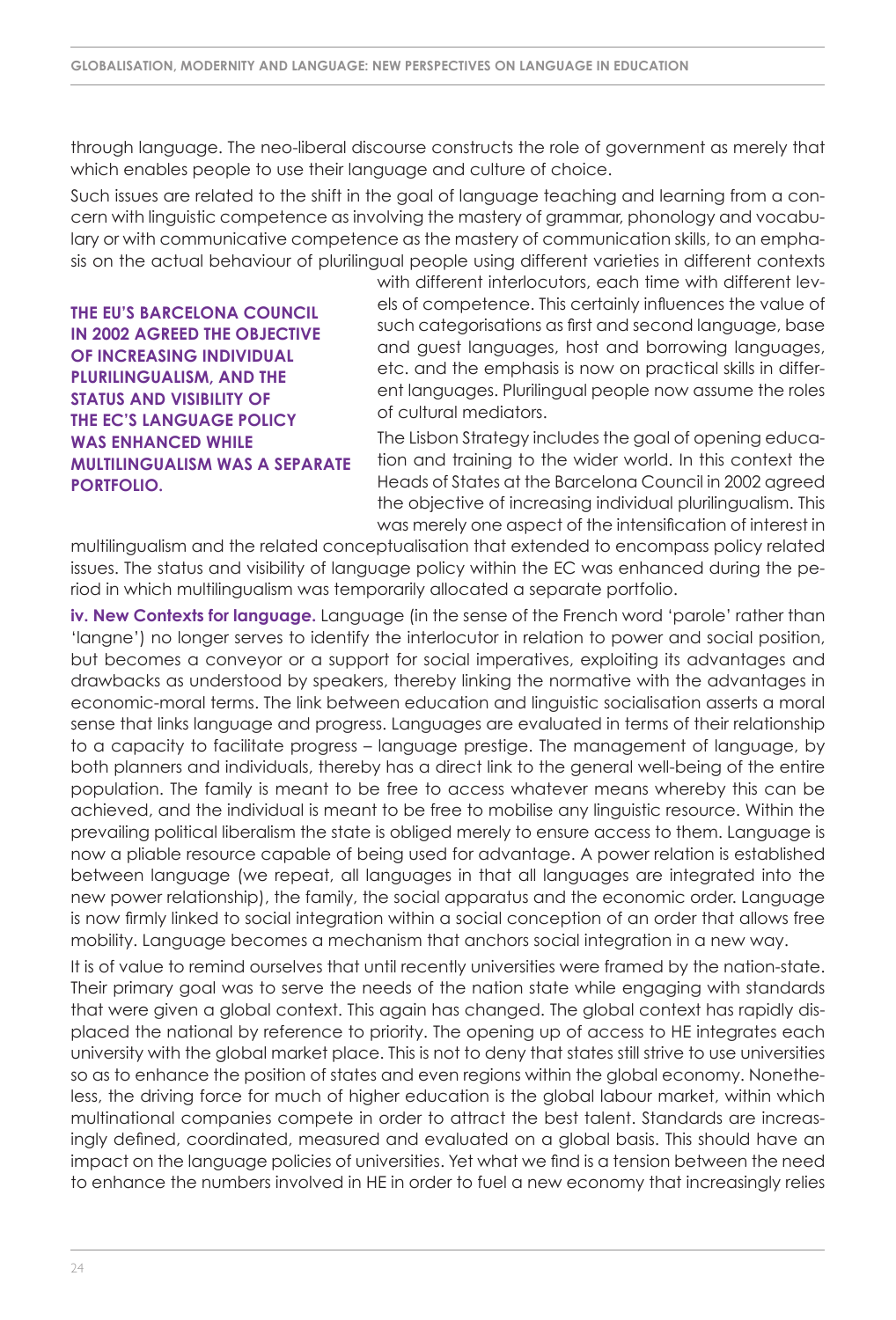through language. The neo-liberal discourse constructs the role of government as merely that which enables people to use their language and culture of choice.

Such issues are related to the shift in the goal of language teaching and learning from a concern with linguistic competence as involving the mastery of grammar, phonology and vocabulary or with communicative competence as the mastery of communication skills, to an emphasis on the actual behaviour of plurilingual people using different varieties in different contexts with different interlocutors, each time with different levels of competence. This certainly influences the value of such categorisations as first and second language, base and guest languages, host and borrowing languages, etc. and the emphasis is now on practical skills in different languages. Plurilingual people now assume the roles of cultural mediators.

**THE EU'S BARCELONA COUNCIL IN 2002 AGREED THE OBJECTIVE OF INCREASING INDIVIDUAL PLURILINGUALISM, AND THE STATUS AND VISIBILITY OF THE EC'S LANGUAGE POLICY WAS ENHANCED WHILE MULTILINGUALISM WAS A SEPARATE PORTFOLIO.**

The Lisbon Strategy includes the goal of opening education and training to the wider world. In this context the Heads of States at the Barcelona Council in 2002 agreed the objective of increasing individual plurilingualism. This was merely one aspect of the intensification of interest in multilingualism and the related conceptualisation that extended to encompass policy related issues. The status and visibility of language policy within the EC was enhanced during the period in which multilingualism was temporarily allocated a separate portfolio.

**iv. New Contexts for language.** Language (in the sense of the French word 'parole' rather than 'langne') no longer serves to identify the interlocutor in relation to power and social position, but becomes a conveyor or a support for social imperatives, exploiting its advantages and drawbacks as understood by speakers, thereby linking the normative with the advantages in economic-moral terms. The link between education and linguistic socialisation asserts a moral sense that links language and progress. Languages are evaluated in terms of their relationship to a capacity to facilitate progress – language prestige. The management of language, by both planners and individuals, thereby has a direct link to the general well-being of the entire population. The family is meant to be free to access whatever means whereby this can be achieved, and the individual is meant to be free to mobilise any linguistic resource. Within the prevailing political liberalism the state is obliged merely to ensure access to them. Language is now a pliable resource capable of being used for advantage. A power relation is established between language (we repeat, all languages in that all languages are integrated into the new power relationship), the family, the social apparatus and the economic order. Language is now firmly linked to social integration within a social conception of an order that allows free mobility. Language becomes a mechanism that anchors social integration in a new way.

It is of value to remind ourselves that until recently universities were framed by the nation-state. Their primary goal was to serve the needs of the nation state while engaging with standards that were given a global context. This again has changed. The global context has rapidly displaced the national by reference to priority. The opening up of access to HE integrates each university with the global market place. This is not to deny that states still strive to use universities so as to enhance the position of states and even regions within the global economy. Nonetheless, the driving force for much of higher education is the global labour market, within which multinational companies compete in order to attract the best talent. Standards are increasingly defined, coordinated, measured and evaluated on a global basis. This should have an impact on the language policies of universities. Yet what we find is a tension between the need to enhance the numbers involved in HE in order to fuel a new economy that increasingly relies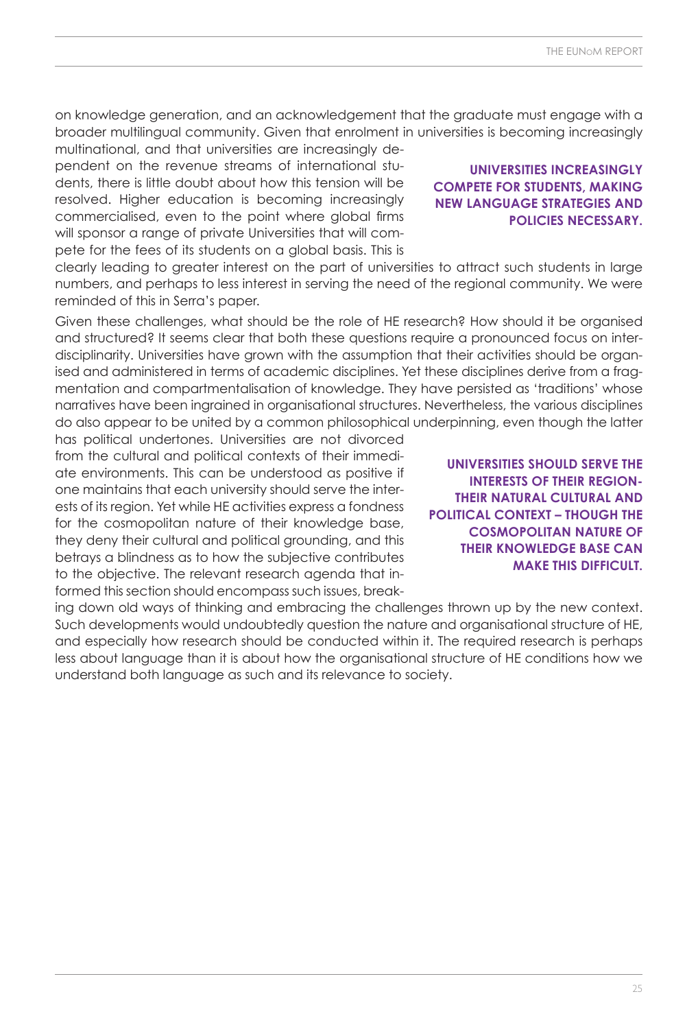on knowledge generation, and an acknowledgement that the graduate must engage with a broader multilingual community. Given that enrolment in universities is becoming increasingly multinational, and that universities are increasingly dependent on the revenue streams of international students, there is little doubt about how this tension will be resolved. Higher education is becoming increasingly commercialised, even to the point where global firms will sponsor a range of private Universities that will compete for the fees of its students on a global basis. This is clearly leading to greater interest on the part of universities to attract such students in large numbers, and perhaps to less interest in serving the need of the regional community. We were reminded of this in Serra's paper.

**UNIVERSITIES INCREASINGLY COMPETE FOR STUDENTS, MAKING NEW LANGUAGE STRATEGIES AND POLICIES NECESSARY.**

Given these challenges, what should be the role of HE research? How should it be organised and structured? It seems clear that both these questions require a pronounced focus on interdisciplinarity. Universities have grown with the assumption that their activities should be organised and administered in terms of academic disciplines. Yet these disciplines derive from a fragmentation and compartmentalisation of knowledge. They have persisted as 'traditions' whose narratives have been ingrained in organisational structures. Nevertheless, the various disciplines do also appear to be united by a common philosophical underpinning, even though the latter has political undertones. Universities are not divorced from the cultural and political contexts of their immediate environments. This can be understood as positive if one maintains that each university should serve the interests of its region. Yet while HE activities express a fondness for the cosmopolitan nature of their knowledge base, they deny their cultural and political grounding, and this betrays a blindness as to how the subjective contributes to the objective. The relevant research agenda that informed this section should encompass such issues, breaking down old ways of thinking and embracing the challenges thrown up by the new context. Such developments would undoubtedly question the nature and organisational structure of HE, and especially how research should be conducted within it. The required research is perhaps less about language than it is about how the organisational structure of HE conditions how we understand both language as such and its relevance to society.

**UNIVERSITIES SHOULD SERVE THE INTERESTS OF THEIR REGION- THEIR NATURAL CULTURAL AND POLITICAL CONTEXT – THOUGH THE COSMOPOLITAN NATURE OF THEIR KNOWLEDGE BASE CAN MAKE THIS DIFFICULT.**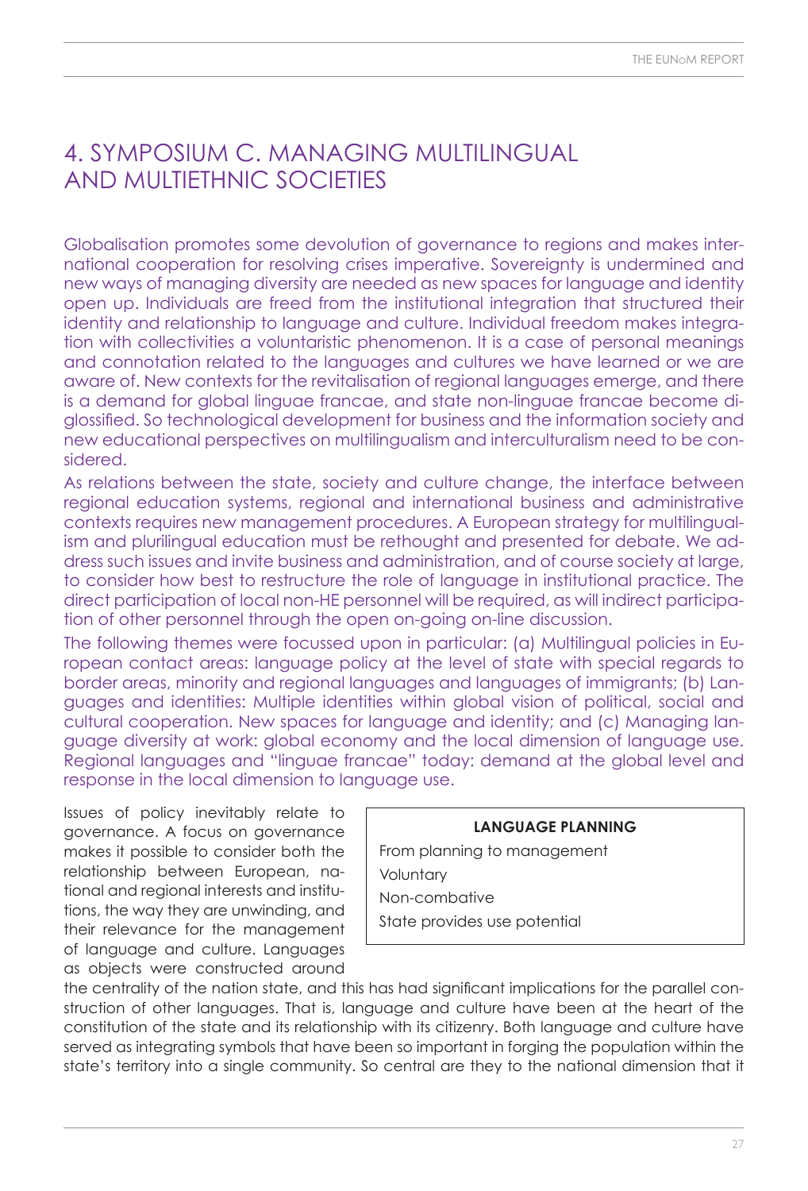# 4. SYMPOSIUM C. MANAGING MULTILINGUAL AND MULTIETHNIC SOCIETIES

Globalisation promotes some devolution of governance to regions and makes international cooperation for resolving crises imperative. Sovereignty is undermined and new ways of managing diversity are needed as new spaces for language and identity open up. Individuals are freed from the institutional integration that structured their identity and relationship to language and culture. Individual freedom makes integration with collectivities a voluntaristic phenomenon. It is a case of personal meanings and connotation related to the languages and cultures we have learned or we are aware of. New contexts for the revitalisation of regional languages emerge, and there is a demand for global linguae francae, and state non-linguae francae become diglossified. So technological development for business and the information society and new educational perspectives on multilingualism and interculturalism need to be considered.

As relations between the state, society and culture change, the interface between regional education systems, regional and international business and administrative contexts requires new management procedures. A European strategy for multilingualism and plurilingual education must be rethought and presented for debate. We address such issues and invite business and administration, and of course society at large, to consider how best to restructure the role of language in institutional practice. The direct participation of local non-HE personnel will be required, as will indirect participation of other personnel through the open on-going on-line discussion.

The following themes were focussed upon in particular: (a) Multilingual policies in European contact areas: language policy at the level of state with special regards to border areas, minority and regional languages and languages of immigrants; (b) Languages and identities: Multiple identities within global vision of political, social and cultural cooperation. New spaces for language and identity; and (c) Managing language diversity at work: global economy and the local dimension of language use. Regional languages and "linguae francae" today: demand at the global level and response in the local dimension to language use.

> **LANGUAGE PLANNING**
>
> From planning to management
>
> Voluntary
>
> Non-combative
>
> State provides use potential

Issues of policy inevitably relate to governance. A focus on governance makes it possible to consider both the relationship between European, national and regional interests and institutions, the way they are unwinding, and their relevance for the management of language and culture. Languages as objects were constructed around the centrality of the nation state, and this has had significant implications for the parallel construction of other languages. That is, language and culture have been at the heart of the constitution of the state and its relationship with its citizenry. Both language and culture have served as integrating symbols that have been so important in forging the population within the state's territory into a single community. So central are they to the national dimension that it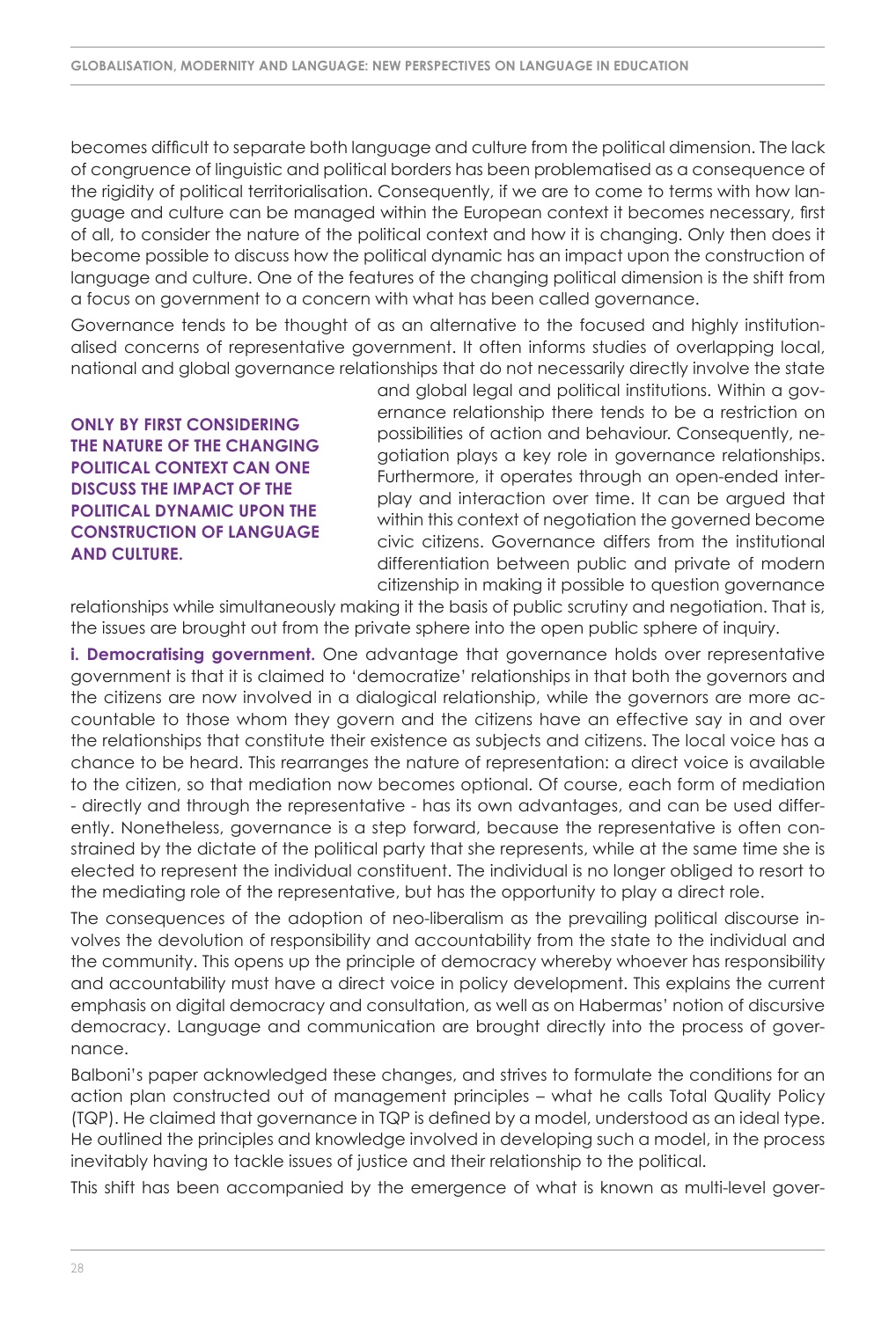becomes difficult to separate both language and culture from the political dimension. The lack of congruence of linguistic and political borders has been problematised as a consequence of the rigidity of political territorialisation. Consequently, if we are to come to terms with how language and culture can be managed within the European context it becomes necessary, first of all, to consider the nature of the political context and how it is changing. Only then does it become possible to discuss how the political dynamic has an impact upon the construction of language and culture. One of the features of the changing political dimension is the shift from a focus on government to a concern with what has been called governance.

Governance tends to be thought of as an alternative to the focused and highly institutionalised concerns of representative government. It often informs studies of overlapping local, national and global governance relationships that do not necessarily directly involve the state and global legal and political institutions. Within a governance relationship there tends to be a restriction on possibilities of action and behaviour. Consequently, negotiation plays a key role in governance relationships. Furthermore, it operates through an open-ended interplay and interaction over time. It can be argued that within this context of negotiation the governed become civic citizens. Governance differs from the institutional differentiation between public and private of modern citizenship in making it possible to question governance relationships while simultaneously making it the basis of public scrutiny and negotiation. That is, the issues are brought out from the private sphere into the open public sphere of inquiry.

**ONLY BY FIRST CONSIDERING THE NATURE OF THE CHANGING POLITICAL CONTEXT CAN ONE DISCUSS THE IMPACT OF THE POLITICAL DYNAMIC UPON THE CONSTRUCTION OF LANGUAGE AND CULTURE.**

**i. Democratising government.** One advantage that governance holds over representative government is that it is claimed to 'democratize' relationships in that both the governors and the citizens are now involved in a dialogical relationship, while the governors are more accountable to those whom they govern and the citizens have an effective say in and over the relationships that constitute their existence as subjects and citizens. The local voice has a chance to be heard. This rearranges the nature of representation: a direct voice is available to the citizen, so that mediation now becomes optional. Of course, each form of mediation - directly and through the representative - has its own advantages, and can be used differently. Nonetheless, governance is a step forward, because the representative is often constrained by the dictate of the political party that she represents, while at the same time she is elected to represent the individual constituent. The individual is no longer obliged to resort to the mediating role of the representative, but has the opportunity to play a direct role.

The consequences of the adoption of neo-liberalism as the prevailing political discourse involves the devolution of responsibility and accountability from the state to the individual and the community. This opens up the principle of democracy whereby whoever has responsibility and accountability must have a direct voice in policy development. This explains the current emphasis on digital democracy and consultation, as well as on Habermas' notion of discursive democracy. Language and communication are brought directly into the process of governance.

Balboni's paper acknowledged these changes, and strives to formulate the conditions for an action plan constructed out of management principles – what he calls Total Quality Policy (TQP). He claimed that governance in TQP is defined by a model, understood as an ideal type. He outlined the principles and knowledge involved in developing such a model, in the process inevitably having to tackle issues of justice and their relationship to the political.

This shift has been accompanied by the emergence of what is known as multi-level gover-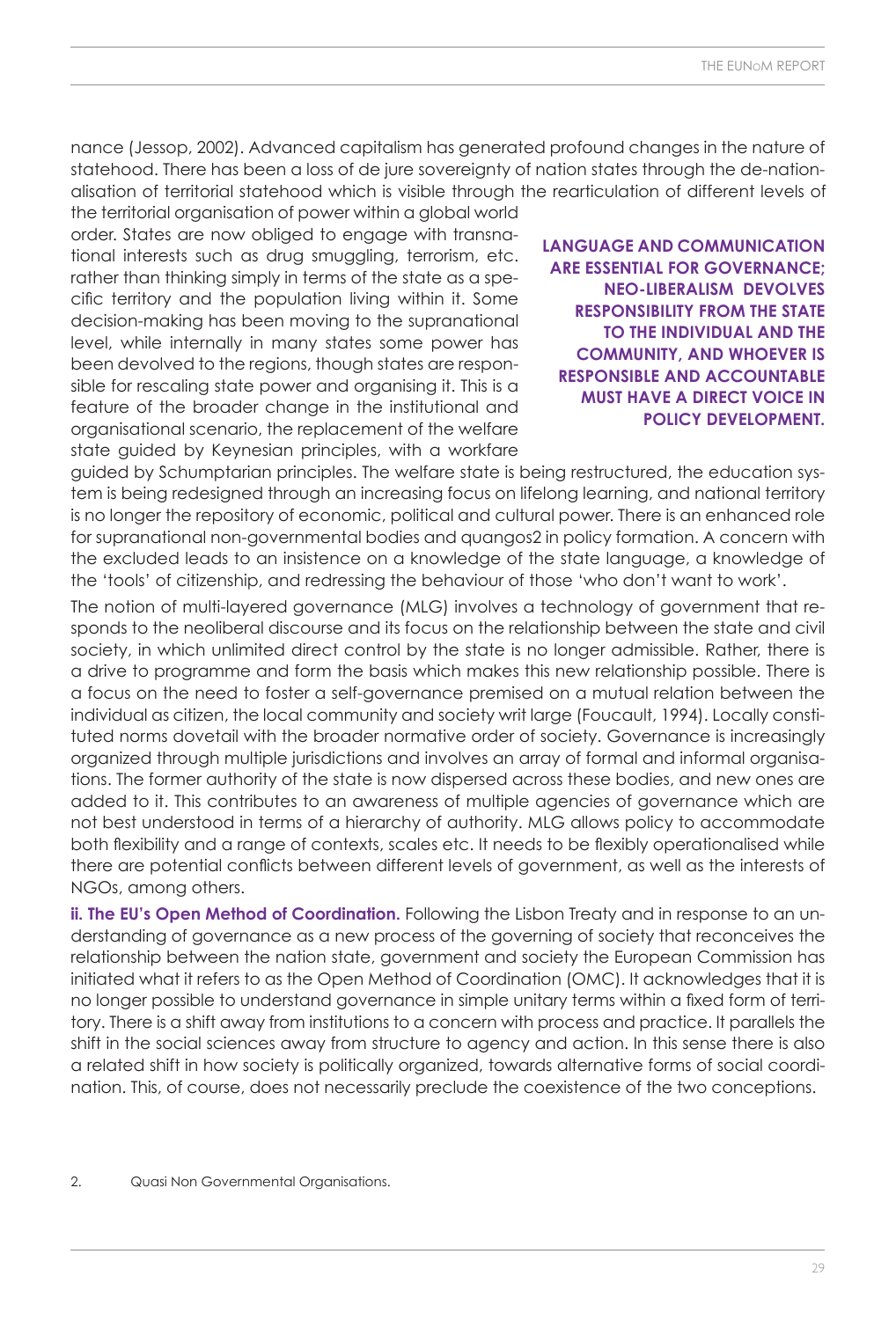nance (Jessop, 2002). Advanced capitalism has generated profound changes in the nature of statehood. There has been a loss of de jure sovereignty of nation states through the de-nationalisation of territorial statehood which is visible through the rearticulation of different levels of the territorial organisation of power within a global world order. States are now obliged to engage with transnational interests such as drug smuggling, terrorism, etc. rather than thinking simply in terms of the state as a specific territory and the population living within it. Some decision-making has been moving to the supranational level, while internally in many states some power has been devolved to the regions, though states are responsible for rescaling state power and organising it. This is a feature of the broader change in the institutional and organisational scenario, the replacement of the welfare state guided by Keynesian principles, with a workfare guided by Schumptarian principles. The welfare state is being restructured, the education system is being redesigned through an increasing focus on lifelong learning, and national territory is no longer the repository of economic, political and cultural power. There is an enhanced role for supranational non-governmental bodies and quangos[2] in policy formation. A concern with the excluded leads to an insistence on a knowledge of the state language, a knowledge of the 'tools' of citizenship, and redressing the behaviour of those 'who don't want to work'.

**LANGUAGE AND COMMUNICATION ARE ESSENTIAL FOR GOVERNANCE; NEO-LIBERALISM DEVOLVES RESPONSIBILITY FROM THE STATE TO THE INDIVIDUAL AND THE COMMUNITY, AND WHOEVER IS RESPONSIBLE AND ACCOUNTABLE MUST HAVE A DIRECT VOICE IN POLICY DEVELOPMENT.**

The notion of multi-layered governance (MLG) involves a technology of government that responds to the neoliberal discourse and its focus on the relationship between the state and civil society, in which unlimited direct control by the state is no longer admissible. Rather, there is a drive to programme and form the basis which makes this new relationship possible. There is a focus on the need to foster a self-governance premised on a mutual relation between the individual as citizen, the local community and society writ large (Foucault, 1994). Locally constituted norms dovetail with the broader normative order of society. Governance is increasingly organized through multiple jurisdictions and involves an array of formal and informal organisations. The former authority of the state is now dispersed across these bodies, and new ones are added to it. This contributes to an awareness of multiple agencies of governance which are not best understood in terms of a hierarchy of authority. MLG allows policy to accommodate both flexibility and a range of contexts, scales etc. It needs to be flexibly operationalised while there are potential conflicts between different levels of government, as well as the interests of NGOs, among others.

**ii. The EU's Open Method of Coordination.** Following the Lisbon Treaty and in response to an understanding of governance as a new process of the governing of society that reconceives the relationship between the nation state, government and society the European Commission has initiated what it refers to as the Open Method of Coordination (OMC). It acknowledges that it is no longer possible to understand governance in simple unitary terms within a fixed form of territory. There is a shift away from institutions to a concern with process and practice. It parallels the shift in the social sciences away from structure to agency and action. In this sense there is also a related shift in how society is politically organized, towards alternative forms of social coordination. This, of course, does not necessarily preclude the coexistence of the two conceptions.

2. Quasi Non Governmental Organisations.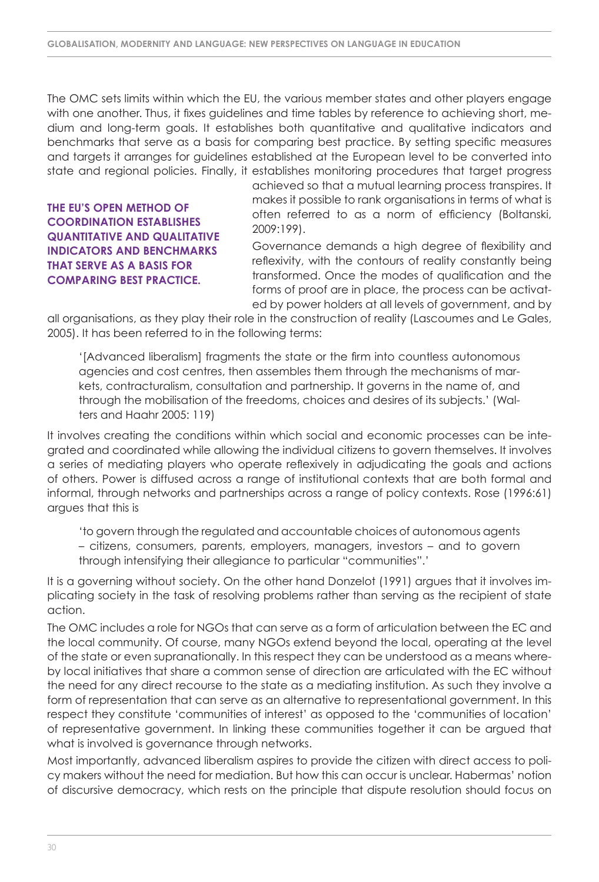The OMC sets limits within which the EU, the various member states and other players engage with one another. Thus, it fixes guidelines and time tables by reference to achieving short, medium and long-term goals. It establishes both quantitative and qualitative indicators and benchmarks that serve as a basis for comparing best practice. By setting specific measures and targets it arranges for guidelines established at the European level to be converted into state and regional policies. Finally, it establishes monitoring procedures that target progress achieved so that a mutual learning process transpires. It makes it possible to rank organisations in terms of what is often referred to as a norm of efficiency (Boltanski, 2009:199).

**THE EU'S OPEN METHOD OF COORDINATION ESTABLISHES QUANTITATIVE AND QUALITATIVE INDICATORS AND BENCHMARKS THAT SERVE AS A BASIS FOR COMPARING BEST PRACTICE.**

Governance demands a high degree of flexibility and reflexivity, with the contours of reality constantly being transformed. Once the modes of qualification and the forms of proof are in place, the process can be activated by power holders at all levels of government, and by all organisations, as they play their role in the construction of reality (Lascoumes and Le Gales, 2005). It has been referred to in the following terms:

> '[Advanced liberalism] fragments the state or the firm into countless autonomous agencies and cost centres, then assembles them through the mechanisms of markets, contracturalism, consultation and partnership. It governs in the name of, and through the mobilisation of the freedoms, choices and desires of its subjects.' (Walters and Haahr 2005: 119)

It involves creating the conditions within which social and economic processes can be integrated and coordinated while allowing the individual citizens to govern themselves. It involves a series of mediating players who operate reflexively in adjudicating the goals and actions of others. Power is diffused across a range of institutional contexts that are both formal and informal, through networks and partnerships across a range of policy contexts. Rose (1996:61) argues that this is

> 'to govern through the regulated and accountable choices of autonomous agents – citizens, consumers, parents, employers, managers, investors – and to govern through intensifying their allegiance to particular "communities".'

It is a governing without society. On the other hand Donzelot (1991) argues that it involves implicating society in the task of resolving problems rather than serving as the recipient of state action.

The OMC includes a role for NGOs that can serve as a form of articulation between the EC and the local community. Of course, many NGOs extend beyond the local, operating at the level of the state or even supranationally. In this respect they can be understood as a means whereby local initiatives that share a common sense of direction are articulated with the EC without the need for any direct recourse to the state as a mediating institution. As such they involve a form of representation that can serve as an alternative to representational government. In this respect they constitute 'communities of interest' as opposed to the 'communities of location' of representative government. In linking these communities together it can be argued that what is involved is governance through networks.

Most importantly, advanced liberalism aspires to provide the citizen with direct access to policy makers without the need for mediation. But how this can occur is unclear. Habermas' notion of discursive democracy, which rests on the principle that dispute resolution should focus on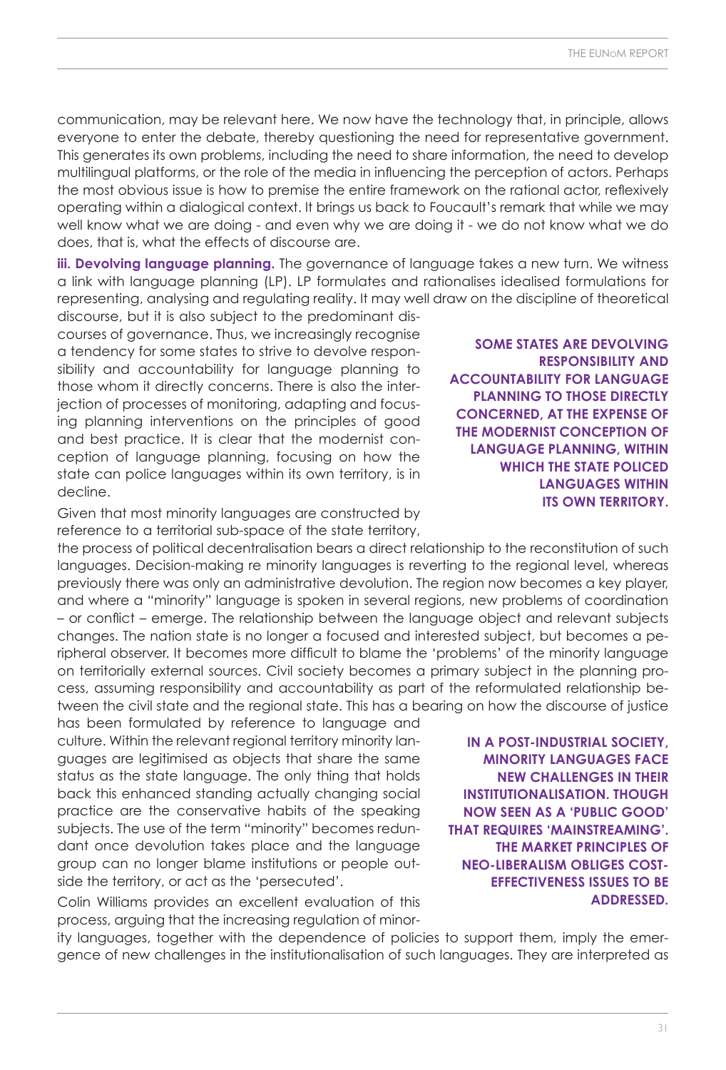communication, may be relevant here. We now have the technology that, in principle, allows everyone to enter the debate, thereby questioning the need for representative government. This generates its own problems, including the need to share information, the need to develop multilingual platforms, or the role of the media in influencing the perception of actors. Perhaps the most obvious issue is how to premise the entire framework on the rational actor, reflexively operating within a dialogical context. It brings us back to Foucault's remark that while we may well know what we are doing - and even why we are doing it - we do not know what we do does, that is, what the effects of discourse are.

**iii. Devolving language planning.** The governance of language takes a new turn. We witness a link with language planning (LP). LP formulates and rationalises idealised formulations for representing, analysing and regulating reality. It may well draw on the discipline of theoretical discourse, but it is also subject to the predominant discourses of governance. Thus, we increasingly recognise a tendency for some states to strive to devolve responsibility and accountability for language planning to those whom it directly concerns. There is also the interjection of processes of monitoring, adapting and focusing planning interventions on the principles of good and best practice. It is clear that the modernist conception of language planning, focusing on how the state can police languages within its own territory, is in decline.

**SOME STATES ARE DEVOLVING RESPONSIBILITY AND ACCOUNTABILITY FOR LANGUAGE PLANNING TO THOSE DIRECTLY CONCERNED, AT THE EXPENSE OF THE MODERNIST CONCEPTION OF LANGUAGE PLANNING, WITHIN WHICH THE STATE POLICED LANGUAGES WITHIN ITS OWN TERRITORY.**

Given that most minority languages are constructed by reference to a territorial sub-space of the state territory, the process of political decentralisation bears a direct relationship to the reconstitution of such languages. Decision-making re minority languages is reverting to the regional level, whereas previously there was only an administrative devolution. The region now becomes a key player, and where a "minority" language is spoken in several regions, new problems of coordination – or conflict – emerge. The relationship between the language object and relevant subjects changes. The nation state is no longer a focused and interested subject, but becomes a peripheral observer. It becomes more difficult to blame the 'problems' of the minority language on territorially external sources. Civil society becomes a primary subject in the planning process, assuming responsibility and accountability as part of the reformulated relationship between the civil state and the regional state. This has a bearing on how the discourse of justice has been formulated by reference to language and culture. Within the relevant regional territory minority languages are legitimised as objects that share the same status as the state language. The only thing that holds back this enhanced standing actually changing social practice are the conservative habits of the speaking subjects. The use of the term "minority" becomes redundant once devolution takes place and the language group can no longer blame institutions or people outside the territory, or act as the 'persecuted'.

**IN A POST-INDUSTRIAL SOCIETY, MINORITY LANGUAGES FACE NEW CHALLENGES IN THEIR INSTITUTIONALISATION. THOUGH NOW SEEN AS A 'PUBLIC GOOD' THAT REQUIRES 'MAINSTREAMING'. THE MARKET PRINCIPLES OF NEO-LIBERALISM OBLIGES COST-EFFECTIVENESS ISSUES TO BE ADDRESSED.**

Colin Williams provides an excellent evaluation of this process, arguing that the increasing regulation of minority languages, together with the dependence of policies to support them, imply the emergence of new challenges in the institutionalisation of such languages. They are interpreted as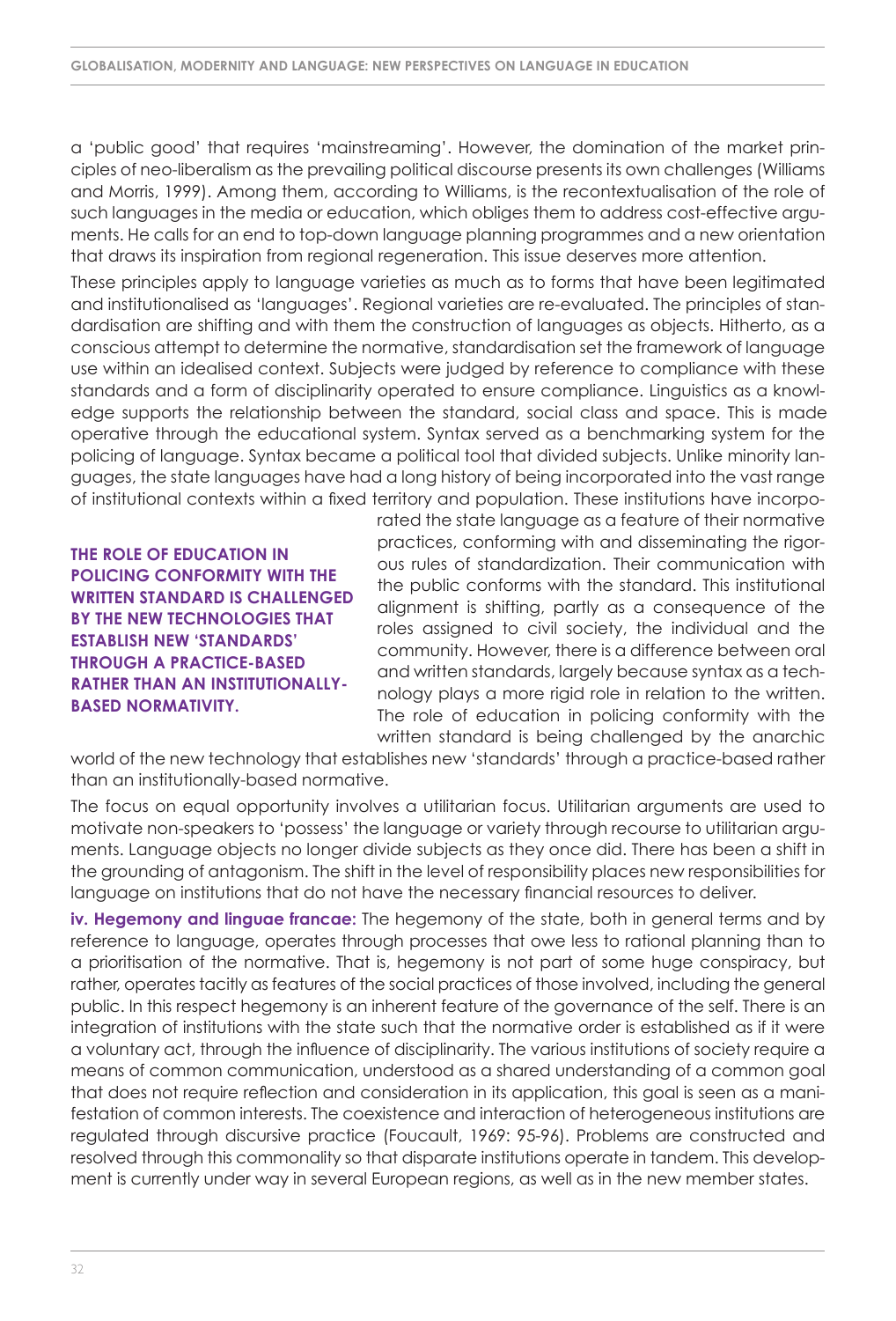a 'public good' that requires 'mainstreaming'. However, the domination of the market principles of neo-liberalism as the prevailing political discourse presents its own challenges (Williams and Morris, 1999). Among them, according to Williams, is the recontextualisation of the role of such languages in the media or education, which obliges them to address cost-effective arguments. He calls for an end to top-down language planning programmes and a new orientation that draws its inspiration from regional regeneration. This issue deserves more attention.

These principles apply to language varieties as much as to forms that have been legitimated and institutionalised as 'languages'. Regional varieties are re-evaluated. The principles of standardisation are shifting and with them the construction of languages as objects. Hitherto, as a conscious attempt to determine the normative, standardisation set the framework of language use within an idealised context. Subjects were judged by reference to compliance with these standards and a form of disciplinarity operated to ensure compliance. Linguistics as a knowledge supports the relationship between the standard, social class and space. This is made operative through the educational system. Syntax served as a benchmarking system for the policing of language. Syntax became a political tool that divided subjects. Unlike minority languages, the state languages have had a long history of being incorporated into the vast range of institutional contexts within a fixed territory and population. These institutions have incorporated the state language as a feature of their normative practices, conforming with and disseminating the rigorous rules of standardization. Their communication with the public conforms with the standard. This institutional alignment is shifting, partly as a consequence of the roles assigned to civil society, the individual and the community. However, there is a difference between oral and written standards, largely because syntax as a technology plays a more rigid role in relation to the written. The role of education in policing conformity with the written standard is being challenged by the anarchic world of the new technology that establishes new 'standards' through a practice-based rather than an institutionally-based normative.

**THE ROLE OF EDUCATION IN POLICING CONFORMITY WITH THE WRITTEN STANDARD IS CHALLENGED BY THE NEW TECHNOLOGIES THAT ESTABLISH NEW 'STANDARDS' THROUGH A PRACTICE-BASED RATHER THAN AN INSTITUTIONALLY-BASED NORMATIVITY.**

The focus on equal opportunity involves a utilitarian focus. Utilitarian arguments are used to motivate non-speakers to 'possess' the language or variety through recourse to utilitarian arguments. Language objects no longer divide subjects as they once did. There has been a shift in the grounding of antagonism. The shift in the level of responsibility places new responsibilities for language on institutions that do not have the necessary financial resources to deliver.

**iv. Hegemony and linguae francae:** The hegemony of the state, both in general terms and by reference to language, operates through processes that owe less to rational planning than to a prioritisation of the normative. That is, hegemony is not part of some huge conspiracy, but rather, operates tacitly as features of the social practices of those involved, including the general public. In this respect hegemony is an inherent feature of the governance of the self. There is an integration of institutions with the state such that the normative order is established as if it were a voluntary act, through the influence of disciplinarity. The various institutions of society require a means of common communication, understood as a shared understanding of a common goal that does not require reflection and consideration in its application, this goal is seen as a manifestation of common interests. The coexistence and interaction of heterogeneous institutions are regulated through discursive practice (Foucault, 1969: 95-96). Problems are constructed and resolved through this commonality so that disparate institutions operate in tandem. This development is currently under way in several European regions, as well as in the new member states.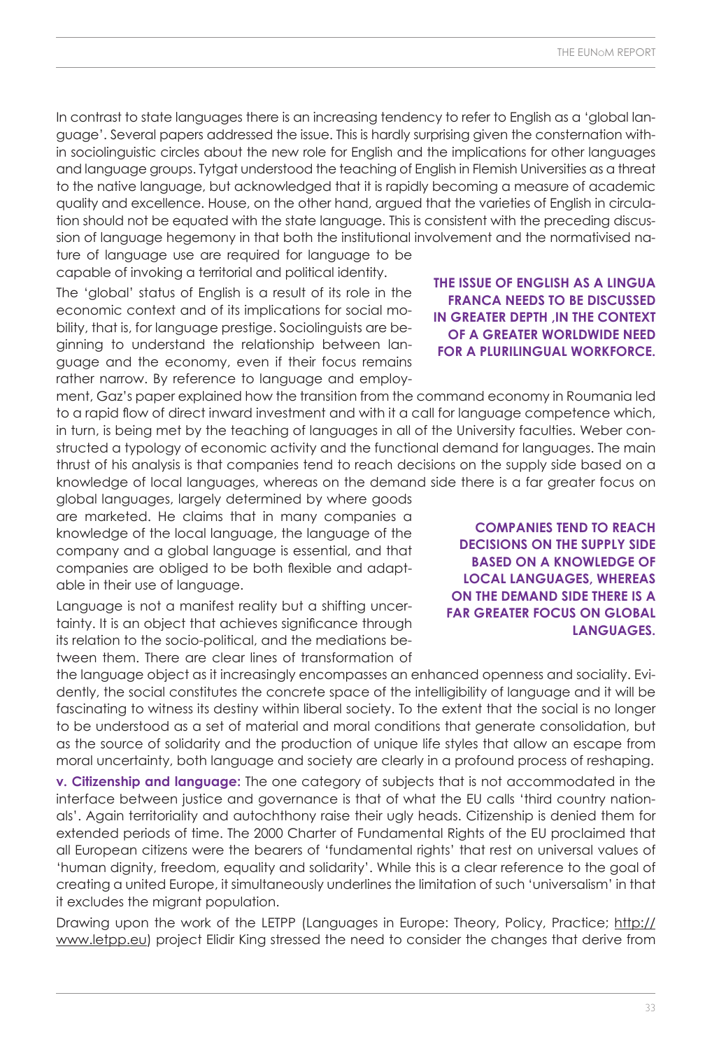In contrast to state languages there is an increasing tendency to refer to English as a 'global language'. Several papers addressed the issue. This is hardly surprising given the consternation within sociolinguistic circles about the new role for English and the implications for other languages and language groups. Tytgat understood the teaching of English in Flemish Universities as a threat to the native language, but acknowledged that it is rapidly becoming a measure of academic quality and excellence. House, on the other hand, argued that the varieties of English in circulation should not be equated with the state language. This is consistent with the preceding discussion of language hegemony in that both the institutional involvement and the normativised nature of language use are required for language to be capable of invoking a territorial and political identity.

**THE ISSUE OF ENGLISH AS A LINGUA FRANCA NEEDS TO BE DISCUSSED IN GREATER DEPTH ,IN THE CONTEXT OF A GREATER WORLDWIDE NEED FOR A PLURILINGUAL WORKFORCE.**

The 'global' status of English is a result of its role in the economic context and of its implications for social mobility, that is, for language prestige. Sociolinguists are beginning to understand the relationship between language and the economy, even if their focus remains rather narrow. By reference to language and employment, Gaz's paper explained how the transition from the command economy in Roumania led to a rapid flow of direct inward investment and with it a call for language competence which, in turn, is being met by the teaching of languages in all of the University faculties. Weber constructed a typology of economic activity and the functional demand for languages. The main thrust of his analysis is that companies tend to reach decisions on the supply side based on a knowledge of local languages, whereas on the demand side there is a far greater focus on global languages, largely determined by where goods are marketed. He claims that in many companies a knowledge of the local language, the language of the company and a global language is essential, and that companies are obliged to be both flexible and adaptable in their use of language.

**COMPANIES TEND TO REACH DECISIONS ON THE SUPPLY SIDE BASED ON A KNOWLEDGE OF LOCAL LANGUAGES, WHEREAS ON THE DEMAND SIDE THERE IS A FAR GREATER FOCUS ON GLOBAL LANGUAGES.**

Language is not a manifest reality but a shifting uncertainty. It is an object that achieves significance through its relation to the socio-political, and the mediations between them. There are clear lines of transformation of the language object as it increasingly encompasses an enhanced openness and sociality. Evidently, the social constitutes the concrete space of the intelligibility of language and it will be fascinating to witness its destiny within liberal society. To the extent that the social is no longer to be understood as a set of material and moral conditions that generate consolidation, but as the source of solidarity and the production of unique life styles that allow an escape from moral uncertainty, both language and society are clearly in a profound process of reshaping.

**v. Citizenship and language:** The one category of subjects that is not accommodated in the interface between justice and governance is that of what the EU calls 'third country nationals'. Again territoriality and autochthony raise their ugly heads. Citizenship is denied them for extended periods of time. The 2000 Charter of Fundamental Rights of the EU proclaimed that all European citizens were the bearers of 'fundamental rights' that rest on universal values of 'human dignity, freedom, equality and solidarity'. While this is a clear reference to the goal of creating a united Europe, it simultaneously underlines the limitation of such 'universalism' in that it excludes the migrant population.

Drawing upon the work of the LETPP (Languages in Europe: Theory, Policy, Practice; http://www.letpp.eu) project Elidir King stressed the need to consider the changes that derive from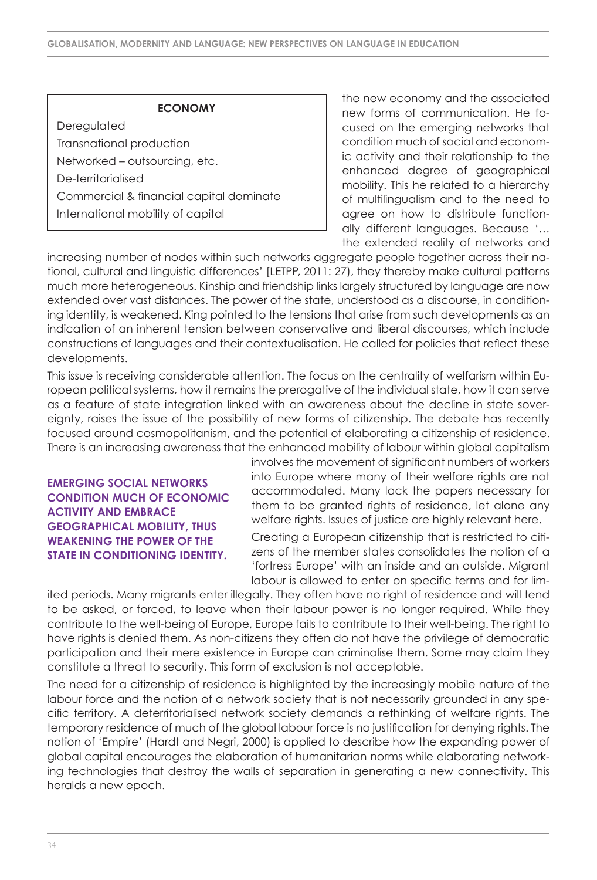**ECONOMY**

Deregulated
Transnational production
Networked – outsourcing, etc.
De-territorialised
Commercial & financial capital dominate
International mobility of capital

the new economy and the associated new forms of communication. He focused on the emerging networks that condition much of social and economic activity and their relationship to the enhanced degree of geographical mobility. This he related to a hierarchy of multilingualism and to the need to agree on how to distribute functionally different languages. Because '… the extended reality of networks and increasing number of nodes within such networks aggregate people together across their national, cultural and linguistic differences' [LETPP, 2011: 27), they thereby make cultural patterns much more heterogeneous. Kinship and friendship links largely structured by language are now extended over vast distances. The power of the state, understood as a discourse, in conditioning identity, is weakened. King pointed to the tensions that arise from such developments as an indication of an inherent tension between conservative and liberal discourses, which include constructions of languages and their contextualisation. He called for policies that reflect these developments.

This issue is receiving considerable attention. The focus on the centrality of welfarism within European political systems, how it remains the prerogative of the individual state, how it can serve as a feature of state integration linked with an awareness about the decline in state sovereignty, raises the issue of the possibility of new forms of citizenship. The debate has recently focused around cosmopolitanism, and the potential of elaborating a citizenship of residence. There is an increasing awareness that the enhanced mobility of labour within global capitalism involves the movement of significant numbers of workers into Europe where many of their welfare rights are not accommodated. Many lack the papers necessary for them to be granted rights of residence, let alone any welfare rights. Issues of justice are highly relevant here.

**EMERGING SOCIAL NETWORKS CONDITION MUCH OF ECONOMIC ACTIVITY AND EMBRACE GEOGRAPHICAL MOBILITY, THUS WEAKENING THE POWER OF THE STATE IN CONDITIONING IDENTITY.**

Creating a European citizenship that is restricted to citizens of the member states consolidates the notion of a 'fortress Europe' with an inside and an outside. Migrant labour is allowed to enter on specific terms and for limited periods. Many migrants enter illegally. They often have no right of residence and will tend to be asked, or forced, to leave when their labour power is no longer required. While they contribute to the well-being of Europe, Europe fails to contribute to their well-being. The right to have rights is denied them. As non-citizens they often do not have the privilege of democratic participation and their mere existence in Europe can criminalise them. Some may claim they constitute a threat to security. This form of exclusion is not acceptable.

The need for a citizenship of residence is highlighted by the increasingly mobile nature of the labour force and the notion of a network society that is not necessarily grounded in any specific territory. A deterritorialised network society demands a rethinking of welfare rights. The temporary residence of much of the global labour force is no justification for denying rights. The notion of 'Empire' (Hardt and Negri, 2000) is applied to describe how the expanding power of global capital encourages the elaboration of humanitarian norms while elaborating networking technologies that destroy the walls of separation in generating a new connectivity. This heralds a new epoch.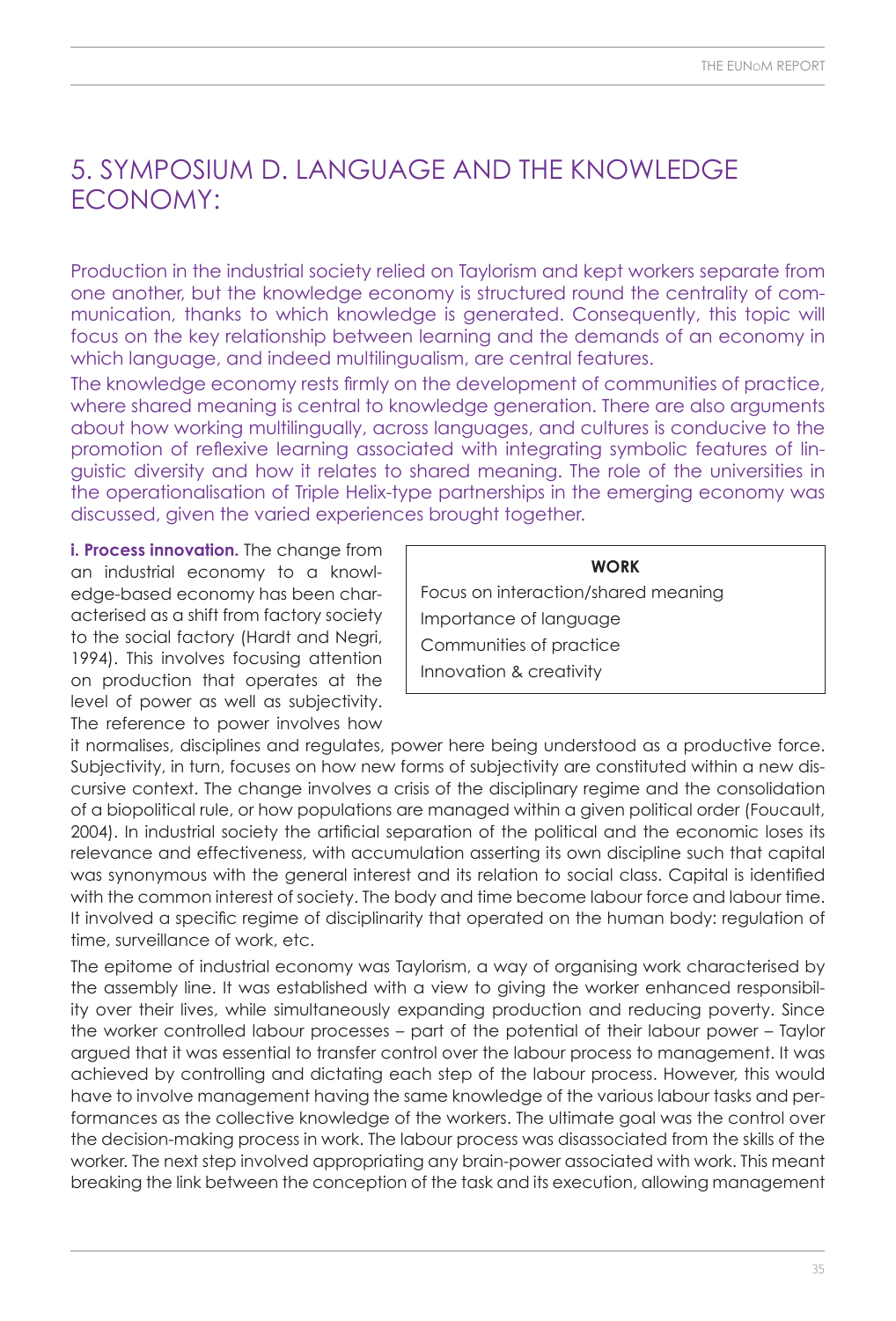# 5. SYMPOSIUM D. LANGUAGE AND THE KNOWLEDGE ECONOMY:

Production in the industrial society relied on Taylorism and kept workers separate from one another, but the knowledge economy is structured round the centrality of communication, thanks to which knowledge is generated. Consequently, this topic will focus on the key relationship between learning and the demands of an economy in which language, and indeed multilingualism, are central features.

The knowledge economy rests firmly on the development of communities of practice, where shared meaning is central to knowledge generation. There are also arguments about how working multilingually, across languages, and cultures is conducive to the promotion of reflexive learning associated with integrating symbolic features of linguistic diversity and how it relates to shared meaning. The role of the universities in the operationalisation of Triple Helix-type partnerships in the emerging economy was discussed, given the varied experiences brought together.

| WORK |
|---|
| Focus on interaction/shared meaning |
| Importance of language |
| Communities of practice |
| Innovation & creativity |

**i. Process innovation.** The change from an industrial economy to a knowledge-based economy has been characterised as a shift from factory society to the social factory (Hardt and Negri, 1994). This involves focusing attention on production that operates at the level of power as well as subjectivity. The reference to power involves how it normalises, disciplines and regulates, power here being understood as a productive force. Subjectivity, in turn, focuses on how new forms of subjectivity are constituted within a new discursive context. The change involves a crisis of the disciplinary regime and the consolidation of a biopolitical rule, or how populations are managed within a given political order (Foucault, 2004). In industrial society the artificial separation of the political and the economic loses its relevance and effectiveness, with accumulation asserting its own discipline such that capital was synonymous with the general interest and its relation to social class. Capital is identified with the common interest of society. The body and time become labour force and labour time. It involved a specific regime of disciplinarity that operated on the human body: regulation of time, surveillance of work, etc.

The epitome of industrial economy was Taylorism, a way of organising work characterised by the assembly line. It was established with a view to giving the worker enhanced responsibility over their lives, while simultaneously expanding production and reducing poverty. Since the worker controlled labour processes – part of the potential of their labour power – Taylor argued that it was essential to transfer control over the labour process to management. It was achieved by controlling and dictating each step of the labour process. However, this would have to involve management having the same knowledge of the various labour tasks and performances as the collective knowledge of the workers. The ultimate goal was the control over the decision-making process in work. The labour process was disassociated from the skills of the worker. The next step involved appropriating any brain-power associated with work. This meant breaking the link between the conception of the task and its execution, allowing management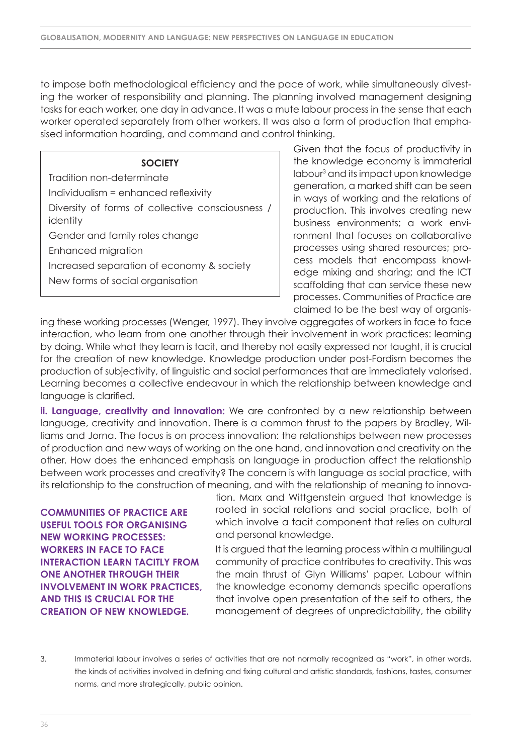to impose both methodological efficiency and the pace of work, while simultaneously divesting the worker of responsibility and planning. The planning involved management designing tasks for each worker, one day in advance. It was a mute labour process in the sense that each worker operated separately from other workers. It was also a form of production that emphasised information hoarding, and command and control thinking.

| **SOCIETY** |
|---|
| Tradition non-determinate |
| Individualism = enhanced reflexivity |
| Diversity of forms of collective consciousness / identity |
| Gender and family roles change |
| Enhanced migration |
| Increased separation of economy & society |
| New forms of social organisation |

Given that the focus of productivity in the knowledge economy is immaterial labour[3] and its impact upon knowledge generation, a marked shift can be seen in ways of working and the relations of production. This involves creating new business environments; a work environment that focuses on collaborative processes using shared resources; process models that encompass knowledge mixing and sharing; and the ICT scaffolding that can service these new processes. Communities of Practice are claimed to be the best way of organising these working processes (Wenger, 1997). They involve aggregates of workers in face to face interaction, who learn from one another through their involvement in work practices: learning by doing. While what they learn is tacit, and thereby not easily expressed nor taught, it is crucial for the creation of new knowledge. Knowledge production under post-Fordism becomes the production of subjectivity, of linguistic and social performances that are immediately valorised. Learning becomes a collective endeavour in which the relationship between knowledge and language is clarified.

**ii. Language, creativity and innovation:** We are confronted by a new relationship between language, creativity and innovation. There is a common thrust to the papers by Bradley, Williams and Jorna. The focus is on process innovation: the relationships between new processes of production and new ways of working on the one hand, and innovation and creativity on the other. How does the enhanced emphasis on language in production affect the relationship between work processes and creativity? The concern is with language as social practice, with its relationship to the construction of meaning, and with the relationship of meaning to innovation. Marx and Wittgenstein argued that knowledge is rooted in social relations and social practice, both of which involve a tacit component that relies on cultural and personal knowledge.

**COMMUNITIES OF PRACTICE ARE USEFUL TOOLS FOR ORGANISING NEW WORKING PROCESSES: WORKERS IN FACE TO FACE INTERACTION LEARN TACITLY FROM ONE ANOTHER THROUGH THEIR INVOLVEMENT IN WORK PRACTICES, AND THIS IS CRUCIAL FOR THE CREATION OF NEW KNOWLEDGE.**

It is argued that the learning process within a multilingual community of practice contributes to creativity. This was the main thrust of Glyn Williams' paper. Labour within the knowledge economy demands specific operations that involve open presentation of the self to others, the management of degrees of unpredictability, the ability

3. Immaterial labour involves a series of activities that are not normally recognized as "work", in other words, the kinds of activities involved in defining and fixing cultural and artistic standards, fashions, tastes, consumer norms, and more strategically, public opinion.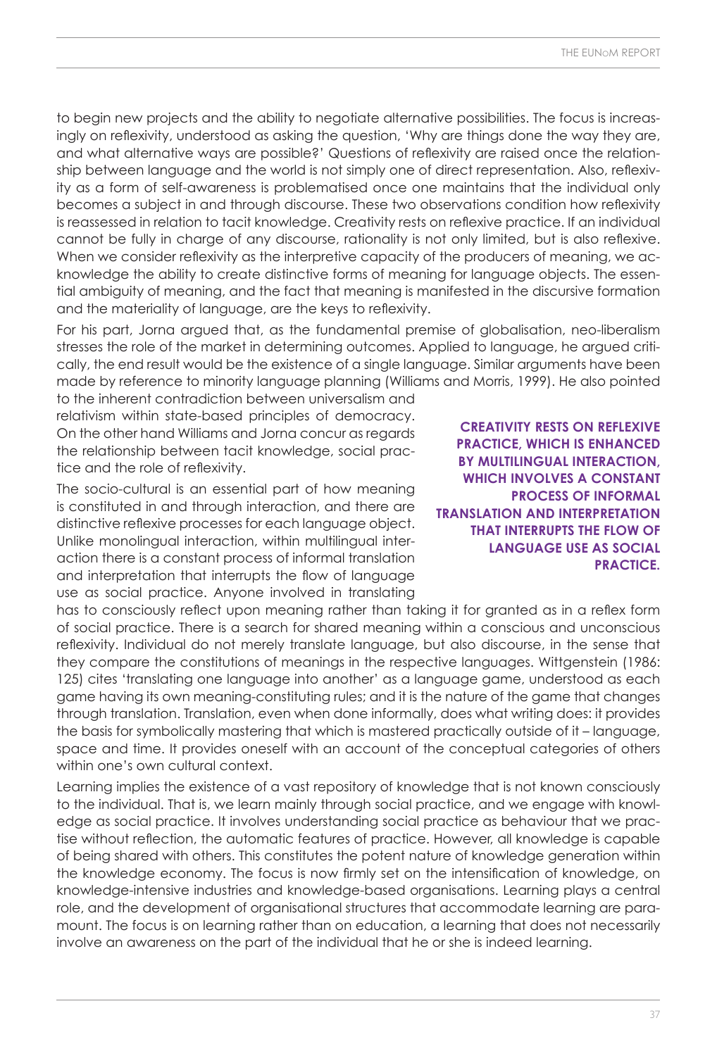to begin new projects and the ability to negotiate alternative possibilities. The focus is increasingly on reflexivity, understood as asking the question, 'Why are things done the way they are, and what alternative ways are possible?' Questions of reflexivity are raised once the relationship between language and the world is not simply one of direct representation. Also, reflexivity as a form of self-awareness is problematised once one maintains that the individual only becomes a subject in and through discourse. These two observations condition how reflexivity is reassessed in relation to tacit knowledge. Creativity rests on reflexive practice. If an individual cannot be fully in charge of any discourse, rationality is not only limited, but is also reflexive. When we consider reflexivity as the interpretive capacity of the producers of meaning, we acknowledge the ability to create distinctive forms of meaning for language objects. The essential ambiguity of meaning, and the fact that meaning is manifested in the discursive formation and the materiality of language, are the keys to reflexivity.

For his part, Jorna argued that, as the fundamental premise of globalisation, neo-liberalism stresses the role of the market in determining outcomes. Applied to language, he argued critically, the end result would be the existence of a single language. Similar arguments have been made by reference to minority language planning (Williams and Morris, 1999). He also pointed to the inherent contradiction between universalism and relativism within state-based principles of democracy. On the other hand Williams and Jorna concur as regards the relationship between tacit knowledge, social practice and the role of reflexivity.

**CREATIVITY RESTS ON REFLEXIVE PRACTICE, WHICH IS ENHANCED BY MULTILINGUAL INTERACTION, WHICH INVOLVES A CONSTANT PROCESS OF INFORMAL TRANSLATION AND INTERPRETATION THAT INTERRUPTS THE FLOW OF LANGUAGE USE AS SOCIAL PRACTICE.**

The socio-cultural is an essential part of how meaning is constituted in and through interaction, and there are distinctive reflexive processes for each language object. Unlike monolingual interaction, within multilingual interaction there is a constant process of informal translation and interpretation that interrupts the flow of language use as social practice. Anyone involved in translating has to consciously reflect upon meaning rather than taking it for granted as in a reflex form of social practice. There is a search for shared meaning within a conscious and unconscious reflexivity. Individual do not merely translate language, but also discourse, in the sense that they compare the constitutions of meanings in the respective languages. Wittgenstein (1986: 125) cites 'translating one language into another' as a language game, understood as each game having its own meaning-constituting rules; and it is the nature of the game that changes through translation. Translation, even when done informally, does what writing does: it provides the basis for symbolically mastering that which is mastered practically outside of it – language, space and time. It provides oneself with an account of the conceptual categories of others within one's own cultural context.

Learning implies the existence of a vast repository of knowledge that is not known consciously to the individual. That is, we learn mainly through social practice, and we engage with knowledge as social practice. It involves understanding social practice as behaviour that we practise without reflection, the automatic features of practice. However, all knowledge is capable of being shared with others. This constitutes the potent nature of knowledge generation within the knowledge economy. The focus is now firmly set on the intensification of knowledge, on knowledge-intensive industries and knowledge-based organisations. Learning plays a central role, and the development of organisational structures that accommodate learning are paramount. The focus is on learning rather than on education, a learning that does not necessarily involve an awareness on the part of the individual that he or she is indeed learning.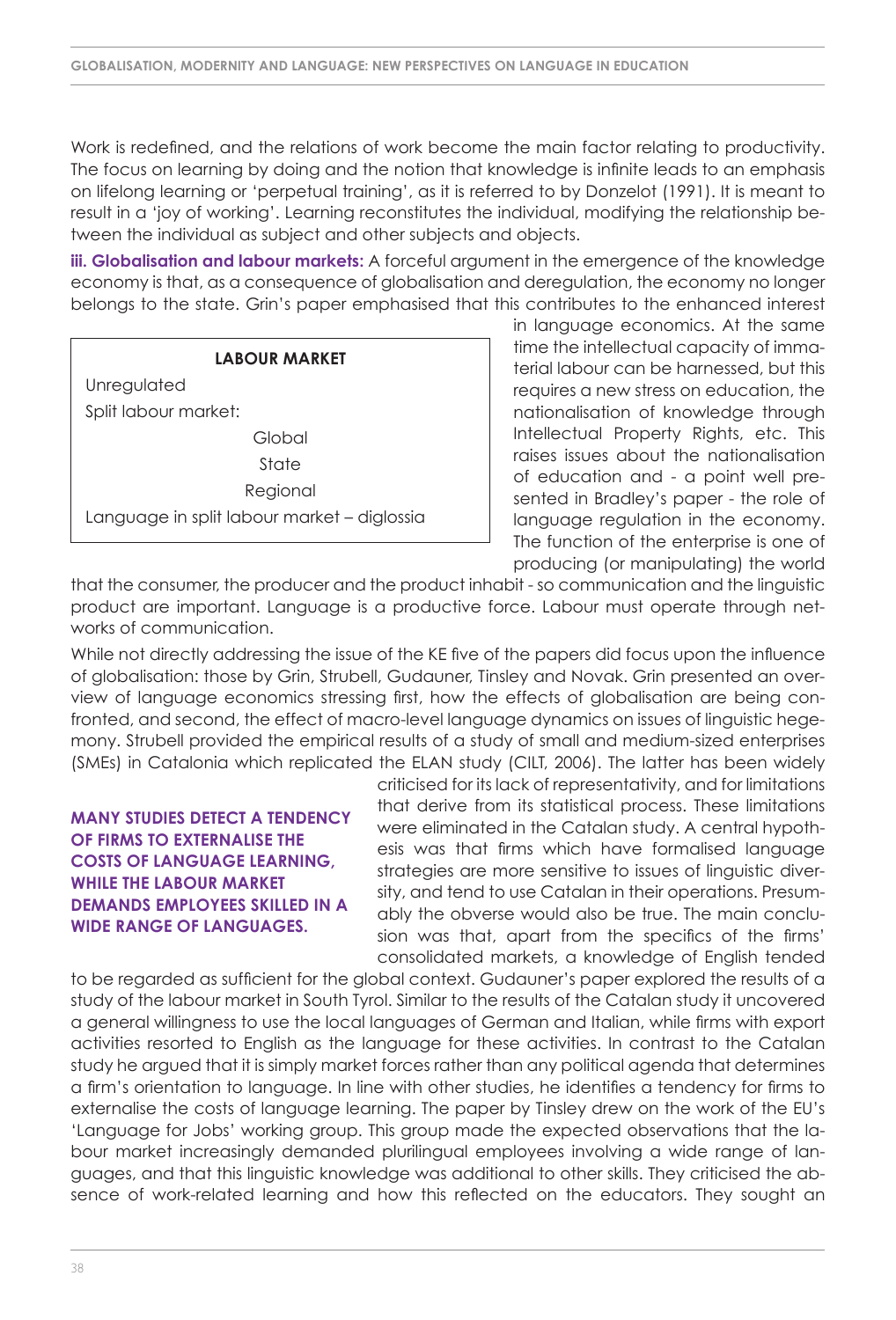Work is redefined, and the relations of work become the main factor relating to productivity. The focus on learning by doing and the notion that knowledge is infinite leads to an emphasis on lifelong learning or 'perpetual training', as it is referred to by Donzelot (1991). It is meant to result in a 'joy of working'. Learning reconstitutes the individual, modifying the relationship between the individual as subject and other subjects and objects.

**iii. Globalisation and labour markets:** A forceful argument in the emergence of the knowledge economy is that, as a consequence of globalisation and deregulation, the economy no longer belongs to the state. Grin's paper emphasised that this contributes to the enhanced interest in language economics. At the same time the intellectual capacity of immaterial labour can be harnessed, but this requires a new stress on education, the nationalisation of knowledge through Intellectual Property Rights, etc. This raises issues about the nationalisation of education and - a point well presented in Bradley's paper - the role of language regulation in the economy. The function of the enterprise is one of producing (or manipulating) the world that the consumer, the producer and the product inhabit - so communication and the linguistic product are important. Language is a productive force. Labour must operate through networks of communication.

| **LABOUR MARKET** |
| --- |
| Unregulated |
| Split labour market: |
| Global |
| State |
| Regional |
| Language in split labour market – diglossia |

While not directly addressing the issue of the KE five of the papers did focus upon the influence of globalisation: those by Grin, Strubell, Gudauner, Tinsley and Novak. Grin presented an overview of language economics stressing first, how the effects of globalisation are being confronted, and second, the effect of macro-level language dynamics on issues of linguistic hegemony. Strubell provided the empirical results of a study of small and medium-sized enterprises (SMEs) in Catalonia which replicated the ELAN study (CILT, 2006). The latter has been widely criticised for its lack of representativity, and for limitations that derive from its statistical process. These limitations were eliminated in the Catalan study. A central hypothesis was that firms which have formalised language strategies are more sensitive to issues of linguistic diversity, and tend to use Catalan in their operations. Presumably the obverse would also be true. The main conclusion was that, apart from the specifics of the firms' consolidated markets, a knowledge of English tended to be regarded as sufficient for the global context. Gudauner's paper explored the results of a study of the labour market in South Tyrol. Similar to the results of the Catalan study it uncovered a general willingness to use the local languages of German and Italian, while firms with export activities resorted to English as the language for these activities. In contrast to the Catalan study he argued that it is simply market forces rather than any political agenda that determines a firm's orientation to language. In line with other studies, he identifies a tendency for firms to externalise the costs of language learning. The paper by Tinsley drew on the work of the EU's 'Language for Jobs' working group. This group made the expected observations that the labour market increasingly demanded plurilingual employees involving a wide range of languages, and that this linguistic knowledge was additional to other skills. They criticised the absence of work-related learning and how this reflected on the educators. They sought an

**MANY STUDIES DETECT A TENDENCY OF FIRMS TO EXTERNALISE THE COSTS OF LANGUAGE LEARNING, WHILE THE LABOUR MARKET DEMANDS EMPLOYEES SKILLED IN A WIDE RANGE OF LANGUAGES.**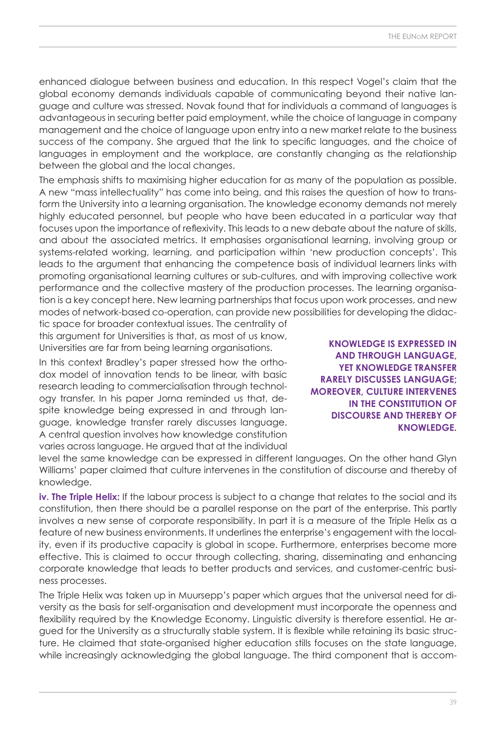enhanced dialogue between business and education. In this respect Vogel's claim that the global economy demands individuals capable of communicating beyond their native language and culture was stressed. Novak found that for individuals a command of languages is advantageous in securing better paid employment, while the choice of language in company management and the choice of language upon entry into a new market relate to the business success of the company. She argued that the link to specific languages, and the choice of languages in employment and the workplace, are constantly changing as the relationship between the global and the local changes.

The emphasis shifts to maximising higher education for as many of the population as possible. A new "mass intellectuality" has come into being, and this raises the question of how to transform the University into a learning organisation. The knowledge economy demands not merely highly educated personnel, but people who have been educated in a particular way that focuses upon the importance of reflexivity. This leads to a new debate about the nature of skills, and about the associated metrics. It emphasises organisational learning, involving group or systems-related working, learning, and participation within 'new production concepts'. This leads to the argument that enhancing the competence basis of individual learners links with promoting organisational learning cultures or sub-cultures, and with improving collective work performance and the collective mastery of the production processes. The learning organisation is a key concept here. New learning partnerships that focus upon work processes, and new modes of network-based co-operation, can provide new possibilities for developing the didactic space for broader contextual issues. The centrality of this argument for Universities is that, as most of us know, Universities are far from being learning organisations.

In this context Bradley's paper stressed how the orthodox model of innovation tends to be linear, with basic research leading to commercialisation through technology transfer. In his paper Jorna reminded us that, despite knowledge being expressed in and through language, knowledge transfer rarely discusses language. A central question involves how knowledge constitution varies across language. He argued that at the individual level the same knowledge can be expressed in different languages. On the other hand Glyn Williams' paper claimed that culture intervenes in the constitution of discourse and thereby of knowledge.

**KNOWLEDGE IS EXPRESSED IN AND THROUGH LANGUAGE, YET KNOWLEDGE TRANSFER RARELY DISCUSSES LANGUAGE; MOREOVER, CULTURE INTERVENES IN THE CONSTITUTION OF DISCOURSE AND THEREBY OF KNOWLEDGE.**

**iv. The Triple Helix:** If the labour process is subject to a change that relates to the social and its constitution, then there should be a parallel response on the part of the enterprise. This partly involves a new sense of corporate responsibility. In part it is a measure of the Triple Helix as a feature of new business environments. It underlines the enterprise's engagement with the locality, even if its productive capacity is global in scope. Furthermore, enterprises become more effective. This is claimed to occur through collecting, sharing, disseminating and enhancing corporate knowledge that leads to better products and services, and customer-centric business processes.

The Triple Helix was taken up in Muursepp's paper which argues that the universal need for diversity as the basis for self-organisation and development must incorporate the openness and flexibility required by the Knowledge Economy. Linguistic diversity is therefore essential. He argued for the University as a structurally stable system. It is flexible while retaining its basic structure. He claimed that state-organised higher education stills focuses on the state language, while increasingly acknowledging the global language. The third component that is accom-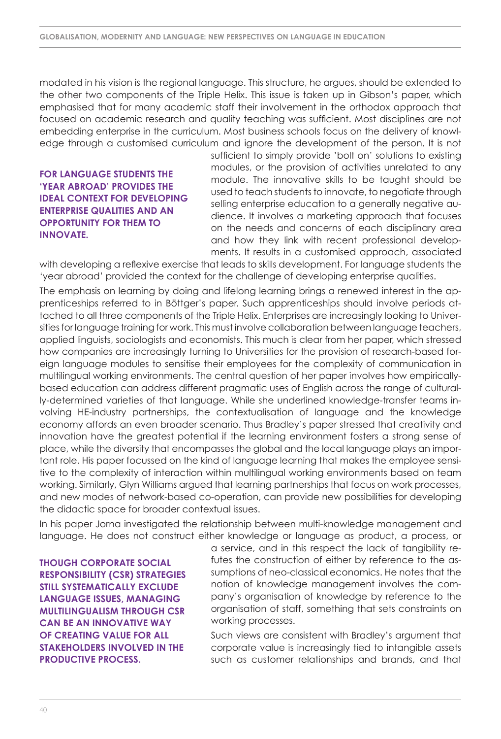modated in his vision is the regional language. This structure, he argues, should be extended to the other two components of the Triple Helix. This issue is taken up in Gibson's paper, which emphasised that for many academic staff their involvement in the orthodox approach that focused on academic research and quality teaching was sufficient. Most disciplines are not embedding enterprise in the curriculum. Most business schools focus on the delivery of knowledge through a customised curriculum and ignore the development of the person. It is not sufficient to simply provide 'bolt on' solutions to existing modules, or the provision of activities unrelated to any module. The innovative skills to be taught should be used to teach students to innovate, to negotiate through selling enterprise education to a generally negative audience. It involves a marketing approach that focuses on the needs and concerns of each disciplinary area and how they link with recent professional developments. It results in a customised approach, associated with developing a reflexive exercise that leads to skills development. For language students the 'year abroad' provided the context for the challenge of developing enterprise qualities.

**FOR LANGUAGE STUDENTS THE 'YEAR ABROAD' PROVIDES THE IDEAL CONTEXT FOR DEVELOPING ENTERPRISE QUALITIES AND AN OPPORTUNITY FOR THEM TO INNOVATE.**

The emphasis on learning by doing and lifelong learning brings a renewed interest in the apprenticeships referred to in Böttger's paper. Such apprenticeships should involve periods attached to all three components of the Triple Helix. Enterprises are increasingly looking to Universities for language training for work. This must involve collaboration between language teachers, applied linguists, sociologists and economists. This much is clear from her paper, which stressed how companies are increasingly turning to Universities for the provision of research-based foreign language modules to sensitise their employees for the complexity of communication in multilingual working environments. The central question of her paper involves how empirically-based education can address different pragmatic uses of English across the range of culturally-determined varieties of that language. While she underlined knowledge-transfer teams involving HE-industry partnerships, the contextualisation of language and the knowledge economy affords an even broader scenario. Thus Bradley's paper stressed that creativity and innovation have the greatest potential if the learning environment fosters a strong sense of place, while the diversity that encompasses the global and the local language plays an important role. His paper focussed on the kind of language learning that makes the employee sensitive to the complexity of interaction within multilingual working environments based on team working. Similarly, Glyn Williams argued that learning partnerships that focus on work processes, and new modes of network-based co-operation, can provide new possibilities for developing the didactic space for broader contextual issues.

In his paper Jorna investigated the relationship between multi-knowledge management and language. He does not construct either knowledge or language as product, a process, or a service, and in this respect the lack of tangibility refutes the construction of either by reference to the assumptions of neo-classical economics. He notes that the notion of knowledge management involves the company's organisation of knowledge by reference to the organisation of staff, something that sets constraints on working processes.

**THOUGH CORPORATE SOCIAL RESPONSIBILITY (CSR) STRATEGIES STILL SYSTEMATICALLY EXCLUDE LANGUAGE ISSUES, MANAGING MULTILINGUALISM THROUGH CSR CAN BE AN INNOVATIVE WAY OF CREATING VALUE FOR ALL STAKEHOLDERS INVOLVED IN THE PRODUCTIVE PROCESS.**

Such views are consistent with Bradley's argument that corporate value is increasingly tied to intangible assets such as customer relationships and brands, and that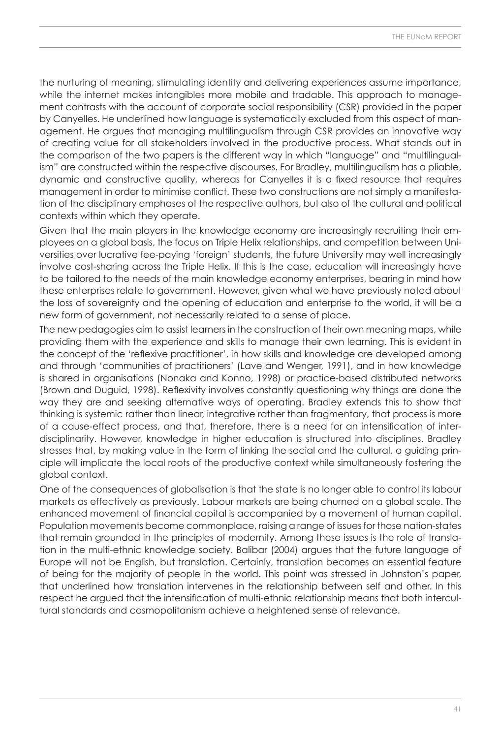the nurturing of meaning, stimulating identity and delivering experiences assume importance, while the internet makes intangibles more mobile and tradable. This approach to management contrasts with the account of corporate social responsibility (CSR) provided in the paper by Canyelles. He underlined how language is systematically excluded from this aspect of management. He argues that managing multilingualism through CSR provides an innovative way of creating value for all stakeholders involved in the productive process. What stands out in the comparison of the two papers is the different way in which "language" and "multilingualism" are constructed within the respective discourses. For Bradley, multilingualism has a pliable, dynamic and constructive quality, whereas for Canyelles it is a fixed resource that requires management in order to minimise conflict. These two constructions are not simply a manifestation of the disciplinary emphases of the respective authors, but also of the cultural and political contexts within which they operate.

Given that the main players in the knowledge economy are increasingly recruiting their employees on a global basis, the focus on Triple Helix relationships, and competition between Universities over lucrative fee-paying 'foreign' students, the future University may well increasingly involve cost-sharing across the Triple Helix. If this is the case, education will increasingly have to be tailored to the needs of the main knowledge economy enterprises, bearing in mind how these enterprises relate to government. However, given what we have previously noted about the loss of sovereignty and the opening of education and enterprise to the world, it will be a new form of government, not necessarily related to a sense of place.

The new pedagogies aim to assist learners in the construction of their own meaning maps, while providing them with the experience and skills to manage their own learning. This is evident in the concept of the 'reflexive practitioner', in how skills and knowledge are developed among and through 'communities of practitioners' (Lave and Wenger, 1991), and in how knowledge is shared in organisations (Nonaka and Konno, 1998) or practice-based distributed networks (Brown and Duguid, 1998). Reflexivity involves constantly questioning why things are done the way they are and seeking alternative ways of operating. Bradley extends this to show that thinking is systemic rather than linear, integrative rather than fragmentary, that process is more of a cause-effect process, and that, therefore, there is a need for an intensification of interdisciplinarity. However, knowledge in higher education is structured into disciplines. Bradley stresses that, by making value in the form of linking the social and the cultural, a guiding principle will implicate the local roots of the productive context while simultaneously fostering the global context.

One of the consequences of globalisation is that the state is no longer able to control its labour markets as effectively as previously. Labour markets are being churned on a global scale. The enhanced movement of financial capital is accompanied by a movement of human capital. Population movements become commonplace, raising a range of issues for those nation-states that remain grounded in the principles of modernity. Among these issues is the role of translation in the multi-ethnic knowledge society. Balibar (2004) argues that the future language of Europe will not be English, but translation. Certainly, translation becomes an essential feature of being for the majority of people in the world. This point was stressed in Johnston's paper, that underlined how translation intervenes in the relationship between self and other. In this respect he argued that the intensification of multi-ethnic relationship means that both intercultural standards and cosmopolitanism achieve a heightened sense of relevance.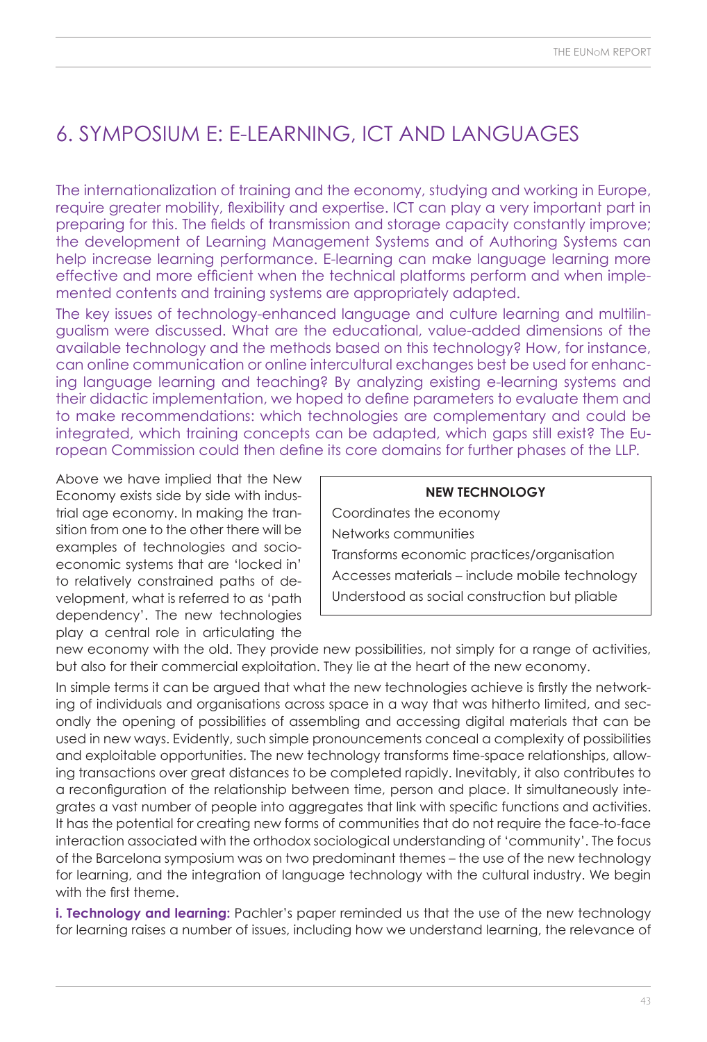# 6. SYMPOSIUM E: E-LEARNING, ICT AND LANGUAGES

The internationalization of training and the economy, studying and working in Europe, require greater mobility, flexibility and expertise. ICT can play a very important part in preparing for this. The fields of transmission and storage capacity constantly improve; the development of Learning Management Systems and of Authoring Systems can help increase learning performance. E-learning can make language learning more effective and more efficient when the technical platforms perform and when implemented contents and training systems are appropriately adapted.

The key issues of technology-enhanced language and culture learning and multilingualism were discussed. What are the educational, value-added dimensions of the available technology and the methods based on this technology? How, for instance, can online communication or online intercultural exchanges best be used for enhancing language learning and teaching? By analyzing existing e-learning systems and their didactic implementation, we hoped to define parameters to evaluate them and to make recommendations: which technologies are complementary and could be integrated, which training concepts can be adapted, which gaps still exist? The European Commission could then define its core domains for further phases of the LLP.

| **NEW TECHNOLOGY** |
|---|
| Coordinates the economy |
| Networks communities |
| Transforms economic practices/organisation |
| Accesses materials – include mobile technology |
| Understood as social construction but pliable |

Above we have implied that the New Economy exists side by side with industrial age economy. In making the transition from one to the other there will be examples of technologies and socio-economic systems that are 'locked in' to relatively constrained paths of development, what is referred to as 'path dependency'. The new technologies play a central role in articulating the new economy with the old. They provide new possibilities, not simply for a range of activities, but also for their commercial exploitation. They lie at the heart of the new economy.

In simple terms it can be argued that what the new technologies achieve is firstly the networking of individuals and organisations across space in a way that was hitherto limited, and secondly the opening of possibilities of assembling and accessing digital materials that can be used in new ways. Evidently, such simple pronouncements conceal a complexity of possibilities and exploitable opportunities. The new technology transforms time-space relationships, allowing transactions over great distances to be completed rapidly. Inevitably, it also contributes to a reconfiguration of the relationship between time, person and place. It simultaneously integrates a vast number of people into aggregates that link with specific functions and activities. It has the potential for creating new forms of communities that do not require the face-to-face interaction associated with the orthodox sociological understanding of 'community'. The focus of the Barcelona symposium was on two predominant themes – the use of the new technology for learning, and the integration of language technology with the cultural industry. We begin with the first theme.

**i. Technology and learning:** Pachler's paper reminded us that the use of the new technology for learning raises a number of issues, including how we understand learning, the relevance of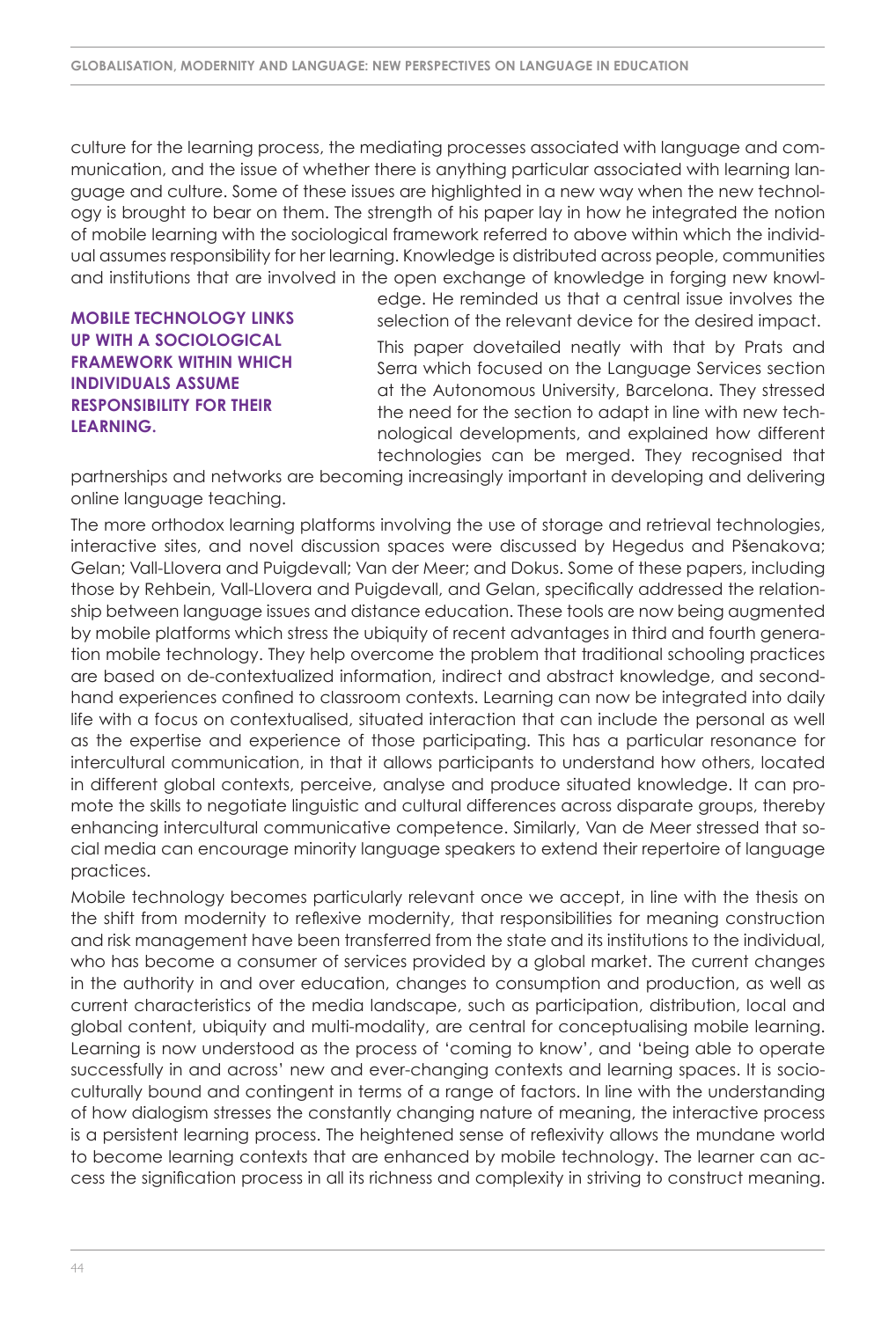culture for the learning process, the mediating processes associated with language and communication, and the issue of whether there is anything particular associated with learning language and culture. Some of these issues are highlighted in a new way when the new technology is brought to bear on them. The strength of his paper lay in how he integrated the notion of mobile learning with the sociological framework referred to above within which the individual assumes responsibility for her learning. Knowledge is distributed across people, communities and institutions that are involved in the open exchange of knowledge in forging new knowledge. He reminded us that a central issue involves the selection of the relevant device for the desired impact.

**MOBILE TECHNOLOGY LINKS UP WITH A SOCIOLOGICAL FRAMEWORK WITHIN WHICH INDIVIDUALS ASSUME RESPONSIBILITY FOR THEIR LEARNING.**

This paper dovetailed neatly with that by Prats and Serra which focused on the Language Services section at the Autonomous University, Barcelona. They stressed the need for the section to adapt in line with new technological developments, and explained how different technologies can be merged. They recognised that partnerships and networks are becoming increasingly important in developing and delivering online language teaching.

The more orthodox learning platforms involving the use of storage and retrieval technologies, interactive sites, and novel discussion spaces were discussed by Hegedus and Pšenakova; Gelan; Vall-Llovera and Puigdevall; Van der Meer; and Dokus. Some of these papers, including those by Rehbein, Vall-Llovera and Puigdevall, and Gelan, specifically addressed the relationship between language issues and distance education. These tools are now being augmented by mobile platforms which stress the ubiquity of recent advantages in third and fourth generation mobile technology. They help overcome the problem that traditional schooling practices are based on de-contextualized information, indirect and abstract knowledge, and second-hand experiences confined to classroom contexts. Learning can now be integrated into daily life with a focus on contextualised, situated interaction that can include the personal as well as the expertise and experience of those participating. This has a particular resonance for intercultural communication, in that it allows participants to understand how others, located in different global contexts, perceive, analyse and produce situated knowledge. It can promote the skills to negotiate linguistic and cultural differences across disparate groups, thereby enhancing intercultural communicative competence. Similarly, Van de Meer stressed that social media can encourage minority language speakers to extend their repertoire of language practices.

Mobile technology becomes particularly relevant once we accept, in line with the thesis on the shift from modernity to reflexive modernity, that responsibilities for meaning construction and risk management have been transferred from the state and its institutions to the individual, who has become a consumer of services provided by a global market. The current changes in the authority in and over education, changes to consumption and production, as well as current characteristics of the media landscape, such as participation, distribution, local and global content, ubiquity and multi-modality, are central for conceptualising mobile learning. Learning is now understood as the process of 'coming to know', and 'being able to operate successfully in and across' new and ever-changing contexts and learning spaces. It is socio-culturally bound and contingent in terms of a range of factors. In line with the understanding of how dialogism stresses the constantly changing nature of meaning, the interactive process is a persistent learning process. The heightened sense of reflexivity allows the mundane world to become learning contexts that are enhanced by mobile technology. The learner can access the signification process in all its richness and complexity in striving to construct meaning.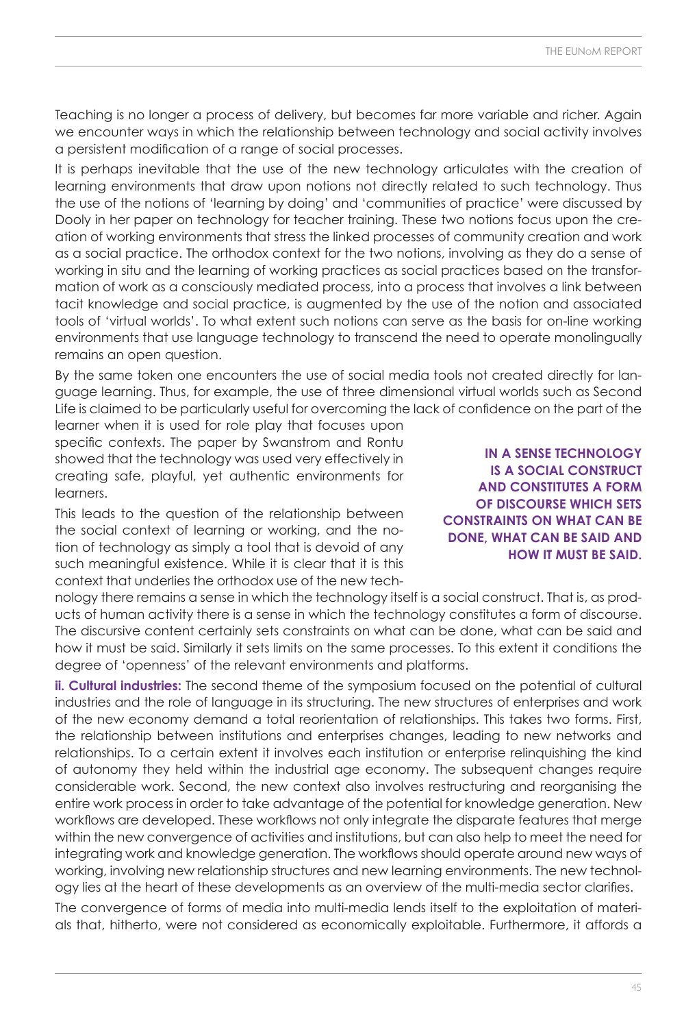Teaching is no longer a process of delivery, but becomes far more variable and richer. Again we encounter ways in which the relationship between technology and social activity involves a persistent modification of a range of social processes.

It is perhaps inevitable that the use of the new technology articulates with the creation of learning environments that draw upon notions not directly related to such technology. Thus the use of the notions of 'learning by doing' and 'communities of practice' were discussed by Dooly in her paper on technology for teacher training. These two notions focus upon the creation of working environments that stress the linked processes of community creation and work as a social practice. The orthodox context for the two notions, involving as they do a sense of working in situ and the learning of working practices as social practices based on the transformation of work as a consciously mediated process, into a process that involves a link between tacit knowledge and social practice, is augmented by the use of the notion and associated tools of 'virtual worlds'. To what extent such notions can serve as the basis for on-line working environments that use language technology to transcend the need to operate monolingually remains an open question.

By the same token one encounters the use of social media tools not created directly for language learning. Thus, for example, the use of three dimensional virtual worlds such as Second Life is claimed to be particularly useful for overcoming the lack of confidence on the part of the learner when it is used for role play that focuses upon specific contexts. The paper by Swanstrom and Rontu showed that the technology was used very effectively in creating safe, playful, yet authentic environments for learners.

This leads to the question of the relationship between the social context of learning or working, and the notion of technology as simply a tool that is devoid of any such meaningful existence. While it is clear that it is this context that underlies the orthodox use of the new technology there remains a sense in which the technology itself is a social construct. That is, as products of human activity there is a sense in which the technology constitutes a form of discourse. The discursive content certainly sets constraints on what can be done, what can be said and how it must be said. Similarly it sets limits on the same processes. To this extent it conditions the degree of 'openness' of the relevant environments and platforms.

**IN A SENSE TECHNOLOGY IS A SOCIAL CONSTRUCT AND CONSTITUTES A FORM OF DISCOURSE WHICH SETS CONSTRAINTS ON WHAT CAN BE DONE, WHAT CAN BE SAID AND HOW IT MUST BE SAID.**

**ii. Cultural industries:** The second theme of the symposium focused on the potential of cultural industries and the role of language in its structuring. The new structures of enterprises and work of the new economy demand a total reorientation of relationships. This takes two forms. First, the relationship between institutions and enterprises changes, leading to new networks and relationships. To a certain extent it involves each institution or enterprise relinquishing the kind of autonomy they held within the industrial age economy. The subsequent changes require considerable work. Second, the new context also involves restructuring and reorganising the entire work process in order to take advantage of the potential for knowledge generation. New workflows are developed. These workflows not only integrate the disparate features that merge within the new convergence of activities and institutions, but can also help to meet the need for integrating work and knowledge generation. The workflows should operate around new ways of working, involving new relationship structures and new learning environments. The new technology lies at the heart of these developments as an overview of the multi-media sector clarifies.

The convergence of forms of media into multi-media lends itself to the exploitation of materials that, hitherto, were not considered as economically exploitable. Furthermore, it affords a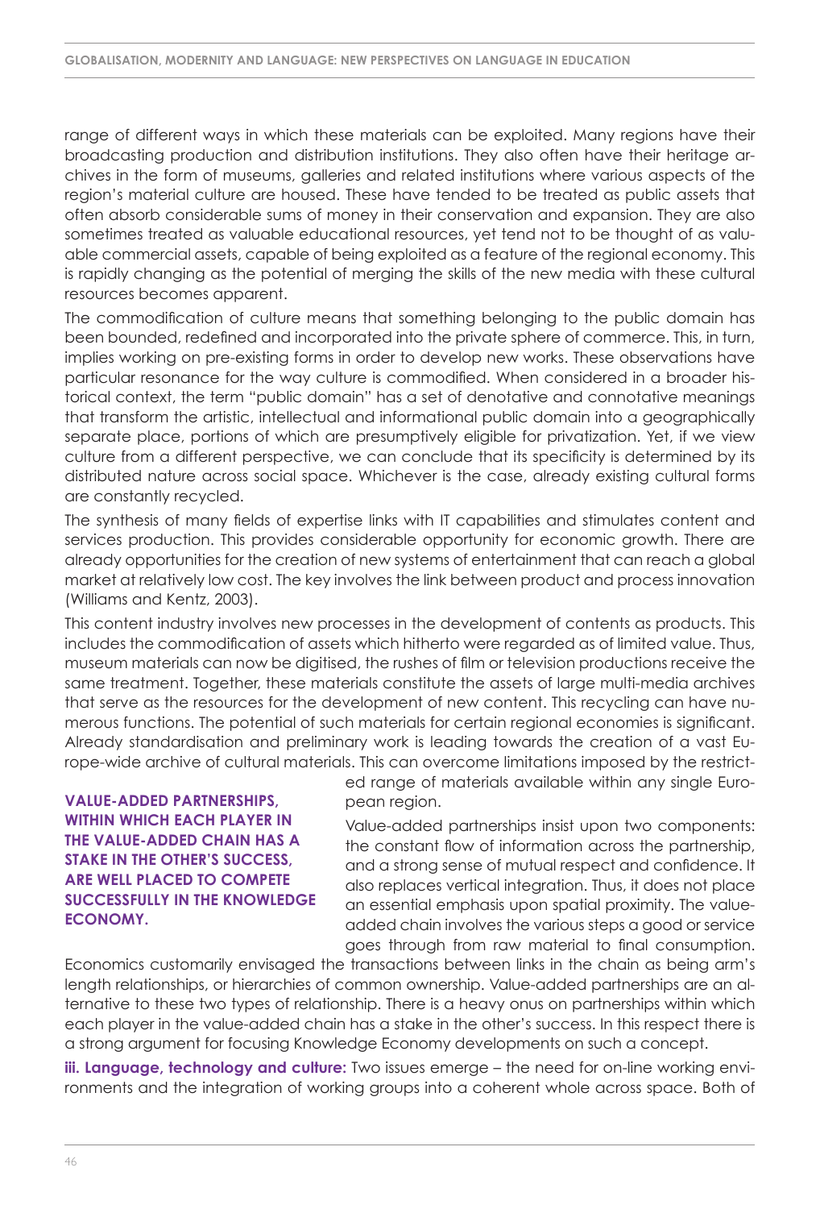range of different ways in which these materials can be exploited. Many regions have their broadcasting production and distribution institutions. They also often have their heritage archives in the form of museums, galleries and related institutions where various aspects of the region's material culture are housed. These have tended to be treated as public assets that often absorb considerable sums of money in their conservation and expansion. They are also sometimes treated as valuable educational resources, yet tend not to be thought of as valuable commercial assets, capable of being exploited as a feature of the regional economy. This is rapidly changing as the potential of merging the skills of the new media with these cultural resources becomes apparent.

The commodification of culture means that something belonging to the public domain has been bounded, redefined and incorporated into the private sphere of commerce. This, in turn, implies working on pre-existing forms in order to develop new works. These observations have particular resonance for the way culture is commodified. When considered in a broader historical context, the term "public domain" has a set of denotative and connotative meanings that transform the artistic, intellectual and informational public domain into a geographically separate place, portions of which are presumptively eligible for privatization. Yet, if we view culture from a different perspective, we can conclude that its specificity is determined by its distributed nature across social space. Whichever is the case, already existing cultural forms are constantly recycled.

The synthesis of many fields of expertise links with IT capabilities and stimulates content and services production. This provides considerable opportunity for economic growth. There are already opportunities for the creation of new systems of entertainment that can reach a global market at relatively low cost. The key involves the link between product and process innovation (Williams and Kentz, 2003).

This content industry involves new processes in the development of contents as products. This includes the commodification of assets which hitherto were regarded as of limited value. Thus, museum materials can now be digitised, the rushes of film or television productions receive the same treatment. Together, these materials constitute the assets of large multi-media archives that serve as the resources for the development of new content. This recycling can have numerous functions. The potential of such materials for certain regional economies is significant. Already standardisation and preliminary work is leading towards the creation of a vast Europe-wide archive of cultural materials. This can overcome limitations imposed by the restricted range of materials available within any single European region.

**VALUE-ADDED PARTNERSHIPS, WITHIN WHICH EACH PLAYER IN THE VALUE-ADDED CHAIN HAS A STAKE IN THE OTHER'S SUCCESS, ARE WELL PLACED TO COMPETE SUCCESSFULLY IN THE KNOWLEDGE ECONOMY.**

Value-added partnerships insist upon two components: the constant flow of information across the partnership, and a strong sense of mutual respect and confidence. It also replaces vertical integration. Thus, it does not place an essential emphasis upon spatial proximity. The value-added chain involves the various steps a good or service goes through from raw material to final consumption. Economics customarily envisaged the transactions between links in the chain as being arm's length relationships, or hierarchies of common ownership. Value-added partnerships are an alternative to these two types of relationship. There is a heavy onus on partnerships within which each player in the value-added chain has a stake in the other's success. In this respect there is a strong argument for focusing Knowledge Economy developments on such a concept.

**iii. Language, technology and culture:** Two issues emerge – the need for on-line working environments and the integration of working groups into a coherent whole across space. Both of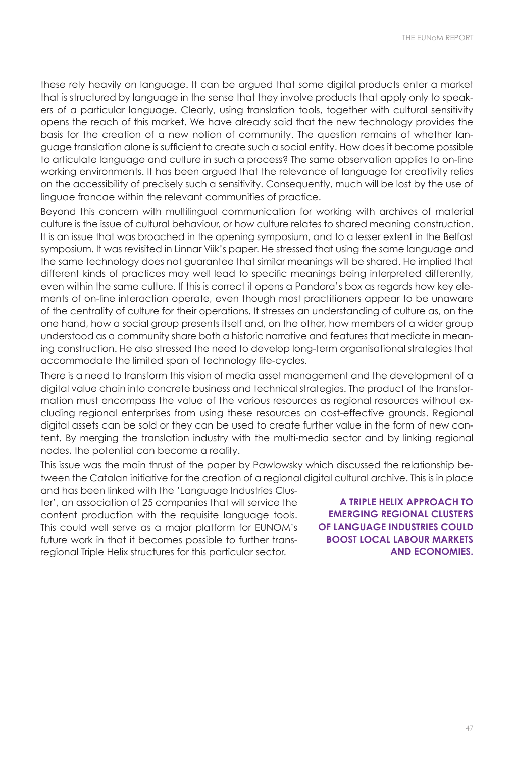these rely heavily on language. It can be argued that some digital products enter a market that is structured by language in the sense that they involve products that apply only to speakers of a particular language. Clearly, using translation tools, together with cultural sensitivity opens the reach of this market. We have already said that the new technology provides the basis for the creation of a new notion of community. The question remains of whether language translation alone is sufficient to create such a social entity. How does it become possible to articulate language and culture in such a process? The same observation applies to on-line working environments. It has been argued that the relevance of language for creativity relies on the accessibility of precisely such a sensitivity. Consequently, much will be lost by the use of linguae francae within the relevant communities of practice.

Beyond this concern with multilingual communication for working with archives of material culture is the issue of cultural behaviour, or how culture relates to shared meaning construction. It is an issue that was broached in the opening symposium, and to a lesser extent in the Belfast symposium. It was revisited in Linnar Viik's paper. He stressed that using the same language and the same technology does not guarantee that similar meanings will be shared. He implied that different kinds of practices may well lead to specific meanings being interpreted differently, even within the same culture. If this is correct it opens a Pandora's box as regards how key elements of on-line interaction operate, even though most practitioners appear to be unaware of the centrality of culture for their operations. It stresses an understanding of culture as, on the one hand, how a social group presents itself and, on the other, how members of a wider group understood as a community share both a historic narrative and features that mediate in meaning construction. He also stressed the need to develop long-term organisational strategies that accommodate the limited span of technology life-cycles.

There is a need to transform this vision of media asset management and the development of a digital value chain into concrete business and technical strategies. The product of the transformation must encompass the value of the various resources as regional resources without excluding regional enterprises from using these resources on cost-effective grounds. Regional digital assets can be sold or they can be used to create further value in the form of new content. By merging the translation industry with the multi-media sector and by linking regional nodes, the potential can become a reality.

This issue was the main thrust of the paper by Pawlowsky which discussed the relationship between the Catalan initiative for the creation of a regional digital cultural archive. This is in place and has been linked with the 'Language Industries Cluster', an association of 25 companies that will service the content production with the requisite language tools. This could well serve as a major platform for EUNOM's future work in that it becomes possible to further trans-regional Triple Helix structures for this particular sector.

**A TRIPLE HELIX APPROACH TO EMERGING REGIONAL CLUSTERS OF LANGUAGE INDUSTRIES COULD BOOST LOCAL LABOUR MARKETS AND ECONOMIES.**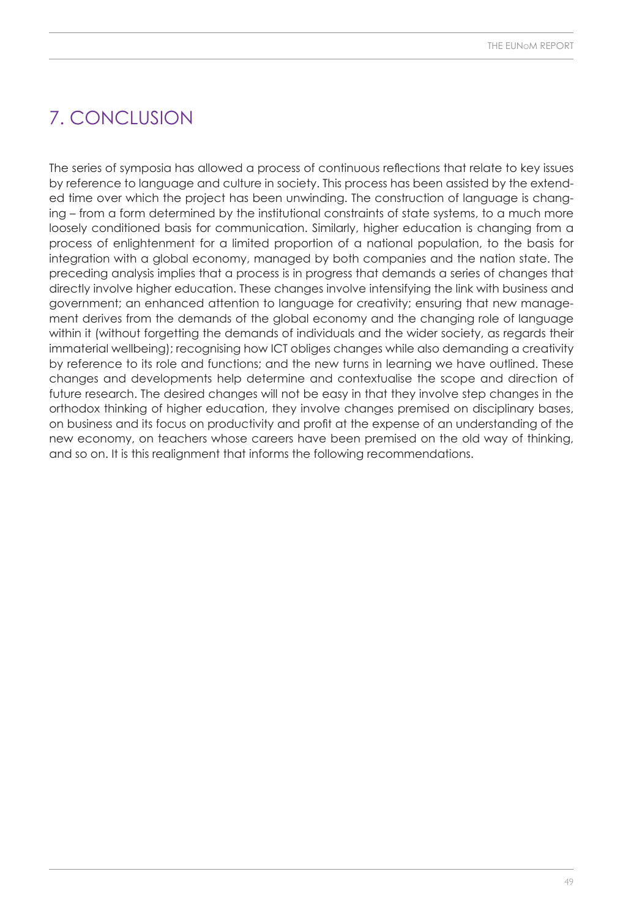# 7. CONCLUSION

The series of symposia has allowed a process of continuous reflections that relate to key issues by reference to language and culture in society. This process has been assisted by the extended time over which the project has been unwinding. The construction of language is changing – from a form determined by the institutional constraints of state systems, to a much more loosely conditioned basis for communication. Similarly, higher education is changing from a process of enlightenment for a limited proportion of a national population, to the basis for integration with a global economy, managed by both companies and the nation state. The preceding analysis implies that a process is in progress that demands a series of changes that directly involve higher education. These changes involve intensifying the link with business and government; an enhanced attention to language for creativity; ensuring that new management derives from the demands of the global economy and the changing role of language within it (without forgetting the demands of individuals and the wider society, as regards their immaterial wellbeing); recognising how ICT obliges changes while also demanding a creativity by reference to its role and functions; and the new turns in learning we have outlined. These changes and developments help determine and contextualise the scope and direction of future research. The desired changes will not be easy in that they involve step changes in the orthodox thinking of higher education, they involve changes premised on disciplinary bases, on business and its focus on productivity and profit at the expense of an understanding of the new economy, on teachers whose careers have been premised on the old way of thinking, and so on. It is this realignment that informs the following recommendations.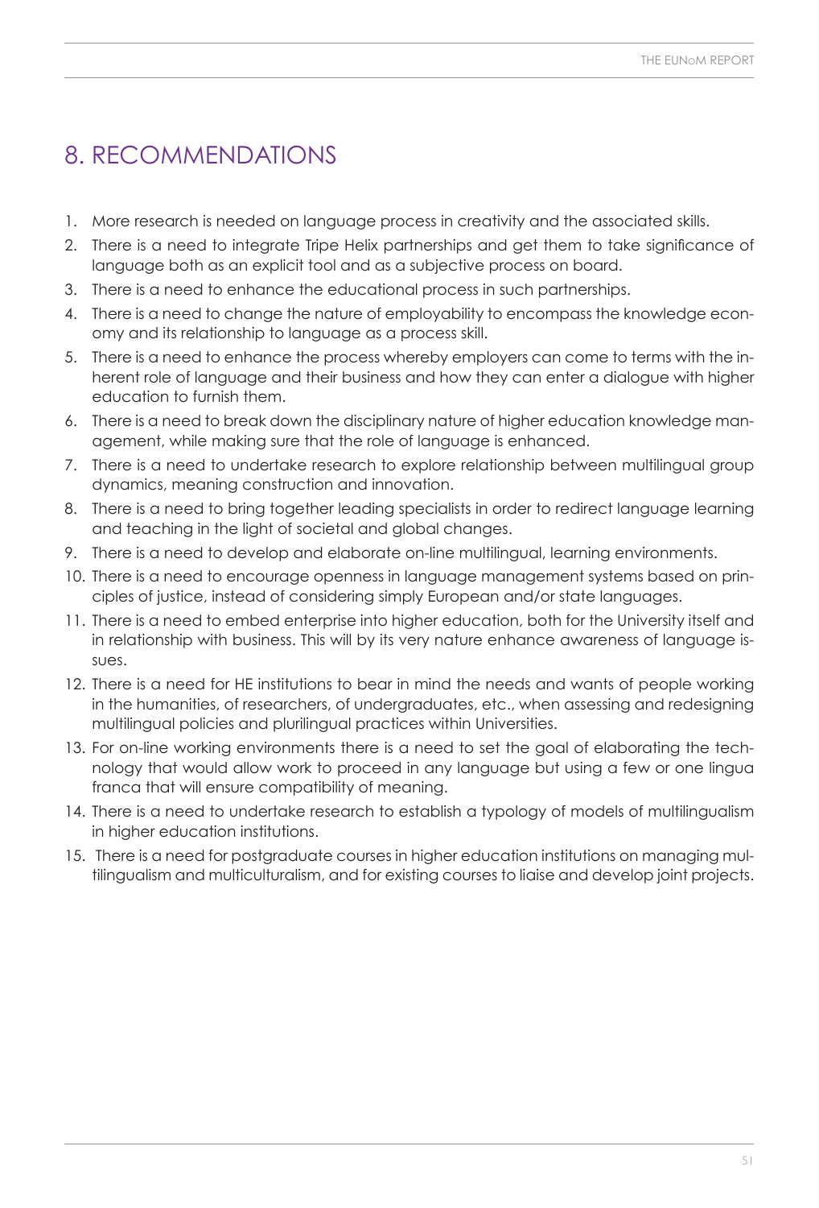# 8. RECOMMENDATIONS

1. More research is needed on language process in creativity and the associated skills.
2. There is a need to integrate Tripe Helix partnerships and get them to take significance of language both as an explicit tool and as a subjective process on board.
3. There is a need to enhance the educational process in such partnerships.
4. There is a need to change the nature of employability to encompass the knowledge economy and its relationship to language as a process skill.
5. There is a need to enhance the process whereby employers can come to terms with the inherent role of language and their business and how they can enter a dialogue with higher education to furnish them.
6. There is a need to break down the disciplinary nature of higher education knowledge management, while making sure that the role of language is enhanced.
7. There is a need to undertake research to explore relationship between multilingual group dynamics, meaning construction and innovation.
8. There is a need to bring together leading specialists in order to redirect language learning and teaching in the light of societal and global changes.
9. There is a need to develop and elaborate on-line multilingual, learning environments.
10. There is a need to encourage openness in language management systems based on principles of justice, instead of considering simply European and/or state languages.
11. There is a need to embed enterprise into higher education, both for the University itself and in relationship with business. This will by its very nature enhance awareness of language issues.
12. There is a need for HE institutions to bear in mind the needs and wants of people working in the humanities, of researchers, of undergraduates, etc., when assessing and redesigning multilingual policies and plurilingual practices within Universities.
13. For on-line working environments there is a need to set the goal of elaborating the technology that would allow work to proceed in any language but using a few or one lingua franca that will ensure compatibility of meaning.
14. There is a need to undertake research to establish a typology of models of multilingualism in higher education institutions.
15. There is a need for postgraduate courses in higher education institutions on managing multilingualism and multiculturalism, and for existing courses to liaise and develop joint projects.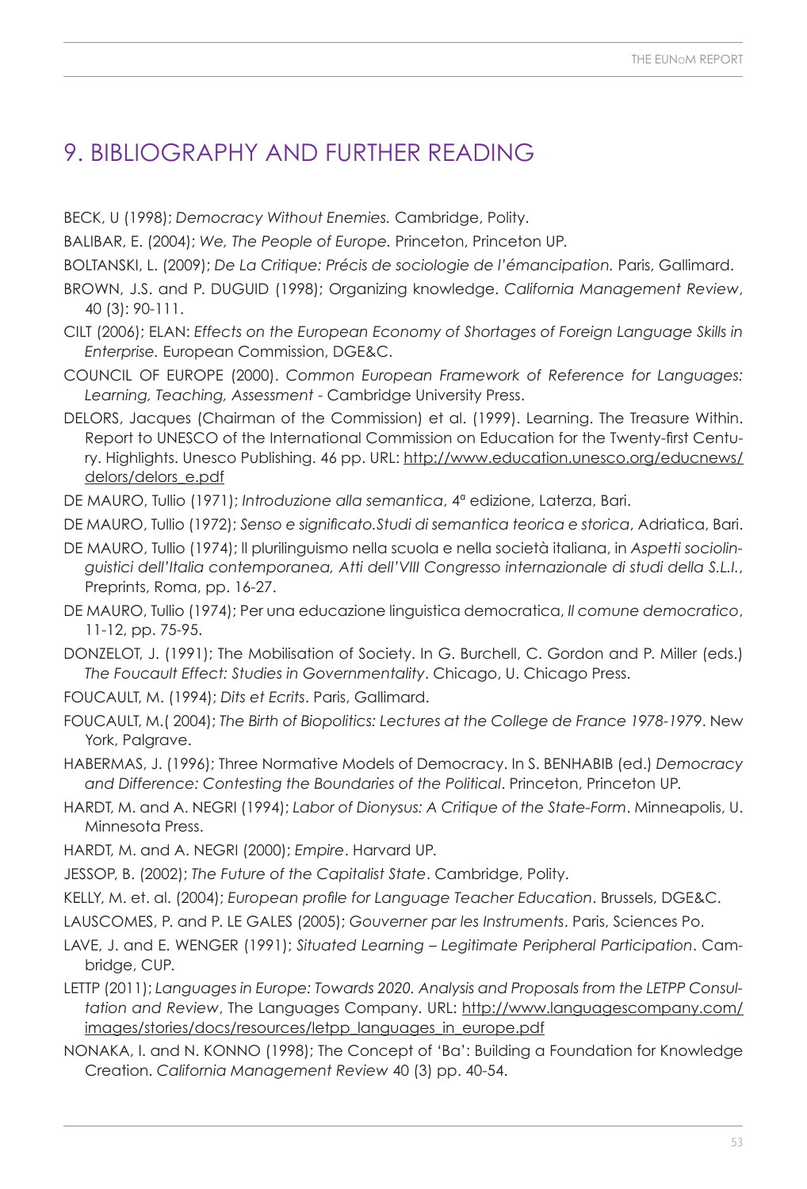# 9. BIBLIOGRAPHY AND FURTHER READING

BECK, U (1998); *Democracy Without Enemies.* Cambridge, Polity.

BALIBAR, E. (2004); *We, The People of Europe.* Princeton, Princeton UP.

BOLTANSKI, L. (2009); *De La Critique: Précis de sociologie de l'émancipation.* Paris, Gallimard.

BROWN, J.S. and P. DUGUID (1998); Organizing knowledge. *California Management Review*, 40 (3): 90-111.

CILT (2006); ELAN: *Effects on the European Economy of Shortages of Foreign Language Skills in Enterprise.* European Commission, DGE&C.

COUNCIL OF EUROPE (2000). *Common European Framework of Reference for Languages: Learning, Teaching, Assessment* - Cambridge University Press.

DELORS, Jacques (Chairman of the Commission) et al. (1999). Learning. The Treasure Within. Report to UNESCO of the International Commission on Education for the Twenty-first Century. Highlights. Unesco Publishing. 46 pp. URL: http://www.education.unesco.org/educnews/delors/delors_e.pdf

DE MAURO, Tullio (1971); *Introduzione alla semantica*, 4ª edizione, Laterza, Bari.

DE MAURO, Tullio (1972); *Senso e significato.Studi di semantica teorica e storica*, Adriatica, Bari.

DE MAURO, Tullio (1974); Il plurilinguismo nella scuola e nella società italiana, in *Aspetti sociolinguistici dell'Italia contemporanea, Atti dell'VIII Congresso internazionale di studi della S.L.I.*, Preprints, Roma, pp. 16-27.

DE MAURO, Tullio (1974); Per una educazione linguistica democratica, *Il comune democratico*, 11-12, pp. 75-95.

DONZELOT, J. (1991); The Mobilisation of Society. In G. Burchell, C. Gordon and P. Miller (eds.) *The Foucault Effect: Studies in Governmentality*. Chicago, U. Chicago Press.

FOUCAULT, M. (1994); *Dits et Ecrits*. Paris, Gallimard.

FOUCAULT, M.( 2004); *The Birth of Biopolitics: Lectures at the College de France 1978-1979*. New York, Palgrave.

HABERMAS, J. (1996); Three Normative Models of Democracy. In S. BENHABIB (ed.) *Democracy and Difference: Contesting the Boundaries of the Political*. Princeton, Princeton UP.

HARDT, M. and A. NEGRI (1994); *Labor of Dionysus: A Critique of the State-Form*. Minneapolis, U. Minnesota Press.

HARDT, M. and A. NEGRI (2000); *Empire*. Harvard UP.

JESSOP, B. (2002); *The Future of the Capitalist State*. Cambridge, Polity.

KELLY, M. et. al. (2004); *European profile for Language Teacher Education*. Brussels, DGE&C.

LAUSCOMES, P. and P. LE GALES (2005); *Gouverner par les Instruments*. Paris, Sciences Po.

LAVE, J. and E. WENGER (1991); *Situated Learning – Legitimate Peripheral Participation*. Cambridge, CUP.

LETTP (2011); *Languages in Europe: Towards 2020. Analysis and Proposals from the LETPP Consultation and Review*, The Languages Company. URL: http://www.languagescompany.com/images/stories/docs/resources/letpp_languages_in_europe.pdf

NONAKA, I. and N. KONNO (1998); The Concept of 'Ba': Building a Foundation for Knowledge Creation. *California Management Review* 40 (3) pp. 40-54.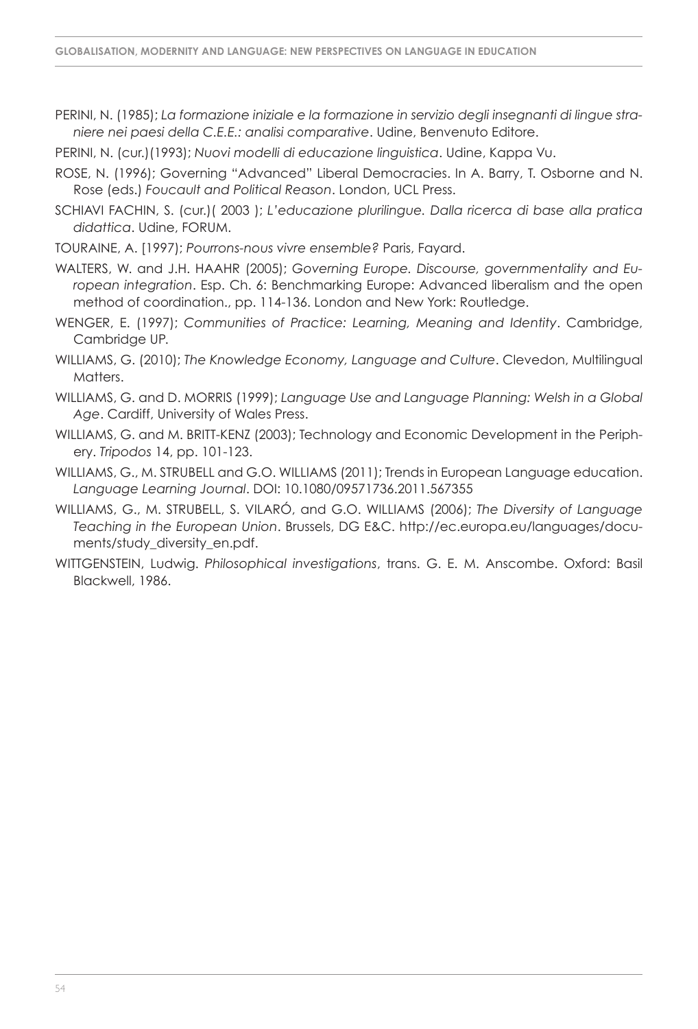PERINI, N. (1985); *La formazione iniziale e la formazione in servizio degli insegnanti di lingue straniere nei paesi della C.E.E.: analisi comparative*. Udine, Benvenuto Editore.

PERINI, N. (cur.)(1993); *Nuovi modelli di educazione linguistica*. Udine, Kappa Vu.

ROSE, N. (1996); Governing "Advanced" Liberal Democracies. In A. Barry, T. Osborne and N. Rose (eds.) *Foucault and Political Reason*. London, UCL Press.

SCHIAVI FACHIN, S. (cur.)( 2003 ); *L'educazione plurilingue. Dalla ricerca di base alla pratica didattica*. Udine, FORUM.

TOURAINE, A. [1997); *Pourrons-nous vivre ensemble?* Paris, Fayard.

WALTERS, W. and J.H. HAAHR (2005); *Governing Europe. Discourse, governmentality and European integration*. Esp. Ch. 6: Benchmarking Europe: Advanced liberalism and the open method of coordination., pp. 114-136. London and New York: Routledge.

WENGER, E. (1997); *Communities of Practice: Learning, Meaning and Identity*. Cambridge, Cambridge UP.

WILLIAMS, G. (2010); *The Knowledge Economy, Language and Culture*. Clevedon, Multilingual Matters.

WILLIAMS, G. and D. MORRIS (1999); *Language Use and Language Planning: Welsh in a Global Age*. Cardiff, University of Wales Press.

WILLIAMS, G. and M. BRITT-KENZ (2003); Technology and Economic Development in the Periphery. *Tripodos* 14, pp. 101-123.

WILLIAMS, G., M. STRUBELL and G.O. WILLIAMS (2011); Trends in European Language education. *Language Learning Journal*. DOI: 10.1080/09571736.2011.567355

WILLIAMS, G., M. STRUBELL, S. VILARÓ, and G.O. WILLIAMS (2006); *The Diversity of Language Teaching in the European Union*. Brussels, DG E&C. http://ec.europa.eu/languages/documents/study_diversity_en.pdf.

WITTGENSTEIN, Ludwig. *Philosophical investigations*, trans. G. E. M. Anscombe. Oxford: Basil Blackwell, 1986.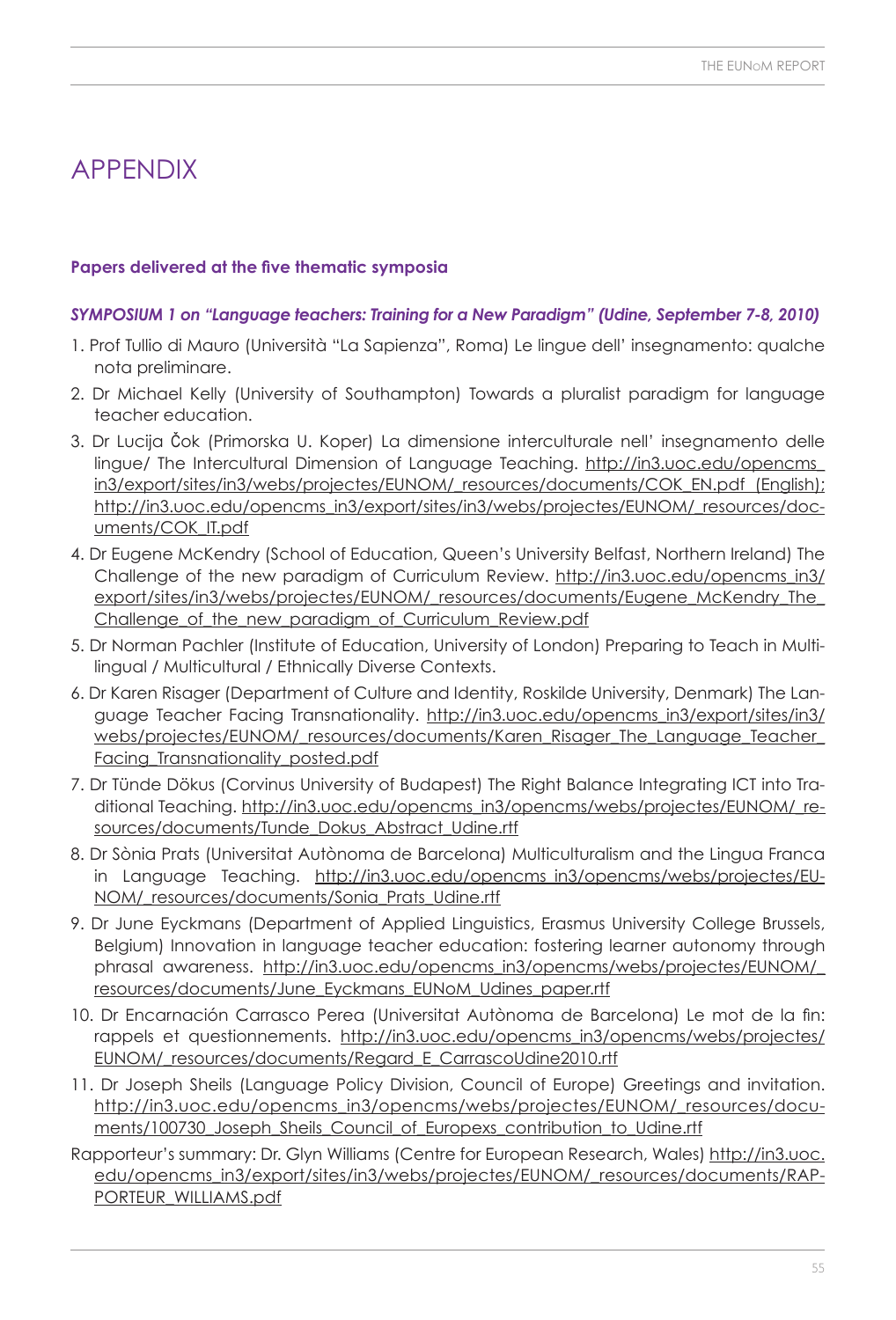# APPENDIX

**Papers delivered at the five thematic symposia**

***SYMPOSIUM 1 on "Language teachers: Training for a New Paradigm" (Udine, September 7-8, 2010)***

1. Prof Tullio di Mauro (Università "La Sapienza", Roma) Le lingue dell' insegnamento: qualche nota preliminare.
2. Dr Michael Kelly (University of Southampton) Towards a pluralist paradigm for language teacher education.
3. Dr Lucija Čok (Primorska U. Koper) La dimensione interculturale nell' insegnamento delle lingue/ The Intercultural Dimension of Language Teaching. http://in3.uoc.edu/opencms_in3/export/sites/in3/webs/projectes/EUNOM/_resources/documents/COK_EN.pdf (English); http://in3.uoc.edu/opencms_in3/export/sites/in3/webs/projectes/EUNOM/_resources/documents/COK_IT.pdf
4. Dr Eugene McKendry (School of Education, Queen's University Belfast, Northern Ireland) The Challenge of the new paradigm of Curriculum Review. http://in3.uoc.edu/opencms_in3/export/sites/in3/webs/projectes/EUNOM/_resources/documents/Eugene_McKendry_The_Challenge_of_the_new_paradigm_of_Curriculum_Review.pdf
5. Dr Norman Pachler (Institute of Education, University of London) Preparing to Teach in Multilingual / Multicultural / Ethnically Diverse Contexts.
6. Dr Karen Risager (Department of Culture and Identity, Roskilde University, Denmark) The Language Teacher Facing Transnationality. http://in3.uoc.edu/opencms_in3/export/sites/in3/webs/projectes/EUNOM/_resources/documents/Karen_Risager_The_Language_Teacher_Facing_Transnationality_posted.pdf
7. Dr Tünde Dökus (Corvinus University of Budapest) The Right Balance Integrating ICT into Traditional Teaching. http://in3.uoc.edu/opencms_in3/opencms/webs/projectes/EUNOM/_resources/documents/Tunde_Dokus_Abstract_Udine.rtf
8. Dr Sònia Prats (Universitat Autònoma de Barcelona) Multiculturalism and the Lingua Franca in Language Teaching. http://in3.uoc.edu/opencms_in3/opencms/webs/projectes/EUNOM/_resources/documents/Sonia_Prats_Udine.rtf
9. Dr June Eyckmans (Department of Applied Linguistics, Erasmus University College Brussels, Belgium) Innovation in language teacher education: fostering learner autonomy through phrasal awareness. http://in3.uoc.edu/opencms_in3/opencms/webs/projectes/EUNOM/_resources/documents/June_Eyckmans_EUNoM_Udines_paper.rtf
10. Dr Encarnación Carrasco Perea (Universitat Autònoma de Barcelona) Le mot de la fin: rappels et questionnements. http://in3.uoc.edu/opencms_in3/opencms/webs/projectes/EUNOM/_resources/documents/Regard_E_CarrascoUdine2010.rtf
11. Dr Joseph Sheils (Language Policy Division, Council of Europe) Greetings and invitation. http://in3.uoc.edu/opencms_in3/opencms/webs/projectes/EUNOM/_resources/documents/100730_Joseph_Sheils_Council_of_Europexs_contribution_to_Udine.rtf

Rapporteur's summary: Dr. Glyn Williams (Centre for European Research, Wales) http://in3.uoc.edu/opencms_in3/export/sites/in3/webs/projectes/EUNOM/_resources/documents/RAPPORTEUR_WILLIAMS.pdf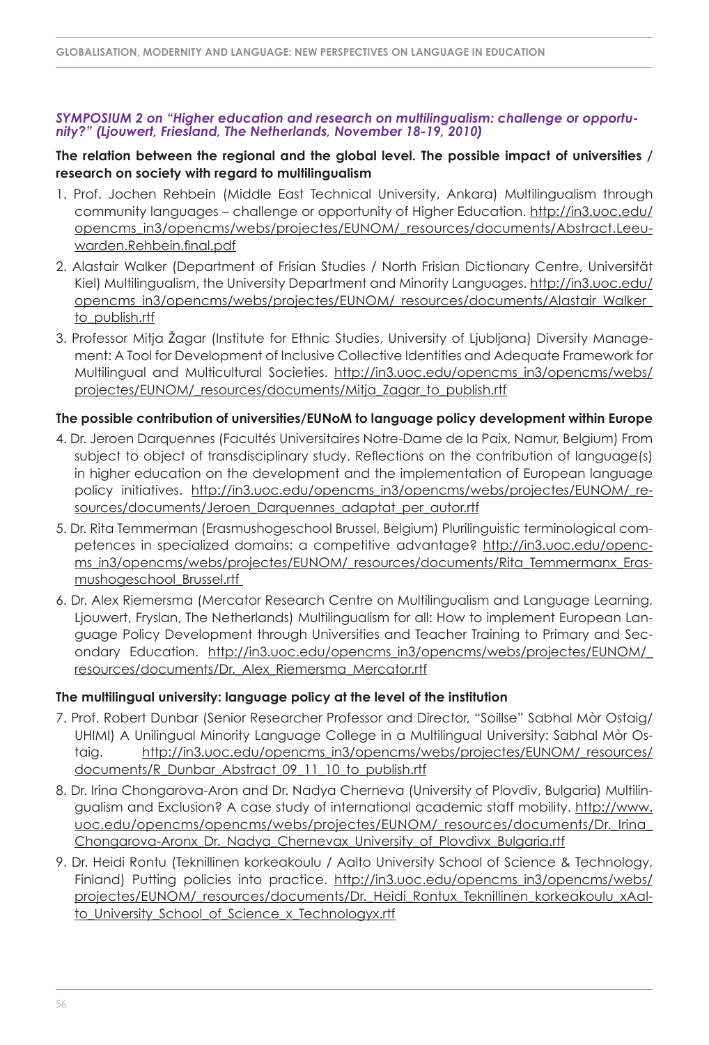*SYMPOSIUM 2 on "Higher education and research on multilingualism: challenge or opportunity?" (Ljouwert, Friesland, The Netherlands, November 18-19, 2010)*

**The relation between the regional and the global level. The possible impact of universities / research on society with regard to multilingualism**

1. Prof. Jochen Rehbein (Middle East Technical University, Ankara) Multilingualism through community languages – challenge or opportunity of Higher Education. http://in3.uoc.edu/opencms_in3/opencms/webs/projectes/EUNOM/_resources/documents/Abstract.Leeuwarden.Rehbein.final.pdf
2. Alastair Walker (Department of Frisian Studies / North Frisian Dictionary Centre, Universität Kiel) Multilingualism, the University Department and Minority Languages. http://in3.uoc.edu/opencms_in3/opencms/webs/projectes/EUNOM/_resources/documents/Alastair_Walker_to_publish.rtf
3. Professor Mitja Žagar (Institute for Ethnic Studies, University of Ljubljana) Diversity Management: A Tool for Development of Inclusive Collective Identities and Adequate Framework for Multilingual and Multicultural Societies. http://in3.uoc.edu/opencms_in3/opencms/webs/projectes/EUNOM/_resources/documents/Mitja_Zagar_to_publish.rtf

**The possible contribution of universities/EUNoM to language policy development within Europe**

4. Dr. Jeroen Darquennes (Facultés Universitaires Notre-Dame de la Paix, Namur, Belgium) From subject to object of transdisciplinary study. Reflections on the contribution of language(s) in higher education on the development and the implementation of European language policy initiatives. http://in3.uoc.edu/opencms_in3/opencms/webs/projectes/EUNOM/_resources/documents/Jeroen_Darquennes_adaptat_per_autor.rtf
5. Dr. Rita Temmerman (Erasmushogeschool Brussel, Belgium) Plurilinguistic terminological competences in specialized domains: a competitive advantage? http://in3.uoc.edu/opencms_in3/opencms/webs/projectes/EUNOM/_resources/documents/Rita_Temmermanx_Erasmushogeschool_Brussel.rtf
6. Dr. Alex Riemersma (Mercator Research Centre on Multilingualism and Language Learning, Ljouwert, Fryslan, The Netherlands) Multilingualism for all: How to implement European Language Policy Development through Universities and Teacher Training to Primary and Secondary Education. http://in3.uoc.edu/opencms_in3/opencms/webs/projectes/EUNOM/_resources/documents/Dr._Alex_Riemersma_Mercator.rtf

**The multilingual university: language policy at the level of the institution**

7. Prof. Robert Dunbar (Senior Researcher Professor and Director, "Soillse" Sabhal Mòr Ostaig/UHIMI) A Unilingual Minority Language College in a Multilingual University: Sabhal Mòr Ostaig. http://in3.uoc.edu/opencms_in3/opencms/webs/projectes/EUNOM/_resources/documents/R_Dunbar_Abstract_09_11_10_to_publish.rtf
8. Dr. Irina Chongarova-Aron and Dr. Nadya Cherneva (University of Plovdiv, Bulgaria) Multilingualism and Exclusion? A case study of international academic staff mobility. http://www.uoc.edu/opencms/opencms/webs/projectes/EUNOM/_resources/documents/Dr._Irina_Chongarova-Aronx_Dr._Nadya_Chernevax_University_of_Plovdivx_Bulgaria.rtf
9. Dr. Heidi Rontu (Teknillinen korkeakoulu / Aalto University School of Science & Technology, Finland) Putting policies into practice. http://in3.uoc.edu/opencms_in3/opencms/webs/projectes/EUNOM/_resources/documents/Dr._Heidi_Rontux_Teknillinen_korkeakoulu_xAalto_University_School_of_Science_x_Technologyx.rtf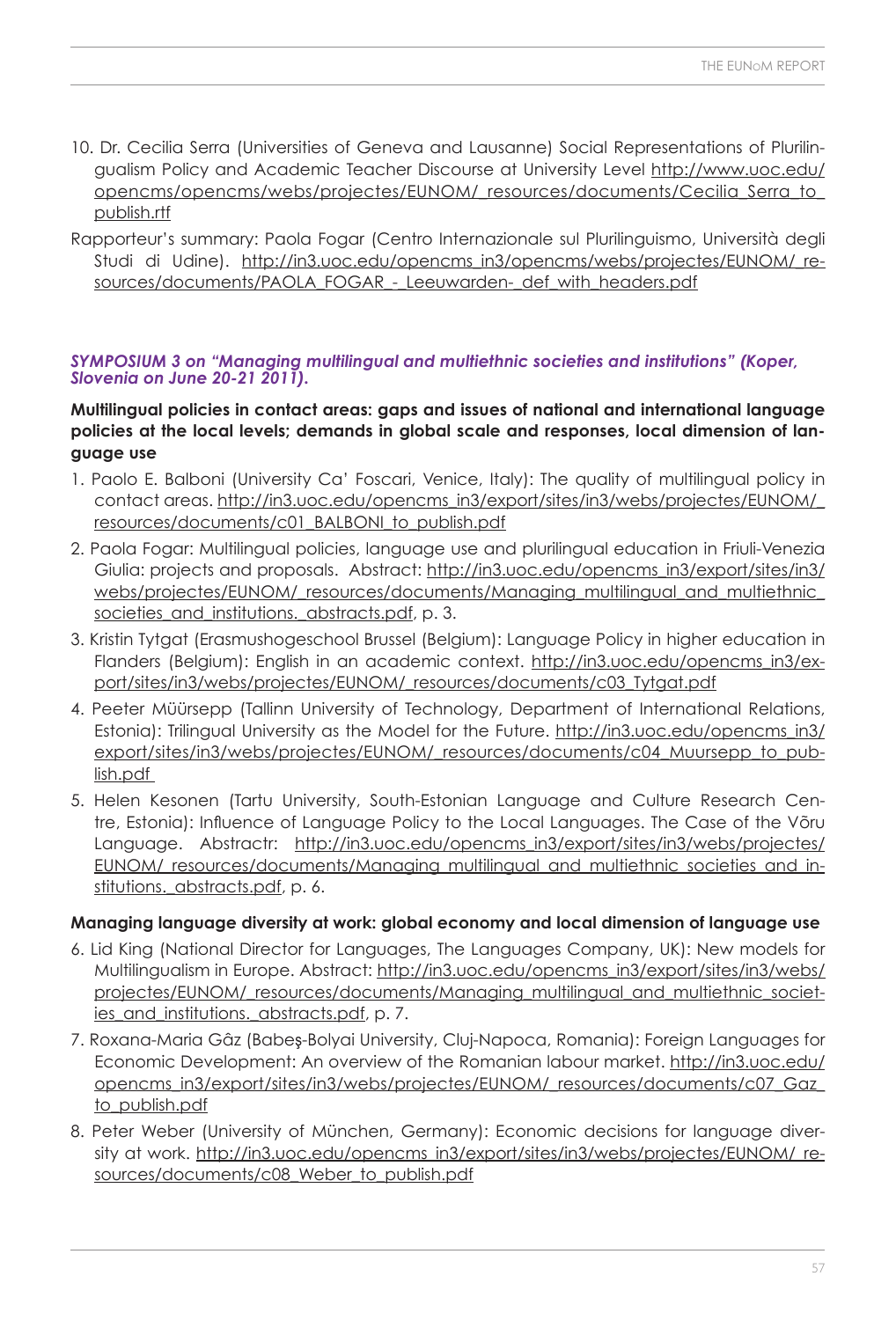10. Dr. Cecilia Serra (Universities of Geneva and Lausanne) Social Representations of Plurilingualism Policy and Academic Teacher Discourse at University Level http://www.uoc.edu/opencms/opencms/webs/projectes/EUNOM/_resources/documents/Cecilia_Serra_to_publish.rtf

Rapporteur's summary: Paola Fogar (Centro Internazionale sul Plurilinguismo, Università degli Studi di Udine). http://in3.uoc.edu/opencms_in3/opencms/webs/projectes/EUNOM/_resources/documents/PAOLA_FOGAR_-_Leeuwarden-_def_with_headers.pdf

### *SYMPOSIUM 3 on "Managing multilingual and multiethnic societies and institutions" (Koper, Slovenia on June 20-21 2011).*

**Multilingual policies in contact areas: gaps and issues of national and international language policies at the local levels; demands in global scale and responses, local dimension of language use**

1. Paolo E. Balboni (University Ca' Foscari, Venice, Italy): The quality of multilingual policy in contact areas. http://in3.uoc.edu/opencms_in3/export/sites/in3/webs/projectes/EUNOM/_resources/documents/c01_BALBONI_to_publish.pdf
2. Paola Fogar: Multilingual policies, language use and plurilingual education in Friuli-Venezia Giulia: projects and proposals. Abstract: http://in3.uoc.edu/opencms_in3/export/sites/in3/webs/projectes/EUNOM/_resources/documents/Managing_multilingual_and_multiethnic_societies_and_institutions._abstracts.pdf, p. 3.
3. Kristin Tytgat (Erasmushogeschool Brussel (Belgium): Language Policy in higher education in Flanders (Belgium): English in an academic context. http://in3.uoc.edu/opencms_in3/export/sites/in3/webs/projectes/EUNOM/_resources/documents/c03_Tytgat.pdf
4. Peeter Müürsepp (Tallinn University of Technology, Department of International Relations, Estonia): Trilingual University as the Model for the Future. http://in3.uoc.edu/opencms_in3/export/sites/in3/webs/projectes/EUNOM/_resources/documents/c04_Muursepp_to_publish.pdf
5. Helen Kesonen (Tartu University, South-Estonian Language and Culture Research Centre, Estonia): Influence of Language Policy to the Local Languages. The Case of the Võru Language. Abstractr: http://in3.uoc.edu/opencms_in3/export/sites/in3/webs/projectes/EUNOM/_resources/documents/Managing_multilingual_and_multiethnic_societies_and_institutions._abstracts.pdf, p. 6.

**Managing language diversity at work: global economy and local dimension of language use**

6. Lid King (National Director for Languages, The Languages Company, UK): New models for Multilingualism in Europe. Abstract: http://in3.uoc.edu/opencms_in3/export/sites/in3/webs/projectes/EUNOM/_resources/documents/Managing_multilingual_and_multiethnic_societies_and_institutions._abstracts.pdf, p. 7.
7. Roxana-Maria Gâz (Babeş-Bolyai University, Cluj-Napoca, Romania): Foreign Languages for Economic Development: An overview of the Romanian labour market. http://in3.uoc.edu/opencms_in3/export/sites/in3/webs/projectes/EUNOM/_resources/documents/c07_Gaz_to_publish.pdf
8. Peter Weber (University of München, Germany): Economic decisions for language diversity at work. http://in3.uoc.edu/opencms_in3/export/sites/in3/webs/projectes/EUNOM/_resources/documents/c08_Weber_to_publish.pdf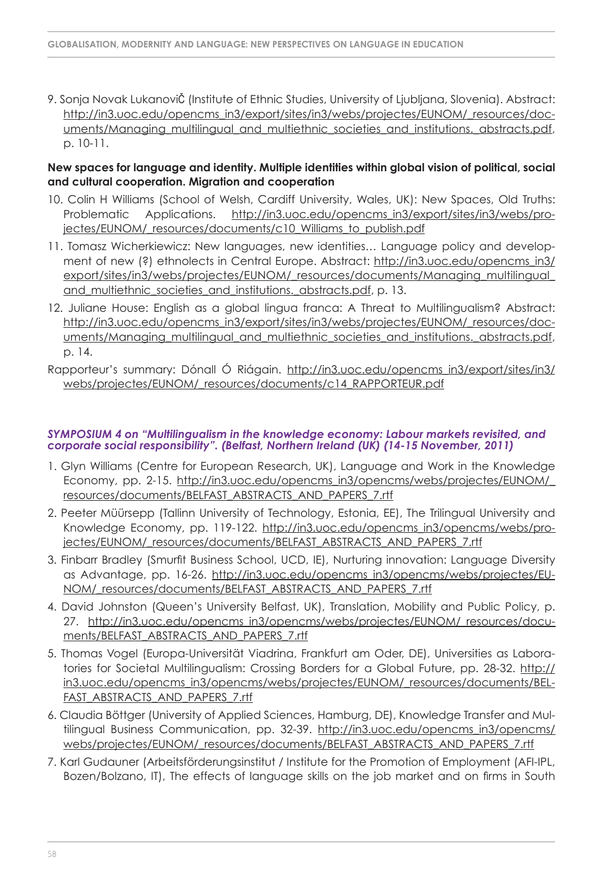9. Sonja Novak LukanoviČ (Institute of Ethnic Studies, University of Ljubljana, Slovenia). Abstract: http://in3.uoc.edu/opencms_in3/export/sites/in3/webs/projectes/EUNOM/_resources/documents/Managing_multilingual_and_multiethnic_societies_and_institutions._abstracts.pdf, p. 10-11.

**New spaces for language and identity. Multiple identities within global vision of political, social and cultural cooperation. Migration and cooperation**

10. Colin H Williams (School of Welsh, Cardiff University, Wales, UK): New Spaces, Old Truths: Problematic Applications. http://in3.uoc.edu/opencms_in3/export/sites/in3/webs/projectes/EUNOM/_resources/documents/c10_Williams_to_publish.pdf
11. Tomasz Wicherkiewicz: New languages, new identities… Language policy and development of new (?) ethnolects in Central Europe. Abstract: http://in3.uoc.edu/opencms_in3/export/sites/in3/webs/projectes/EUNOM/_resources/documents/Managing_multilingual_and_multiethnic_societies_and_institutions._abstracts.pdf, p. 13.
12. Juliane House: English as a global lingua franca: A Threat to Multilingualism? Abstract: http://in3.uoc.edu/opencms_in3/export/sites/in3/webs/projectes/EUNOM/_resources/documents/Managing_multilingual_and_multiethnic_societies_and_institutions._abstracts.pdf, p. 14.

Rapporteur's summary: Dónall Ó Riágain. http://in3.uoc.edu/opencms_in3/export/sites/in3/webs/projectes/EUNOM/_resources/documents/c14_RAPPORTEUR.pdf

***SYMPOSIUM 4 on "Multilingualism in the knowledge economy: Labour markets revisited, and corporate social responsibility". (Belfast, Northern Ireland (UK) (14-15 November, 2011)***

1. Glyn Williams (Centre for European Research, UK), Language and Work in the Knowledge Economy, pp. 2-15. http://in3.uoc.edu/opencms_in3/opencms/webs/projectes/EUNOM/_resources/documents/BELFAST_ABSTRACTS_AND_PAPERS_7.rtf
2. Peeter Müürsepp (Tallinn University of Technology, Estonia, EE), The Trilingual University and Knowledge Economy, pp. 119-122. http://in3.uoc.edu/opencms_in3/opencms/webs/projectes/EUNOM/_resources/documents/BELFAST_ABSTRACTS_AND_PAPERS_7.rtf
3. Finbarr Bradley (Smurfit Business School, UCD, IE), Nurturing innovation: Language Diversity as Advantage, pp. 16-26. http://in3.uoc.edu/opencms_in3/opencms/webs/projectes/EUNOM/_resources/documents/BELFAST_ABSTRACTS_AND_PAPERS_7.rtf
4. David Johnston (Queen's University Belfast, UK), Translation, Mobility and Public Policy, p. 27. http://in3.uoc.edu/opencms_in3/opencms/webs/projectes/EUNOM/_resources/documents/BELFAST_ABSTRACTS_AND_PAPERS_7.rtf
5. Thomas Vogel (Europa-Universität Viadrina, Frankfurt am Oder, DE), Universities as Laboratories for Societal Multilingualism: Crossing Borders for a Global Future, pp. 28-32. http://in3.uoc.edu/opencms_in3/opencms/webs/projectes/EUNOM/_resources/documents/BELFAST_ABSTRACTS_AND_PAPERS_7.rtf
6. Claudia Böttger (University of Applied Sciences, Hamburg, DE), Knowledge Transfer and Multilingual Business Communication, pp. 32-39. http://in3.uoc.edu/opencms_in3/opencms/webs/projectes/EUNOM/_resources/documents/BELFAST_ABSTRACTS_AND_PAPERS_7.rtf
7. Karl Gudauner (Arbeitsförderungsinstitut / Institute for the Promotion of Employment (AFI-IPL, Bozen/Bolzano, IT), The effects of language skills on the job market and on firms in South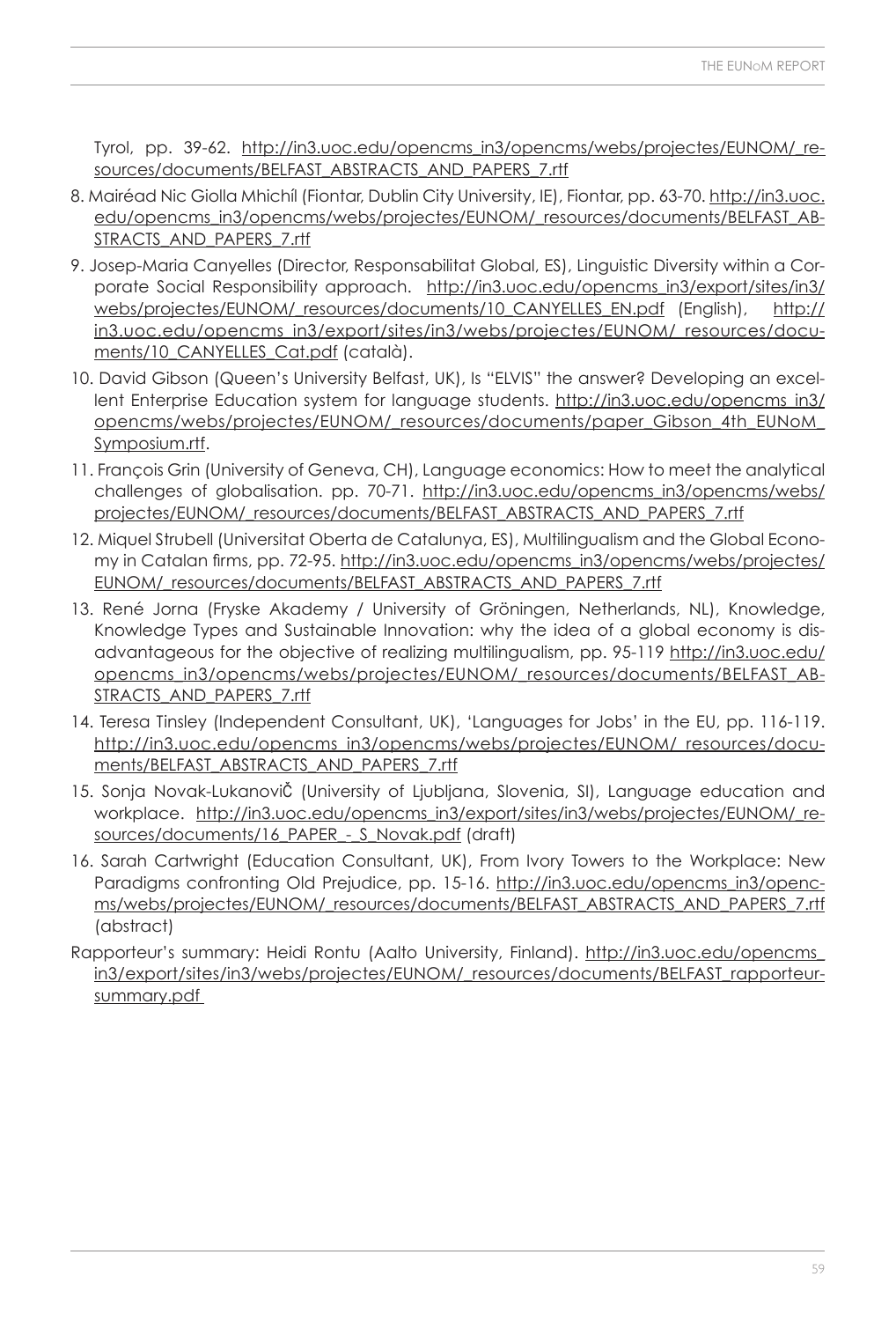Tyrol, pp. 39-62. http://in3.uoc.edu/opencms_in3/opencms/webs/projectes/EUNOM/_resources/documents/BELFAST_ABSTRACTS_AND_PAPERS_7.rtf

8. Mairéad Nic Giolla Mhichíl (Fiontar, Dublin City University, IE), Fiontar, pp. 63-70. http://in3.uoc.edu/opencms_in3/opencms/webs/projectes/EUNOM/_resources/documents/BELFAST_ABSTRACTS_AND_PAPERS_7.rtf
9. Josep-Maria Canyelles (Director, Responsabilitat Global, ES), Linguistic Diversity within a Corporate Social Responsibility approach. http://in3.uoc.edu/opencms_in3/export/sites/in3/webs/projectes/EUNOM/_resources/documents/10_CANYELLES_EN.pdf (English), http://in3.uoc.edu/opencms_in3/export/sites/in3/webs/projectes/EUNOM/_resources/documents/10_CANYELLES_Cat.pdf (català).
10. David Gibson (Queen's University Belfast, UK), Is "ELVIS" the answer? Developing an excellent Enterprise Education system for language students. http://in3.uoc.edu/opencms_in3/opencms/webs/projectes/EUNOM/_resources/documents/paper_Gibson_4th_EUNoM_Symposium.rtf.
11. François Grin (University of Geneva, CH), Language economics: How to meet the analytical challenges of globalisation. pp. 70-71. http://in3.uoc.edu/opencms_in3/opencms/webs/projectes/EUNOM/_resources/documents/BELFAST_ABSTRACTS_AND_PAPERS_7.rtf
12. Miquel Strubell (Universitat Oberta de Catalunya, ES), Multilingualism and the Global Economy in Catalan firms, pp. 72-95. http://in3.uoc.edu/opencms_in3/opencms/webs/projectes/EUNOM/_resources/documents/BELFAST_ABSTRACTS_AND_PAPERS_7.rtf
13. René Jorna (Fryske Akademy / University of Gröningen, Netherlands, NL), Knowledge, Knowledge Types and Sustainable Innovation: why the idea of a global economy is disadvantageous for the objective of realizing multilingualism, pp. 95-119 http://in3.uoc.edu/opencms_in3/opencms/webs/projectes/EUNOM/_resources/documents/BELFAST_ABSTRACTS_AND_PAPERS_7.rtf
14. Teresa Tinsley (Independent Consultant, UK), 'Languages for Jobs' in the EU, pp. 116-119. http://in3.uoc.edu/opencms_in3/opencms/webs/projectes/EUNOM/_resources/documents/BELFAST_ABSTRACTS_AND_PAPERS_7.rtf
15. Sonja Novak-LukanoviČ (University of Ljubljana, Slovenia, SI), Language education and workplace. http://in3.uoc.edu/opencms_in3/export/sites/in3/webs/projectes/EUNOM/_resources/documents/16_PAPER_-_S_Novak.pdf (draft)
16. Sarah Cartwright (Education Consultant, UK), From Ivory Towers to the Workplace: New Paradigms confronting Old Prejudice, pp. 15-16. http://in3.uoc.edu/opencms_in3/opencms/webs/projectes/EUNOM/_resources/documents/BELFAST_ABSTRACTS_AND_PAPERS_7.rtf (abstract)

Rapporteur's summary: Heidi Rontu (Aalto University, Finland). http://in3.uoc.edu/opencms_in3/export/sites/in3/webs/projectes/EUNOM/_resources/documents/BELFAST_rapporteur-summary.pdf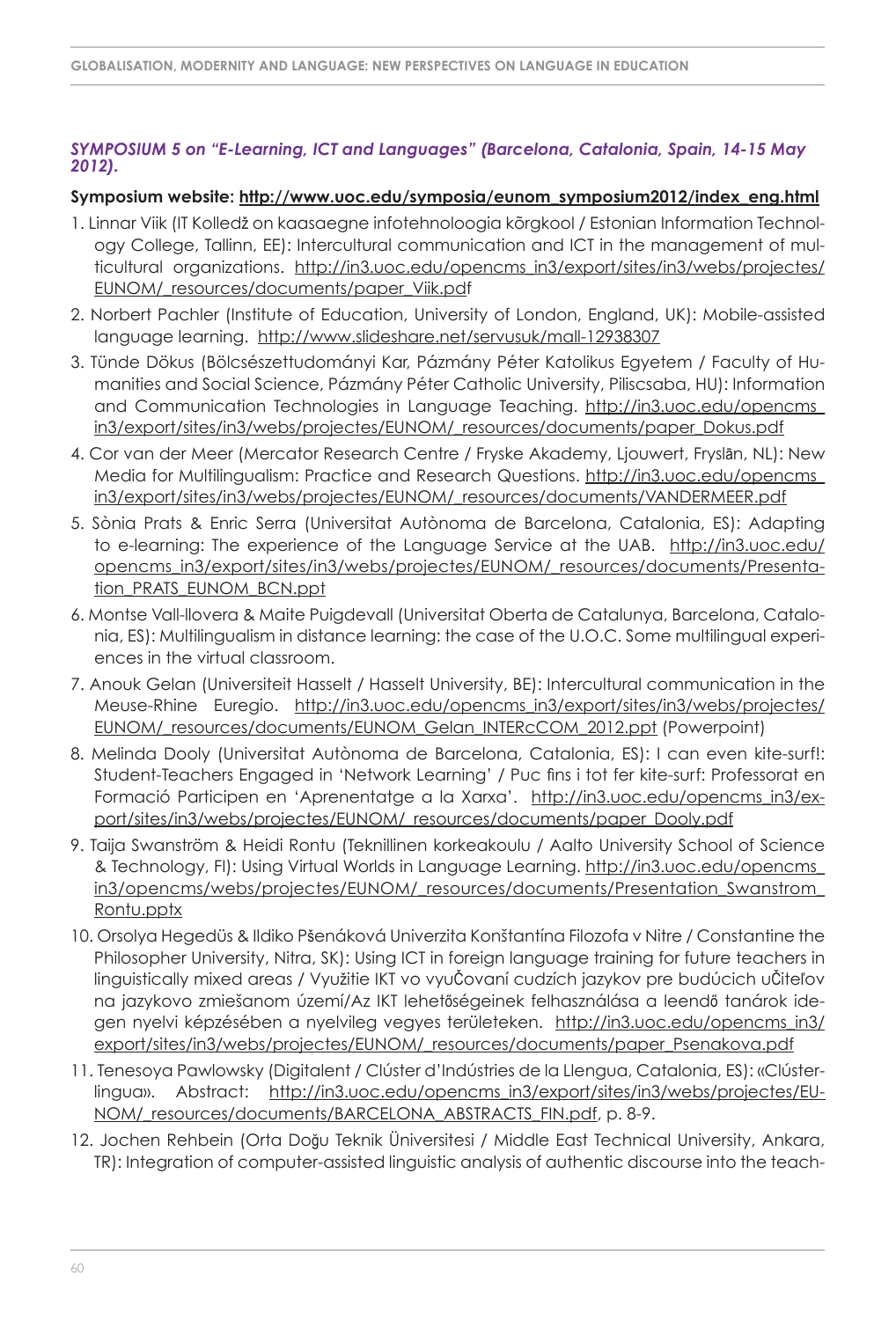***SYMPOSIUM 5 on "E-Learning, ICT and Languages" (Barcelona, Catalonia, Spain, 14-15 May 2012).***

**Symposium website: http://www.uoc.edu/symposia/eunom_symposium2012/index_eng.html**

1. Linnar Viik (IT Kolledž on kaasaegne infotehnoloogia kõrgkool / Estonian Information Technology College, Tallinn, EE): Intercultural communication and ICT in the management of multicultural organizations. http://in3.uoc.edu/opencms_in3/export/sites/in3/webs/projectes/EUNOM/_resources/documents/paper_Viik.pdf
2. Norbert Pachler (Institute of Education, University of London, England, UK): Mobile-assisted language learning. http://www.slideshare.net/servusuk/mall-12938307
3. Tünde Dökus (Bölcsészettudományi Kar, Pázmány Péter Katolikus Egyetem / Faculty of Humanities and Social Science, Pázmány Péter Catholic University, Piliscsaba, HU): Information and Communication Technologies in Language Teaching. http://in3.uoc.edu/opencms_in3/export/sites/in3/webs/projectes/EUNOM/_resources/documents/paper_Dokus.pdf
4. Cor van der Meer (Mercator Research Centre / Fryske Akademy, Ljouwert, Fryslân, NL): New Media for Multilingualism: Practice and Research Questions. http://in3.uoc.edu/opencms_in3/export/sites/in3/webs/projectes/EUNOM/_resources/documents/VANDERMEER.pdf
5. Sònia Prats & Enric Serra (Universitat Autònoma de Barcelona, Catalonia, ES): Adapting to e-learning: The experience of the Language Service at the UAB. http://in3.uoc.edu/opencms_in3/export/sites/in3/webs/projectes/EUNOM/_resources/documents/Presentation_PRATS_EUNOM_BCN.ppt
6. Montse Vall-llovera & Maite Puigdevall (Universitat Oberta de Catalunya, Barcelona, Catalonia, ES): Multilingualism in distance learning: the case of the U.O.C. Some multilingual experiences in the virtual classroom.
7. Anouk Gelan (Universiteit Hasselt / Hasselt University, BE): Intercultural communication in the Meuse-Rhine Euregio. http://in3.uoc.edu/opencms_in3/export/sites/in3/webs/projectes/EUNOM/_resources/documents/EUNOM_Gelan_INTERcCOM_2012.ppt (Powerpoint)
8. Melinda Dooly (Universitat Autònoma de Barcelona, Catalonia, ES): I can even kite-surf!: Student-Teachers Engaged in 'Network Learning' / Puc fins i tot fer kite-surf: Professorat en Formació Participen en 'Aprenentatge a la Xarxa'. http://in3.uoc.edu/opencms_in3/export/sites/in3/webs/projectes/EUNOM/_resources/documents/paper_Dooly.pdf
9. Taija Swanström & Heidi Rontu (Teknillinen korkeakoulu / Aalto University School of Science & Technology, FI): Using Virtual Worlds in Language Learning. http://in3.uoc.edu/opencms_in3/opencms/webs/projectes/EUNOM/_resources/documents/Presentation_Swanstrom_Rontu.pptx
10. Orsolya Hegedüs & Ildiko Pšenáková Univerzita Konštantína Filozofa v Nitre / Constantine the Philosopher University, Nitra, SK): Using ICT in foreign language training for future teachers in linguistically mixed areas / Využitie IKT vo vyučovaní cudzích jazykov pre budúcich učiteľov na jazykovo zmiešanom území/Az IKT lehetőségeinek felhasználása a leendő tanárok idegen nyelvi képzésében a nyelvileg vegyes területeken. http://in3.uoc.edu/opencms_in3/export/sites/in3/webs/projectes/EUNOM/_resources/documents/paper_Psenakova.pdf
11. Tenesoya Pawlowsky (Digitalent / Clúster d'Indústries de la Llengua, Catalonia, ES): «Clústerlingua». Abstract: http://in3.uoc.edu/opencms_in3/export/sites/in3/webs/projectes/EUNOM/_resources/documents/BARCELONA_ABSTRACTS_FIN.pdf, p. 8-9.
12. Jochen Rehbein (Orta Doğu Teknik Üniversitesi / Middle East Technical University, Ankara, TR): Integration of computer-assisted linguistic analysis of authentic discourse into the teach-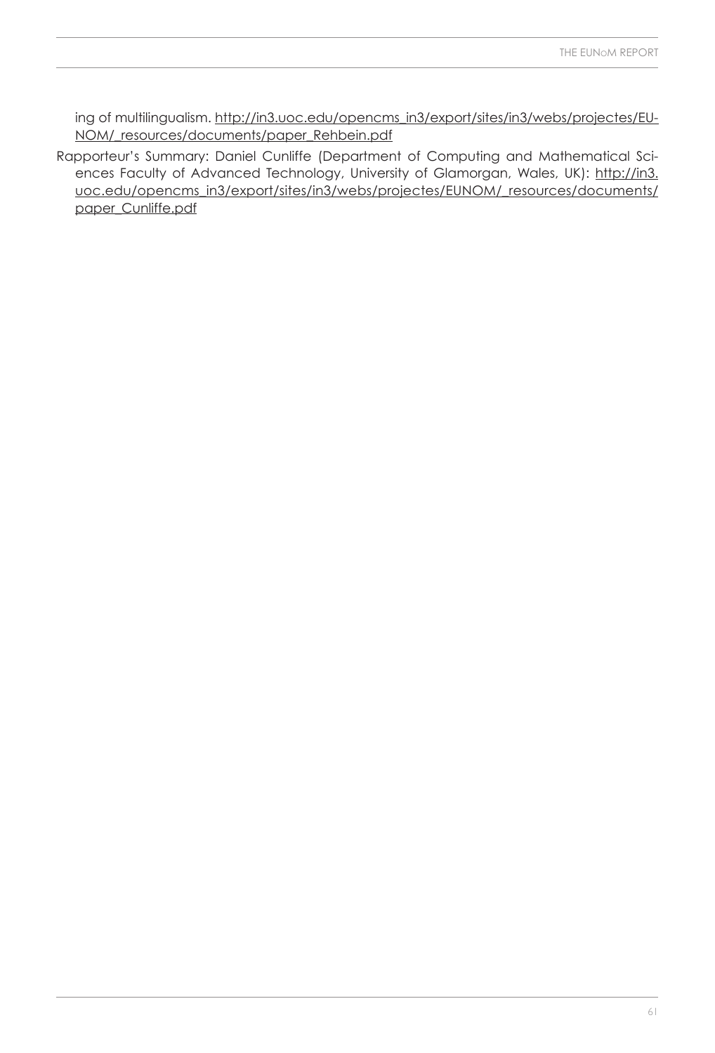ing of multilingualism. http://in3.uoc.edu/opencms_in3/export/sites/in3/webs/projectes/EUNOM/_resources/documents/paper_Rehbein.pdf

Rapporteur's Summary: Daniel Cunliffe (Department of Computing and Mathematical Sciences Faculty of Advanced Technology, University of Glamorgan, Wales, UK): http://in3.uoc.edu/opencms_in3/export/sites/in3/webs/projectes/EUNOM/_resources/documents/paper_Cunliffe.pdf